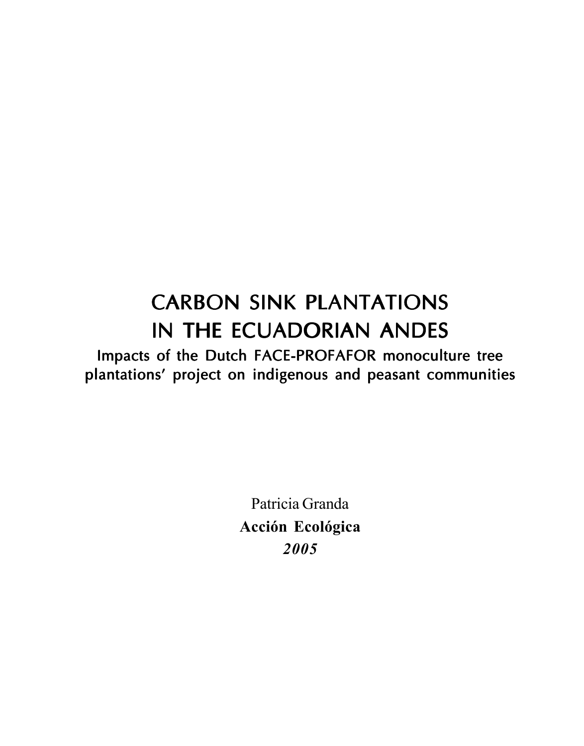# CARBON SINK PLANTATIONS IN THE ECUADORIAN ANDES

## Impacts of the Dutch FACE-PROFAFOR monoculture tree plantations' project on indigenous and peasant communities

Patricia Granda

**Acción Ecológica**

***2005***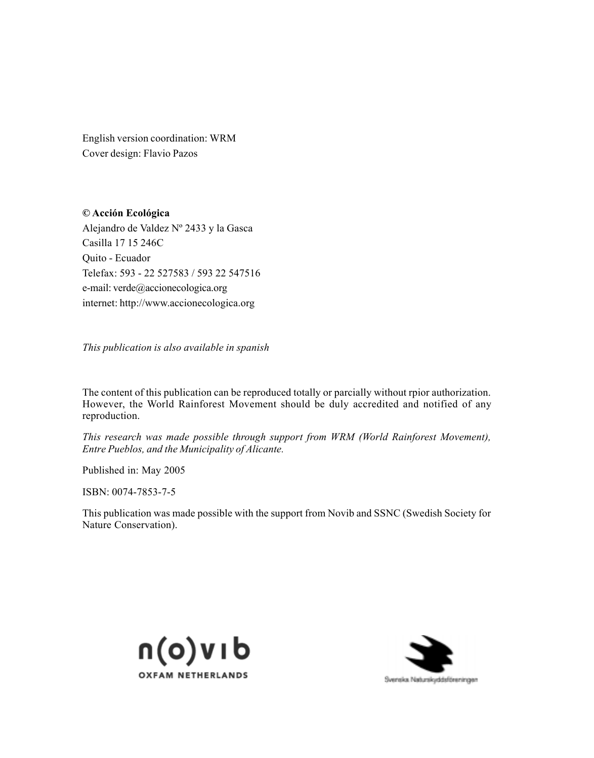English version coordination: WRM
Cover design: Flavio Pazos

**© Acción Ecológica**
Alejandro de Valdez Nº 2433 y la Gasca
Casilla 17 15 246C
Quito - Ecuador
Telefax: 593 - 22 527583 / 593 22 547516
e-mail: verde@accionecologica.org
internet: http://www.accionecologica.org

*This publication is also available in spanish*

The content of this publication can be reproduced totally or parcially without rpior authorization. However, the World Rainforest Movement should be duly accredited and notified of any reproduction.

*This research was made possible through support from WRM (World Rainforest Movement), Entre Pueblos, and the Municipality of Alicante.*

Published in: May 2005

ISBN: 0074-7853-7-5

This publication was made possible with the support from Novib and SSNC (Swedish Society for Nature Conservation).

n(o)vib
OXFAM NETHERLANDS

Svenska Naturskyddsföreningen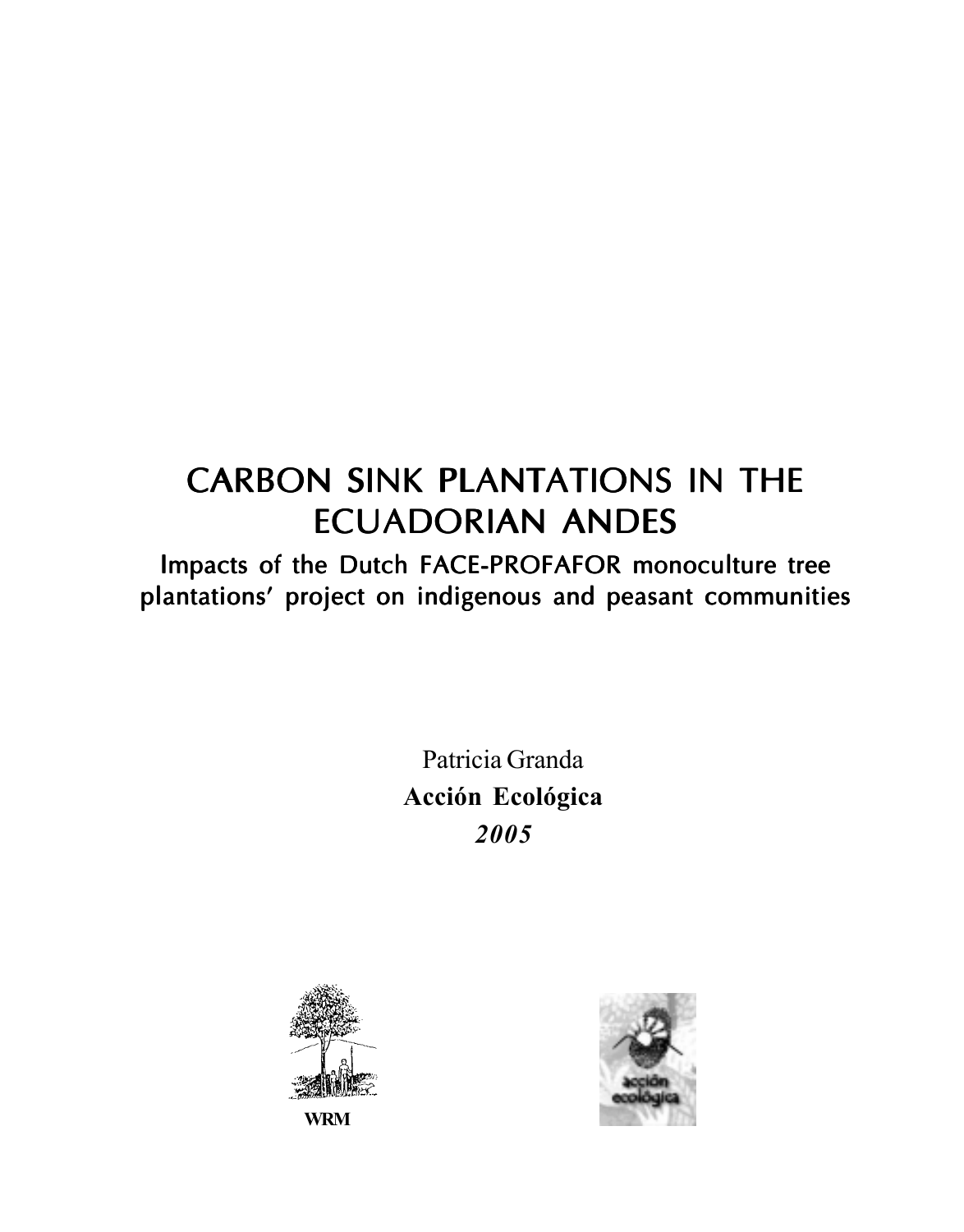# CARBON SINK PLANTATIONS IN THE ECUADORIAN ANDES

## Impacts of the Dutch FACE-PROFAFOR monoculture tree plantations' project on indigenous and peasant communities

Patricia Granda

**Acción Ecológica**

***2005***

WRM

acción ecológica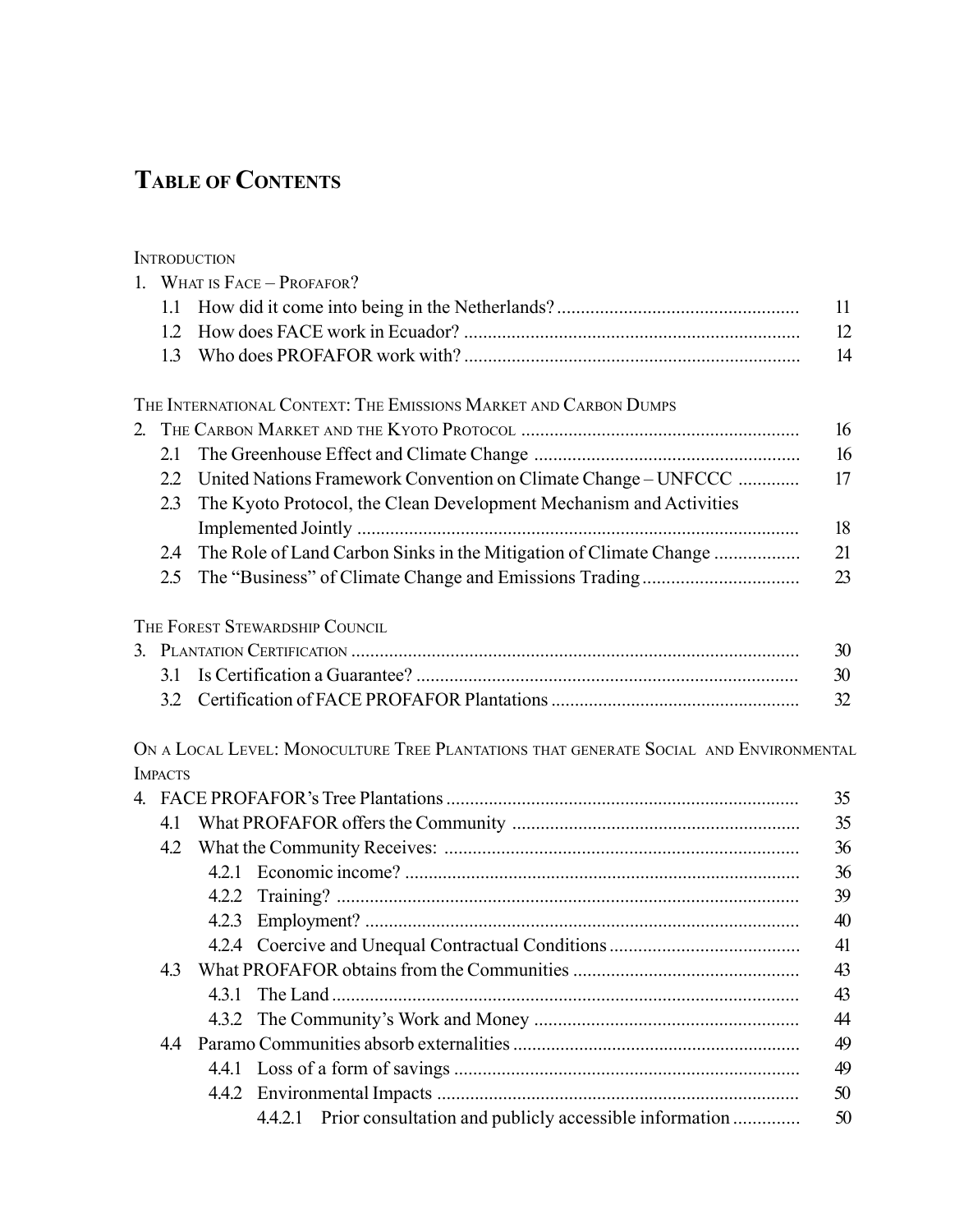## Table of Contents

Introduction

1. What is Face – Profafor?
   - 1.1 How did it come into being in the Netherlands? ... 11
   - 1.2 How does FACE work in Ecuador? ... 12
   - 1.3 Who does PROFAFOR work with? ... 14

The International Context: The Emissions Market and Carbon Dumps

2. The Carbon Market and the Kyoto Protocol ... 16
   - 2.1 The Greenhouse Effect and Climate Change ... 16
   - 2.2 United Nations Framework Convention on Climate Change – UNFCCC ... 17
   - 2.3 The Kyoto Protocol, the Clean Development Mechanism and Activities Implemented Jointly ... 18
   - 2.4 The Role of Land Carbon Sinks in the Mitigation of Climate Change ... 21
   - 2.5 The "Business" of Climate Change and Emissions Trading ... 23

The Forest Stewardship Council

3. Plantation Certification ... 30
   - 3.1 Is Certification a Guarantee? ... 30
   - 3.2 Certification of FACE PROFAFOR Plantations ... 32

On a Local Level: Monoculture Tree Plantations that generate Social and Environmental Impacts

4. FACE PROFAFOR's Tree Plantations ... 35
   - 4.1 What PROFAFOR offers the Community ... 35
   - 4.2 What the Community Receives: ... 36
     - 4.2.1 Economic income? ... 36
     - 4.2.2 Training? ... 39
     - 4.2.3 Employment? ... 40
     - 4.2.4 Coercive and Unequal Contractual Conditions ... 41
   - 4.3 What PROFAFOR obtains from the Communities ... 43
     - 4.3.1 The Land ... 43
     - 4.3.2 The Community's Work and Money ... 44
   - 4.4 Paramo Communities absorb externalities ... 49
     - 4.4.1 Loss of a form of savings ... 49
     - 4.4.2 Environmental Impacts ... 50
       - 4.4.2.1 Prior consultation and publicly accessible information ... 50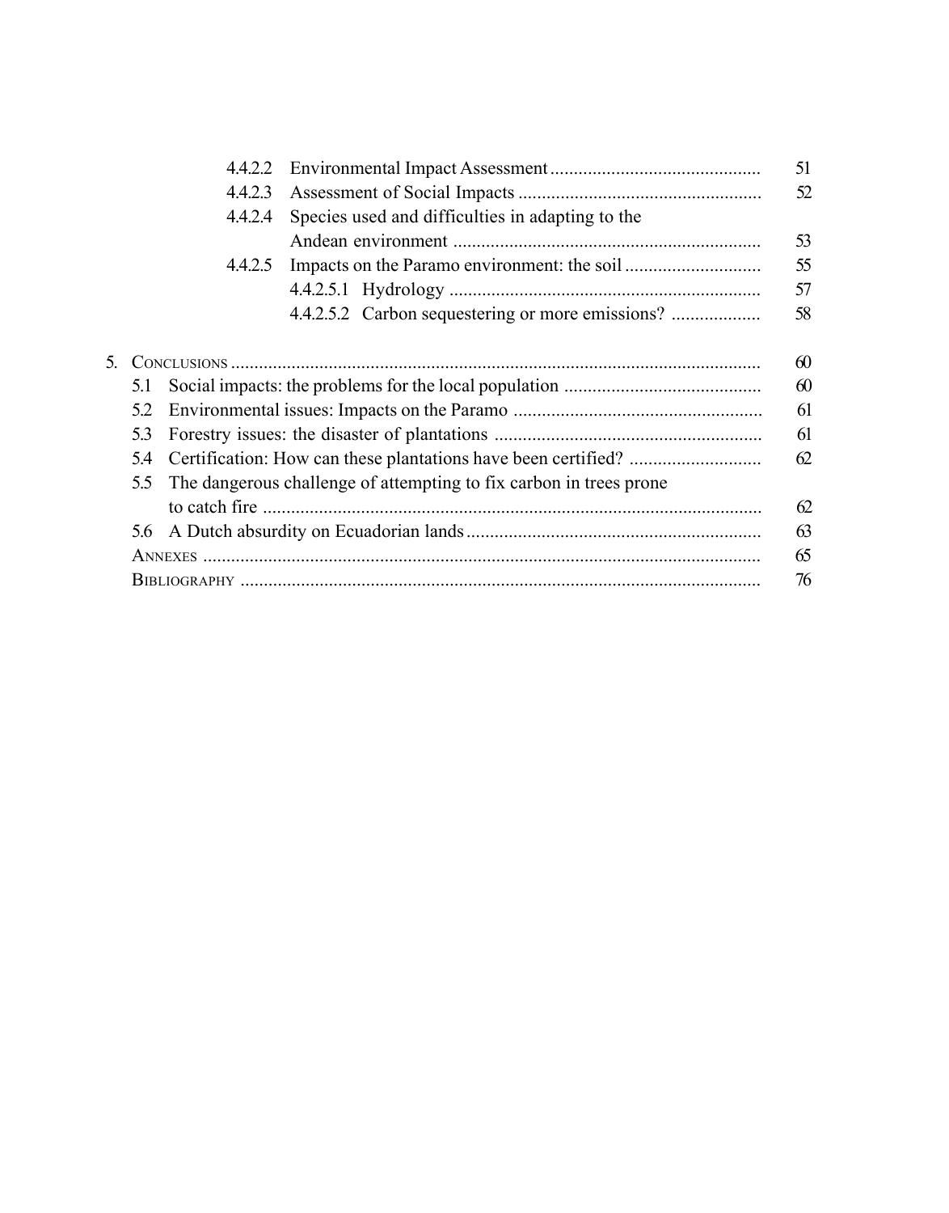| | | |
|---|---|---|
| 4.4.2.2 | Environmental Impact Assessment | 51 |
| 4.4.2.3 | Assessment of Social Impacts | 52 |
| 4.4.2.4 | Species used and difficulties in adapting to the Andean environment | 53 |
| 4.4.2.5 | Impacts on the Paramo environment: the soil | 55 |
| 4.4.2.5.1 | Hydrology | 57 |
| 4.4.2.5.2 | Carbon sequestering or more emissions? | 58 |
| 5. | Conclusions | 60 |
| 5.1 | Social impacts: the problems for the local population | 60 |
| 5.2 | Environmental issues: Impacts on the Paramo | 61 |
| 5.3 | Forestry issues: the disaster of plantations | 61 |
| 5.4 | Certification: How can these plantations have been certified? | 62 |
| 5.5 | The dangerous challenge of attempting to fix carbon in trees prone to catch fire | 62 |
| 5.6 | A Dutch absurdity on Ecuadorian lands | 63 |
| | Annexes | 65 |
| | Bibliography | 76 |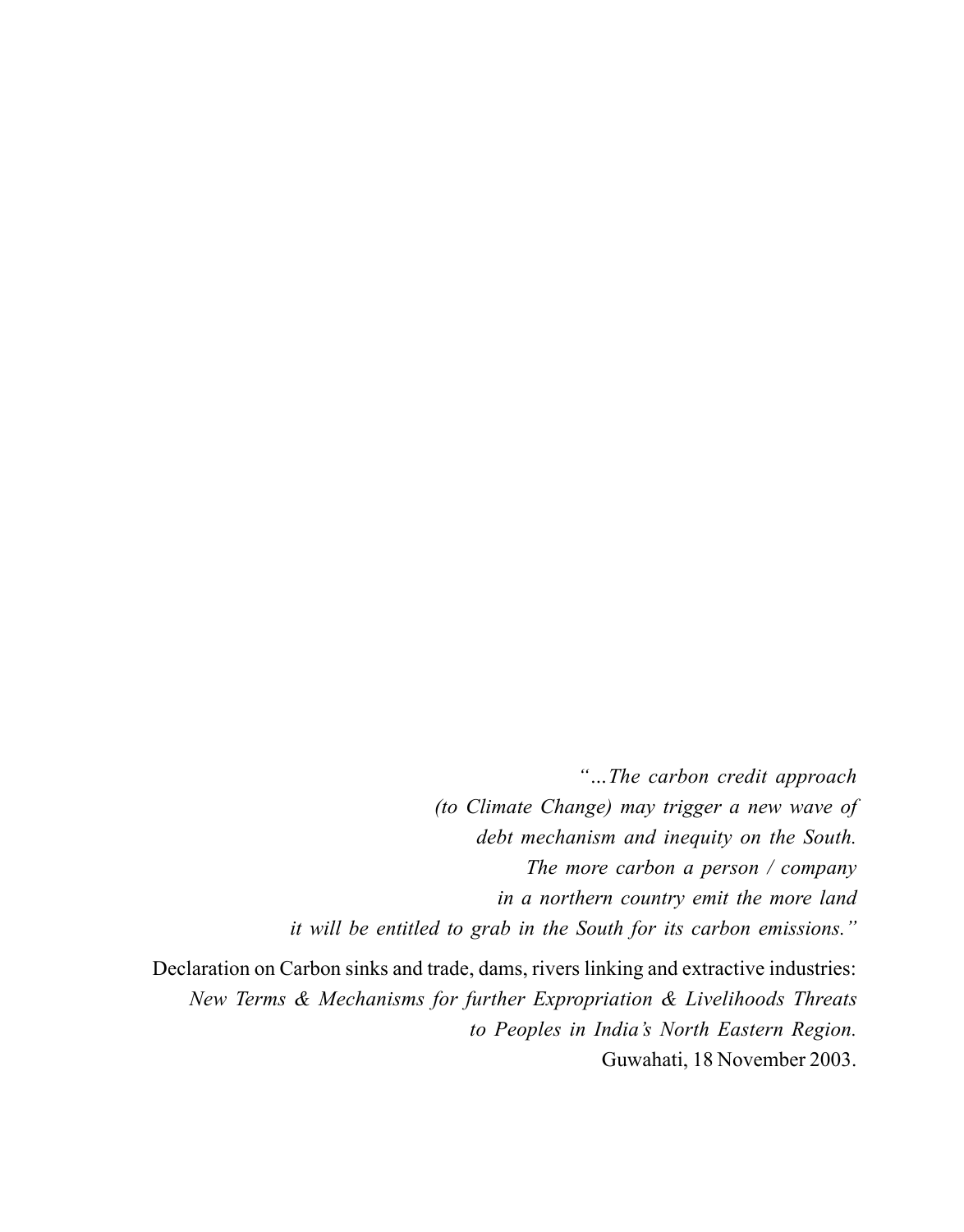*"…The carbon credit approach*
*(to Climate Change) may trigger a new wave of*
*debt mechanism and inequity on the South.*
*The more carbon a person / company*
*in a northern country emit the more land*
*it will be entitled to grab in the South for its carbon emissions."*

Declaration on Carbon sinks and trade, dams, rivers linking and extractive industries:
*New Terms & Mechanisms for further Expropriation & Livelihoods Threats*
*to Peoples in India's North Eastern Region.*
Guwahati, 18 November 2003.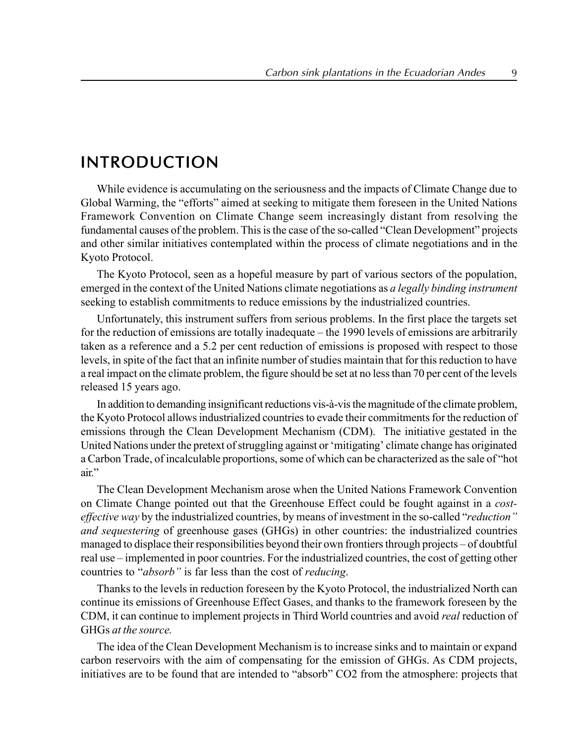# INTRODUCTION

While evidence is accumulating on the seriousness and the impacts of Climate Change due to Global Warming, the "efforts" aimed at seeking to mitigate them foreseen in the United Nations Framework Convention on Climate Change seem increasingly distant from resolving the fundamental causes of the problem. This is the case of the so-called "Clean Development" projects and other similar initiatives contemplated within the process of climate negotiations and in the Kyoto Protocol.

The Kyoto Protocol, seen as a hopeful measure by part of various sectors of the population, emerged in the context of the United Nations climate negotiations as *a legally binding instrument* seeking to establish commitments to reduce emissions by the industrialized countries.

Unfortunately, this instrument suffers from serious problems. In the first place the targets set for the reduction of emissions are totally inadequate – the 1990 levels of emissions are arbitrarily taken as a reference and a 5.2 per cent reduction of emissions is proposed with respect to those levels, in spite of the fact that an infinite number of studies maintain that for this reduction to have a real impact on the climate problem, the figure should be set at no less than 70 per cent of the levels released 15 years ago.

In addition to demanding insignificant reductions vis-à-vis the magnitude of the climate problem, the Kyoto Protocol allows industrialized countries to evade their commitments for the reduction of emissions through the Clean Development Mechanism (CDM). The initiative gestated in the United Nations under the pretext of struggling against or 'mitigating' climate change has originated a Carbon Trade, of incalculable proportions, some of which can be characterized as the sale of "hot air."

The Clean Development Mechanism arose when the United Nations Framework Convention on Climate Change pointed out that the Greenhouse Effect could be fought against in a *cost-effective way* by the industrialized countries, by means of investment in the so-called "*reduction" and sequestering* of greenhouse gases (GHGs) in other countries: the industrialized countries managed to displace their responsibilities beyond their own frontiers through projects – of doubtful real use – implemented in poor countries. For the industrialized countries, the cost of getting other countries to "*absorb"* is far less than the cost of *reducing*.

Thanks to the levels in reduction foreseen by the Kyoto Protocol, the industrialized North can continue its emissions of Greenhouse Effect Gases, and thanks to the framework foreseen by the CDM, it can continue to implement projects in Third World countries and avoid *real* reduction of GHGs *at the source.*

The idea of the Clean Development Mechanism is to increase sinks and to maintain or expand carbon reservoirs with the aim of compensating for the emission of GHGs. As CDM projects, initiatives are to be found that are intended to "absorb" $CO_2$ from the atmosphere: projects that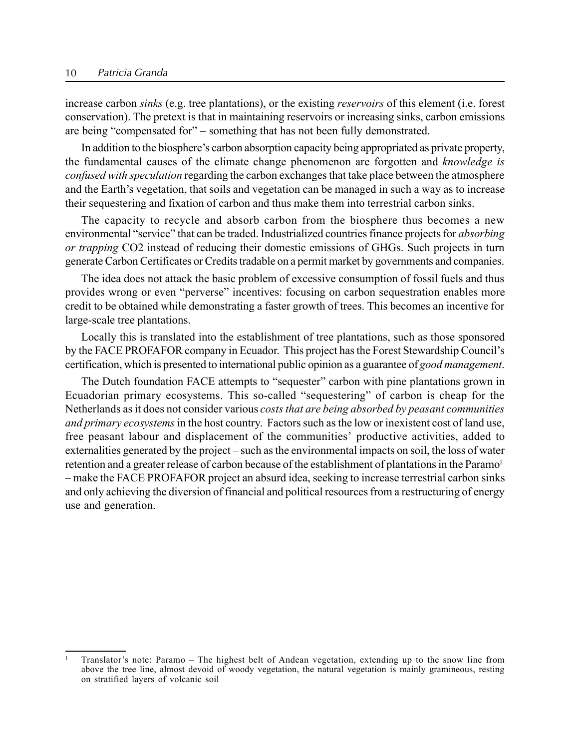increase carbon *sinks* (e.g. tree plantations), or the existing *reservoirs* of this element (i.e. forest conservation). The pretext is that in maintaining reservoirs or increasing sinks, carbon emissions are being "compensated for" – something that has not been fully demonstrated.

In addition to the biosphere's carbon absorption capacity being appropriated as private property, the fundamental causes of the climate change phenomenon are forgotten and *knowledge is confused with speculation* regarding the carbon exchanges that take place between the atmosphere and the Earth's vegetation, that soils and vegetation can be managed in such a way as to increase their sequestering and fixation of carbon and thus make them into terrestrial carbon sinks.

The capacity to recycle and absorb carbon from the biosphere thus becomes a new environmental "service" that can be traded. Industrialized countries finance projects for *absorbing or trapping* $CO_2$ instead of reducing their domestic emissions of GHGs. Such projects in turn generate Carbon Certificates or Credits tradable on a permit market by governments and companies.

The idea does not attack the basic problem of excessive consumption of fossil fuels and thus provides wrong or even "perverse" incentives: focusing on carbon sequestration enables more credit to be obtained while demonstrating a faster growth of trees. This becomes an incentive for large-scale tree plantations.

Locally this is translated into the establishment of tree plantations, such as those sponsored by the FACE PROFAFOR company in Ecuador. This project has the Forest Stewardship Council's certification, which is presented to international public opinion as a guarantee of *good management*.

The Dutch foundation FACE attempts to "sequester" carbon with pine plantations grown in Ecuadorian primary ecosystems. This so-called "sequestering" of carbon is cheap for the Netherlands as it does not consider various *costs that are being absorbed by peasant communities and primary ecosystems* in the host country. Factors such as the low or inexistent cost of land use, free peasant labour and displacement of the communities' productive activities, added to externalities generated by the project – such as the environmental impacts on soil, the loss of water retention and a greater release of carbon because of the establishment of plantations in the Paramo[1] – make the FACE PROFAFOR project an absurd idea, seeking to increase terrestrial carbon sinks and only achieving the diversion of financial and political resources from a restructuring of energy use and generation.

[1] Translator's note: Paramo – The highest belt of Andean vegetation, extending up to the snow line from above the tree line, almost devoid of woody vegetation, the natural vegetation is mainly gramineous, resting on stratified layers of volcanic soil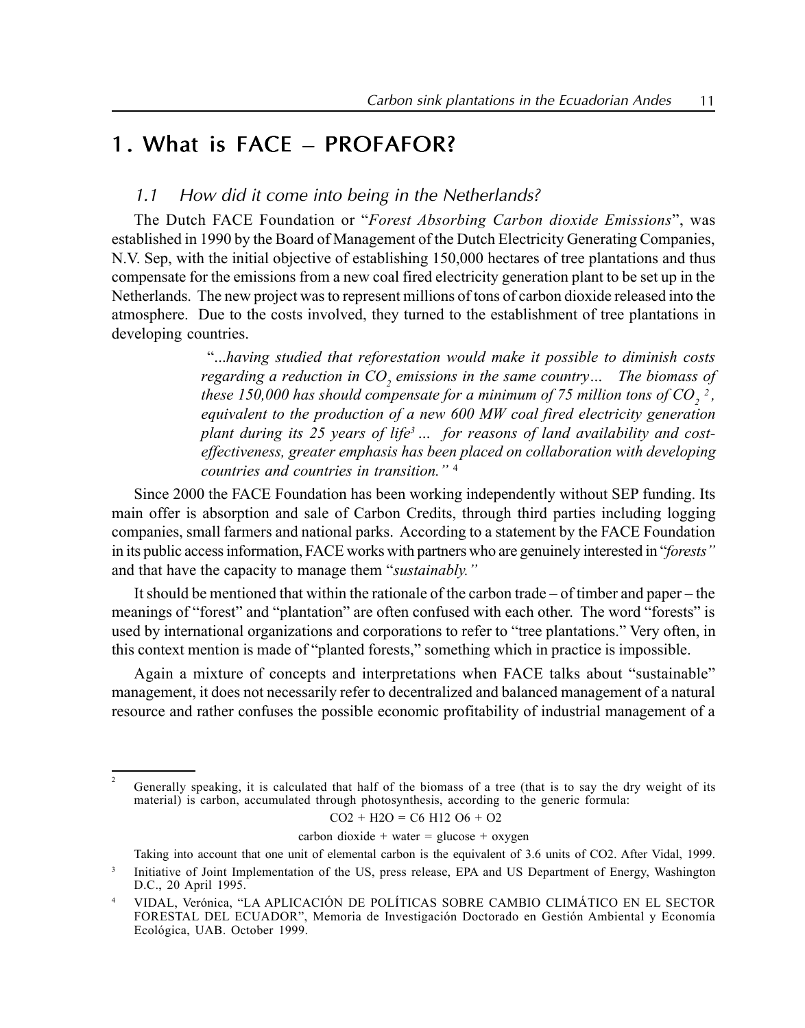# 1. What is FACE – PROFAFOR?

## 1.1 How did it come into being in the Netherlands?

The Dutch FACE Foundation or "*Forest Absorbing Carbon dioxide Emissions*", was established in 1990 by the Board of Management of the Dutch Electricity Generating Companies, N.V. Sep, with the initial objective of establishing 150,000 hectares of tree plantations and thus compensate for the emissions from a new coal fired electricity generation plant to be set up in the Netherlands. The new project was to represent millions of tons of carbon dioxide released into the atmosphere. Due to the costs involved, they turned to the establishment of tree plantations in developing countries.

> "...*having studied that reforestation would make it possible to diminish costs regarding a reduction in $CO_2$ emissions in the same country… The biomass of these 150,000 has should compensate for a minimum of 75 million tons of $CO_2$ [2], equivalent to the production of a new 600 MW coal fired electricity generation plant during its 25 years of life[3] … for reasons of land availability and cost-effectiveness, greater emphasis has been placed on collaboration with developing countries and countries in transition."* [4]

Since 2000 the FACE Foundation has been working independently without SEP funding. Its main offer is absorption and sale of Carbon Credits, through third parties including logging companies, small farmers and national parks. According to a statement by the FACE Foundation in its public access information, FACE works with partners who are genuinely interested in "*forests"* and that have the capacity to manage them "*sustainably."*

It should be mentioned that within the rationale of the carbon trade – of timber and paper – the meanings of "forest" and "plantation" are often confused with each other. The word "forests" is used by international organizations and corporations to refer to "tree plantations." Very often, in this context mention is made of "planted forests," something which in practice is impossible.

Again a mixture of concepts and interpretations when FACE talks about "sustainable" management, it does not necessarily refer to decentralized and balanced management of a natural resource and rather confuses the possible economic profitability of industrial management of a

---

[2] Generally speaking, it is calculated that half of the biomass of a tree (that is to say the dry weight of its material) is carbon, accumulated through photosynthesis, according to the generic formula:

$$CO_2 + H_2O = C_6H_{12}O_6 + O_2$$

carbon dioxide + water = glucose + oxygen

Taking into account that one unit of elemental carbon is the equivalent of 3.6 units of CO2. After Vidal, 1999.

[3] Initiative of Joint Implementation of the US, press release, EPA and US Department of Energy, Washington D.C., 20 April 1995.

[4] VIDAL, Verónica, "LA APLICACIÓN DE POLÍTICAS SOBRE CAMBIO CLIMÁTICO EN EL SECTOR FORESTAL DEL ECUADOR", Memoria de Investigación Doctorado en Gestión Ambiental y Economía Ecológica, UAB. October 1999.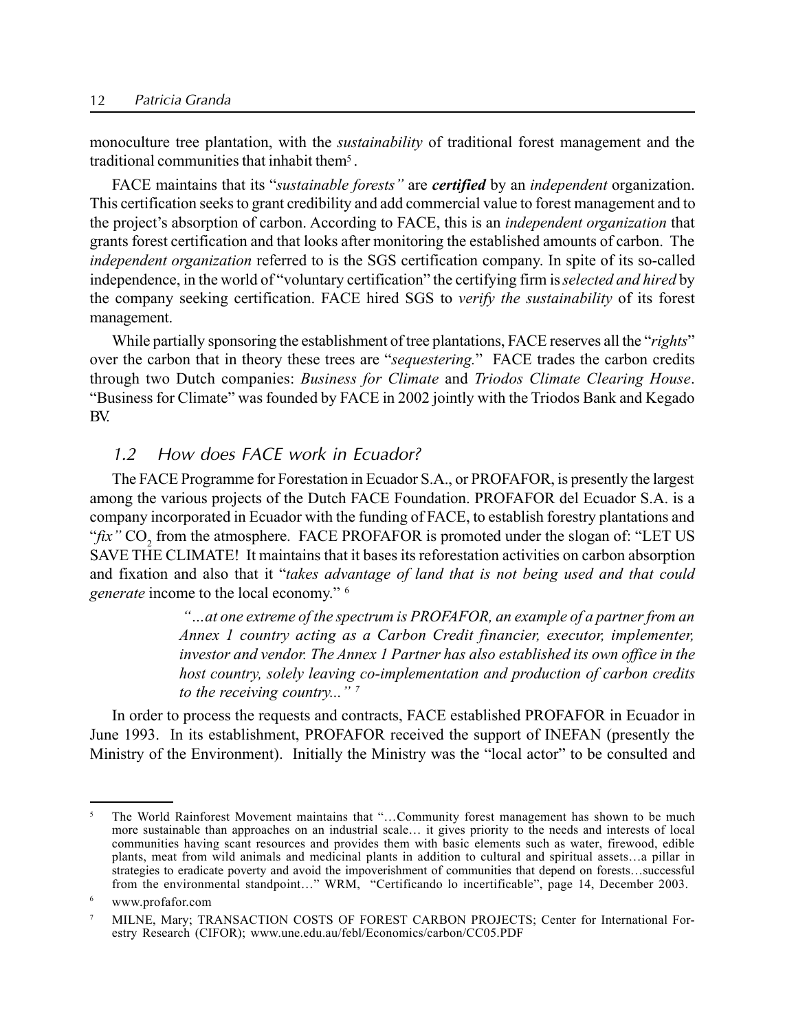monoculture tree plantation, with the *sustainability* of traditional forest management and the traditional communities that inhabit them[5] .

FACE maintains that its "*sustainable forests"* are ***certified*** by an *independent* organization. This certification seeks to grant credibility and add commercial value to forest management and to the project's absorption of carbon. According to FACE, this is an *independent organization* that grants forest certification and that looks after monitoring the established amounts of carbon. The *independent organization* referred to is the SGS certification company. In spite of its so-called independence, in the world of "voluntary certification" the certifying firm is *selected and hired* by the company seeking certification. FACE hired SGS to *verify the sustainability* of its forest management.

While partially sponsoring the establishment of tree plantations, FACE reserves all the "*rights*" over the carbon that in theory these trees are "*sequestering.*" FACE trades the carbon credits through two Dutch companies: *Business for Climate* and *Triodos Climate Clearing House*. "Business for Climate" was founded by FACE in 2002 jointly with the Triodos Bank and Kegado BV.

### *1.2 How does FACE work in Ecuador?*

The FACE Programme for Forestation in Ecuador S.A., or PROFAFOR, is presently the largest among the various projects of the Dutch FACE Foundation. PROFAFOR del Ecuador S.A. is a company incorporated in Ecuador with the funding of FACE, to establish forestry plantations and "*fix"* $CO_2$ from the atmosphere. FACE PROFAFOR is promoted under the slogan of: "LET US SAVE THE CLIMATE! It maintains that it bases its reforestation activities on carbon absorption and fixation and also that it "*takes advantage of land that is not being used and that could generate* income to the local economy." [6]

> *"…at one extreme of the spectrum is PROFAFOR, an example of a partner from an Annex 1 country acting as a Carbon Credit financier, executor, implementer, investor and vendor. The Annex 1 Partner has also established its own office in the host country, solely leaving co-implementation and production of carbon credits to the receiving country..."* [7]

In order to process the requests and contracts, FACE established PROFAFOR in Ecuador in June 1993. In its establishment, PROFAFOR received the support of INEFAN (presently the Ministry of the Environment). Initially the Ministry was the "local actor" to be consulted and

---

[5] The World Rainforest Movement maintains that "…Community forest management has shown to be much more sustainable than approaches on an industrial scale… it gives priority to the needs and interests of local communities having scant resources and provides them with basic elements such as water, firewood, edible plants, meat from wild animals and medicinal plants in addition to cultural and spiritual assets…a pillar in strategies to eradicate poverty and avoid the impoverishment of communities that depend on forests…successful from the environmental standpoint…" WRM, "Certificando lo incertificable", page 14, December 2003.

[6] www.profafor.com

[7] MILNE, Mary; TRANSACTION COSTS OF FOREST CARBON PROJECTS; Center for International Forestry Research (CIFOR); www.une.edu.au/febl/Economics/carbon/CC05.PDF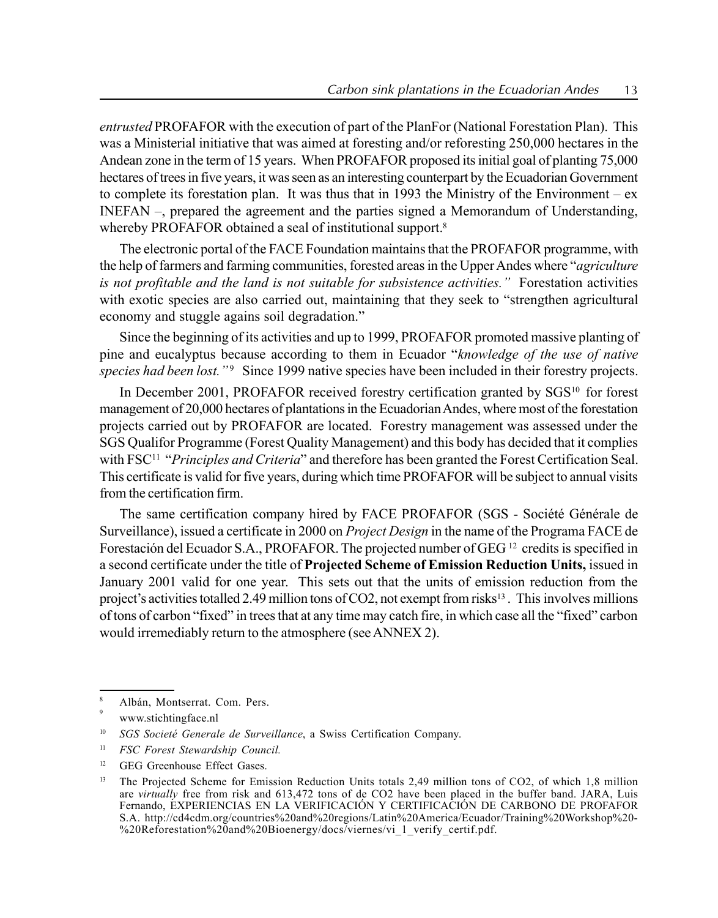*entrusted* PROFAFOR with the execution of part of the PlanFor (National Forestation Plan). This was a Ministerial initiative that was aimed at foresting and/or reforesting 250,000 hectares in the Andean zone in the term of 15 years. When PROFAFOR proposed its initial goal of planting 75,000 hectares of trees in five years, it was seen as an interesting counterpart by the Ecuadorian Government to complete its forestation plan. It was thus that in 1993 the Ministry of the Environment – ex INEFAN –, prepared the agreement and the parties signed a Memorandum of Understanding, whereby PROFAFOR obtained a seal of institutional support.[8]

The electronic portal of the FACE Foundation maintains that the PROFAFOR programme, with the help of farmers and farming communities, forested areas in the Upper Andes where "*agriculture is not profitable and the land is not suitable for subsistence activities."* Forestation activities with exotic species are also carried out, maintaining that they seek to "strengthen agricultural economy and stuggle agains soil degradation."

Since the beginning of its activities and up to 1999, PROFAFOR promoted massive planting of pine and eucalyptus because according to them in Ecuador "*knowledge of the use of native species had been lost."*[9] Since 1999 native species have been included in their forestry projects.

In December 2001, PROFAFOR received forestry certification granted by SGS[10] for forest management of 20,000 hectares of plantations in the Ecuadorian Andes, where most of the forestation projects carried out by PROFAFOR are located. Forestry management was assessed under the SGS Qualifor Programme (Forest Quality Management) and this body has decided that it complies with FSC[11] "*Principles and Criteria*" and therefore has been granted the Forest Certification Seal. This certificate is valid for five years, during which time PROFAFOR will be subject to annual visits from the certification firm.

The same certification company hired by FACE PROFAFOR (SGS - Société Générale de Surveillance), issued a certificate in 2000 on *Project Design* in the name of the Programa FACE de Forestación del Ecuador S.A., PROFAFOR. The projected number of GEG[12] credits is specified in a second certificate under the title of **Projected Scheme of Emission Reduction Units,** issued in January 2001 valid for one year. This sets out that the units of emission reduction from the project's activities totalled 2.49 million tons of CO2, not exempt from risks[13]. This involves millions of tons of carbon "fixed" in trees that at any time may catch fire, in which case all the "fixed" carbon would irremediably return to the atmosphere (see ANNEX 2).

---

[8] Albán, Montserrat. Com. Pers.

[9] www.stichtingface.nl

[10] *SGS Societé Generale de Surveillance*, a Swiss Certification Company.

[11] *FSC Forest Stewardship Council.*

[12] GEG Greenhouse Effect Gases.

[13] The Projected Scheme for Emission Reduction Units totals 2,49 million tons of CO2, of which 1,8 million are *virtually* free from risk and 613,472 tons of de CO2 have been placed in the buffer band. JARA, Luis Fernando, EXPERIENCIAS EN LA VERIFICACIÓN Y CERTIFICACIÓN DE CARBONO DE PROFAFOR S.A. http://cd4cdm.org/countries%20and%20regions/Latin%20America/Ecuador/Training%20Workshop%20-%20Reforestation%20and%20Bioenergy/docs/viernes/vi_1_verify_certif.pdf.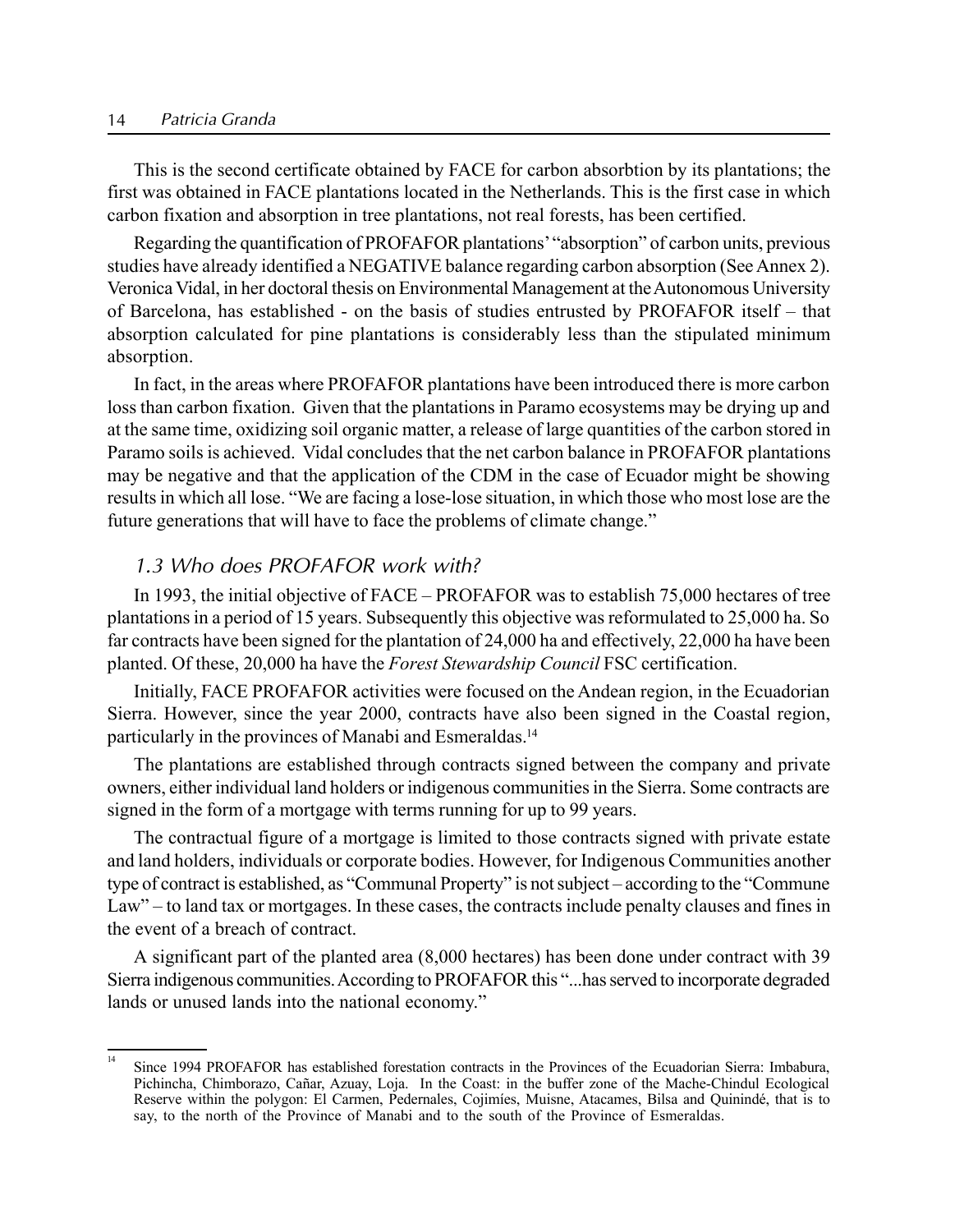This is the second certificate obtained by FACE for carbon absorbtion by its plantations; the first was obtained in FACE plantations located in the Netherlands. This is the first case in which carbon fixation and absorption in tree plantations, not real forests, has been certified.

Regarding the quantification of PROFAFOR plantations' "absorption" of carbon units, previous studies have already identified a NEGATIVE balance regarding carbon absorption (See Annex 2). Veronica Vidal, in her doctoral thesis on Environmental Management at the Autonomous University of Barcelona, has established - on the basis of studies entrusted by PROFAFOR itself – that absorption calculated for pine plantations is considerably less than the stipulated minimum absorption.

In fact, in the areas where PROFAFOR plantations have been introduced there is more carbon loss than carbon fixation. Given that the plantations in Paramo ecosystems may be drying up and at the same time, oxidizing soil organic matter, a release of large quantities of the carbon stored in Paramo soils is achieved. Vidal concludes that the net carbon balance in PROFAFOR plantations may be negative and that the application of the CDM in the case of Ecuador might be showing results in which all lose. "We are facing a lose-lose situation, in which those who most lose are the future generations that will have to face the problems of climate change."

### *1.3 Who does PROFAFOR work with?*

In 1993, the initial objective of FACE – PROFAFOR was to establish 75,000 hectares of tree plantations in a period of 15 years. Subsequently this objective was reformulated to 25,000 ha. So far contracts have been signed for the plantation of 24,000 ha and effectively, 22,000 ha have been planted. Of these, 20,000 ha have the *Forest Stewardship Council* FSC certification.

Initially, FACE PROFAFOR activities were focused on the Andean region, in the Ecuadorian Sierra. However, since the year 2000, contracts have also been signed in the Coastal region, particularly in the provinces of Manabi and Esmeraldas.[14]

The plantations are established through contracts signed between the company and private owners, either individual land holders or indigenous communities in the Sierra. Some contracts are signed in the form of a mortgage with terms running for up to 99 years.

The contractual figure of a mortgage is limited to those contracts signed with private estate and land holders, individuals or corporate bodies. However, for Indigenous Communities another type of contract is established, as "Communal Property" is not subject – according to the "Commune Law" – to land tax or mortgages. In these cases, the contracts include penalty clauses and fines in the event of a breach of contract.

A significant part of the planted area (8,000 hectares) has been done under contract with 39 Sierra indigenous communities. According to PROFAFOR this "...has served to incorporate degraded lands or unused lands into the national economy."

[14] Since 1994 PROFAFOR has established forestation contracts in the Provinces of the Ecuadorian Sierra: Imbabura, Pichincha, Chimborazo, Cañar, Azuay, Loja. In the Coast: in the buffer zone of the Mache-Chindul Ecological Reserve within the polygon: El Carmen, Pedernales, Cojimíes, Muisne, Atacames, Bilsa and Quinindé, that is to say, to the north of the Province of Manabi and to the south of the Province of Esmeraldas.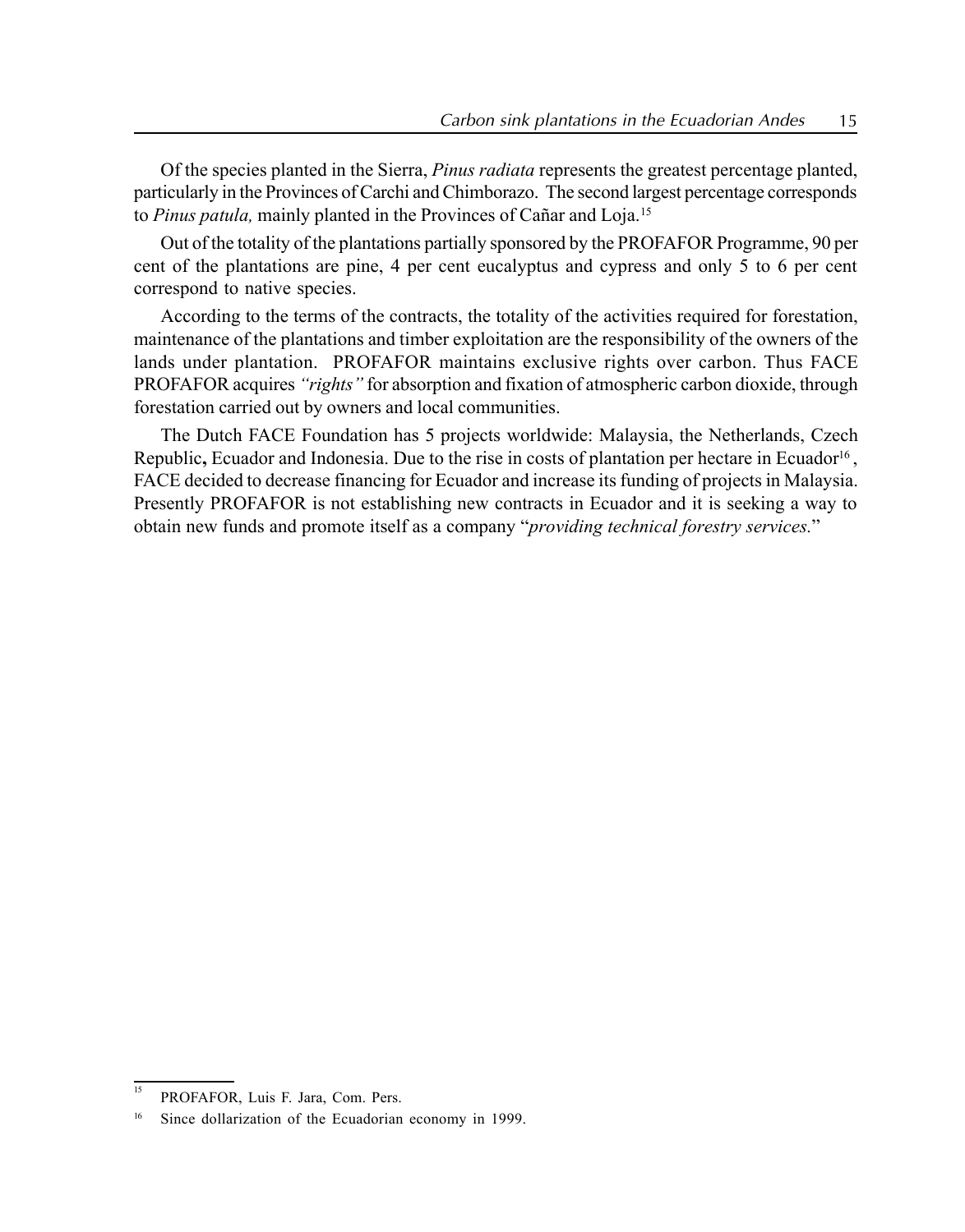Of the species planted in the Sierra, *Pinus radiata* represents the greatest percentage planted, particularly in the Provinces of Carchi and Chimborazo. The second largest percentage corresponds to *Pinus patula,* mainly planted in the Provinces of Cañar and Loja.[15]

Out of the totality of the plantations partially sponsored by the PROFAFOR Programme, 90 per cent of the plantations are pine, 4 per cent eucalyptus and cypress and only 5 to 6 per cent correspond to native species.

According to the terms of the contracts, the totality of the activities required for forestation, maintenance of the plantations and timber exploitation are the responsibility of the owners of the lands under plantation. PROFAFOR maintains exclusive rights over carbon. Thus FACE PROFAFOR acquires *"rights"* for absorption and fixation of atmospheric carbon dioxide, through forestation carried out by owners and local communities.

The Dutch FACE Foundation has 5 projects worldwide: Malaysia, the Netherlands, Czech Republic**,** Ecuador and Indonesia. Due to the rise in costs of plantation per hectare in Ecuador[16], FACE decided to decrease financing for Ecuador and increase its funding of projects in Malaysia. Presently PROFAFOR is not establishing new contracts in Ecuador and it is seeking a way to obtain new funds and promote itself as a company "*providing technical forestry services.*"

---

[15] PROFAFOR, Luis F. Jara, Com. Pers.

[16] Since dollarization of the Ecuadorian economy in 1999.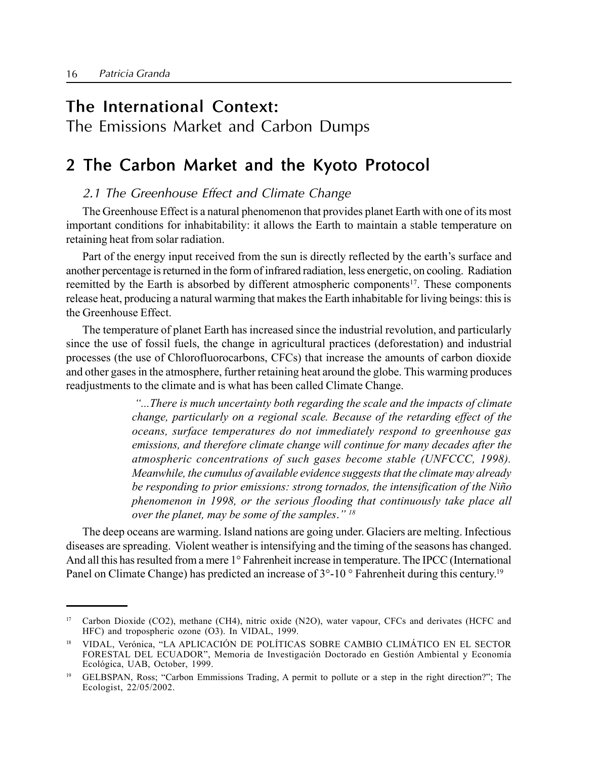# The International Context:
The Emissions Market and Carbon Dumps

# 2 The Carbon Market and the Kyoto Protocol

## *2.1 The Greenhouse Effect and Climate Change*

The Greenhouse Effect is a natural phenomenon that provides planet Earth with one of its most important conditions for inhabitability: it allows the Earth to maintain a stable temperature on retaining heat from solar radiation.

Part of the energy input received from the sun is directly reflected by the earth's surface and another percentage is returned in the form of infrared radiation, less energetic, on cooling. Radiation reemitted by the Earth is absorbed by different atmospheric components[17]. These components release heat, producing a natural warming that makes the Earth inhabitable for living beings: this is the Greenhouse Effect.

The temperature of planet Earth has increased since the industrial revolution, and particularly since the use of fossil fuels, the change in agricultural practices (deforestation) and industrial processes (the use of Chlorofluorocarbons, CFCs) that increase the amounts of carbon dioxide and other gases in the atmosphere, further retaining heat around the globe. This warming produces readjustments to the climate and is what has been called Climate Change.

> *"...There is much uncertainty both regarding the scale and the impacts of climate change, particularly on a regional scale. Because of the retarding effect of the oceans, surface temperatures do not immediately respond to greenhouse gas emissions, and therefore climate change will continue for many decades after the atmospheric concentrations of such gases become stable (UNFCCC, 1998). Meanwhile, the cumulus of available evidence suggests that the climate may already be responding to prior emissions: strong tornados, the intensification of the Niño phenomenon in 1998, or the serious flooding that continuously take place all over the planet, may be some of the samples."* [18]

The deep oceans are warming. Island nations are going under. Glaciers are melting. Infectious diseases are spreading. Violent weather is intensifying and the timing of the seasons has changed. And all this has resulted from a mere 1° Fahrenheit increase in temperature. The IPCC (International Panel on Climate Change) has predicted an increase of 3°-10 ° Fahrenheit during this century.[19]

---

[17] Carbon Dioxide ($CO_2$), methane ($CH_4$), nitric oxide ($N_2O$), water vapour, CFCs and derivates (HCFC and HFC) and tropospheric ozone ($O_3$). In VIDAL, 1999.

[18] VIDAL, Verónica, "LA APLICACIÓN DE POLÍTICAS SOBRE CAMBIO CLIMÁTICO EN EL SECTOR FORESTAL DEL ECUADOR", Memoria de Investigación Doctorado en Gestión Ambiental y Economía Ecológica, UAB, October, 1999.

[19] GELBSPAN, Ross; "Carbon Emmissions Trading, A permit to pollute or a step in the right direction?"; The Ecologist, 22/05/2002.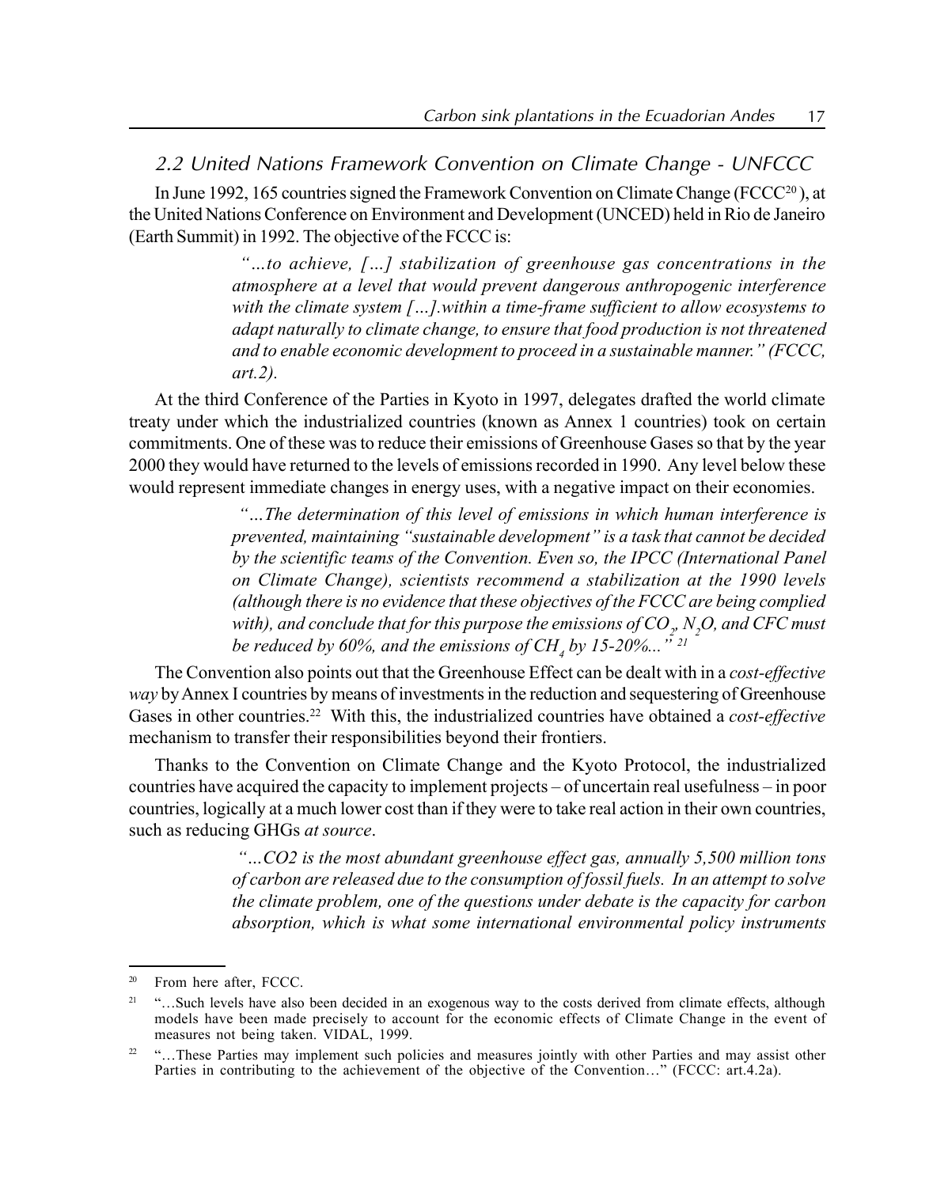## 2.2 United Nations Framework Convention on Climate Change - UNFCCC

In June 1992, 165 countries signed the Framework Convention on Climate Change (FCCC[20]), at the United Nations Conference on Environment and Development (UNCED) held in Rio de Janeiro (Earth Summit) in 1992. The objective of the FCCC is:

> *"…to achieve, […] stabilization of greenhouse gas concentrations in the atmosphere at a level that would prevent dangerous anthropogenic interference with the climate system […].within a time-frame sufficient to allow ecosystems to adapt naturally to climate change, to ensure that food production is not threatened and to enable economic development to proceed in a sustainable manner." (FCCC, art.2).*

At the third Conference of the Parties in Kyoto in 1997, delegates drafted the world climate treaty under which the industrialized countries (known as Annex 1 countries) took on certain commitments. One of these was to reduce their emissions of Greenhouse Gases so that by the year 2000 they would have returned to the levels of emissions recorded in 1990. Any level below these would represent immediate changes in energy uses, with a negative impact on their economies.

> *"…The determination of this level of emissions in which human interference is prevented, maintaining "sustainable development" is a task that cannot be decided by the scientific teams of the Convention. Even so, the IPCC (International Panel on Climate Change), scientists recommend a stabilization at the 1990 levels (although there is no evidence that these objectives of the FCCC are being complied with), and conclude that for this purpose the emissions of $CO_2$, $N_2O$, and CFC must be reduced by 60%, and the emissions of $CH_4$ by 15-20%..."* [21]

The Convention also points out that the Greenhouse Effect can be dealt with in a *cost-effective way* by Annex I countries by means of investments in the reduction and sequestering of Greenhouse Gases in other countries.[22] With this, the industrialized countries have obtained a *cost-effective* mechanism to transfer their responsibilities beyond their frontiers.

Thanks to the Convention on Climate Change and the Kyoto Protocol, the industrialized countries have acquired the capacity to implement projects – of uncertain real usefulness – in poor countries, logically at a much lower cost than if they were to take real action in their own countries, such as reducing GHGs *at source*.

> *"…CO2 is the most abundant greenhouse effect gas, annually 5,500 million tons of carbon are released due to the consumption of fossil fuels. In an attempt to solve the climate problem, one of the questions under debate is the capacity for carbon absorption, which is what some international environmental policy instruments*

---

[20] From here after, FCCC.

[21] "…Such levels have also been decided in an exogenous way to the costs derived from climate effects, although models have been made precisely to account for the economic effects of Climate Change in the event of measures not being taken. VIDAL, 1999.

[22] "…These Parties may implement such policies and measures jointly with other Parties and may assist other Parties in contributing to the achievement of the objective of the Convention…" (FCCC: art.4.2a).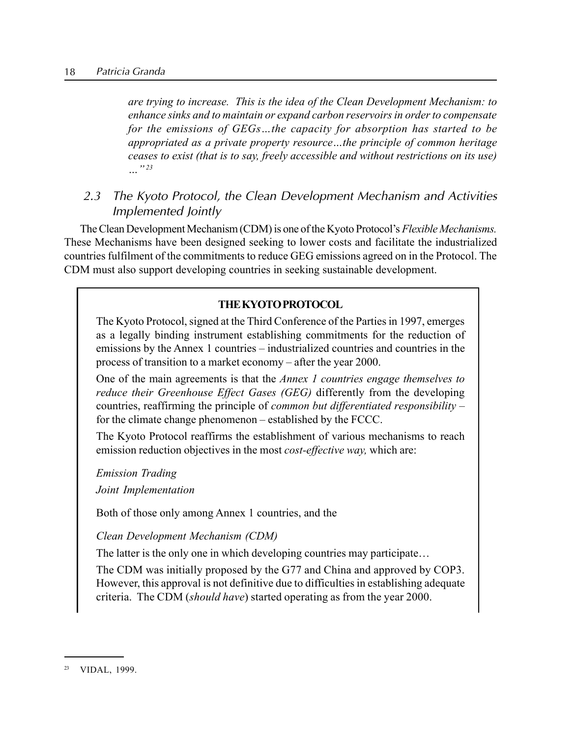*are trying to increase. This is the idea of the Clean Development Mechanism: to enhance sinks and to maintain or expand carbon reservoirs in order to compensate for the emissions of GEGs…the capacity for absorption has started to be appropriated as a private property resource…the principle of common heritage ceases to exist (that is to say, freely accessible and without restrictions on its use) …"*[23]

## 2.3 The Kyoto Protocol, the Clean Development Mechanism and Activities Implemented Jointly

The Clean Development Mechanism (CDM) is one of the Kyoto Protocol's *Flexible Mechanisms.* These Mechanisms have been designed seeking to lower costs and facilitate the industrialized countries fulfilment of the commitments to reduce GEG emissions agreed on in the Protocol. The CDM must also support developing countries in seeking sustainable development.

> **THE KYOTO PROTOCOL**
>
> The Kyoto Protocol, signed at the Third Conference of the Parties in 1997, emerges as a legally binding instrument establishing commitments for the reduction of emissions by the Annex 1 countries – industrialized countries and countries in the process of transition to a market economy – after the year 2000.
>
> One of the main agreements is that the *Annex 1 countries engage themselves to reduce their Greenhouse Effect Gases (GEG)* differently from the developing countries, reaffirming the principle of *common but differentiated responsibility* – for the climate change phenomenon – established by the FCCC.
>
> The Kyoto Protocol reaffirms the establishment of various mechanisms to reach emission reduction objectives in the most *cost-effective way,* which are:
>
> *Emission Trading*
>
> *Joint Implementation*
>
> Both of those only among Annex 1 countries, and the
>
> *Clean Development Mechanism (CDM)*
>
> The latter is the only one in which developing countries may participate…
>
> The CDM was initially proposed by the G77 and China and approved by COP3. However, this approval is not definitive due to difficulties in establishing adequate criteria. The CDM (*should have*) started operating as from the year 2000.

[23] VIDAL, 1999.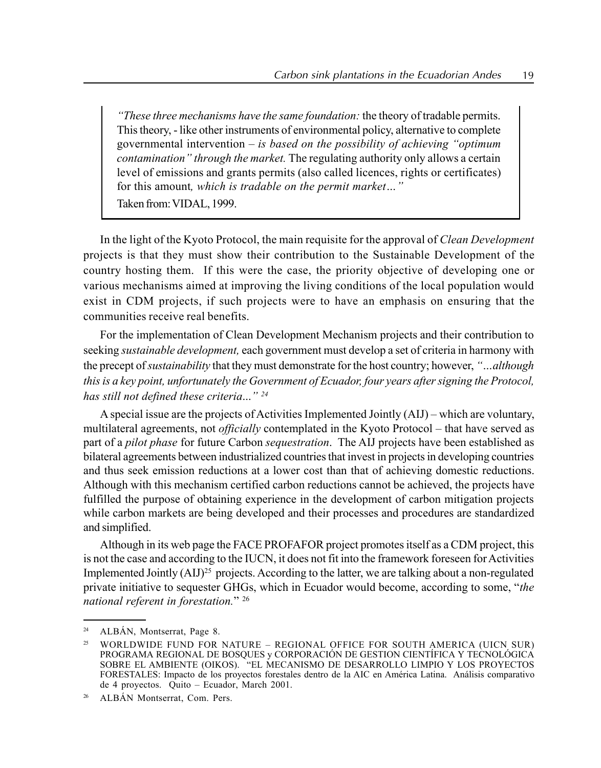> *"These three mechanisms have the same foundation:* the theory of tradable permits. This theory, - like other instruments of environmental policy, alternative to complete governmental intervention – *is based on the possibility of achieving "optimum contamination" through the market.* The regulating authority only allows a certain level of emissions and grants permits (also called licences, rights or certificates) for this amount*, which is tradable on the permit market…"*
>
> Taken from: VIDAL, 1999.

In the light of the Kyoto Protocol, the main requisite for the approval of *Clean Development* projects is that they must show their contribution to the Sustainable Development of the country hosting them. If this were the case, the priority objective of developing one or various mechanisms aimed at improving the living conditions of the local population would exist in CDM projects, if such projects were to have an emphasis on ensuring that the communities receive real benefits.

For the implementation of Clean Development Mechanism projects and their contribution to seeking *sustainable development,* each government must develop a set of criteria in harmony with the precept of *sustainability* that they must demonstrate for the host country; however, *"...although this is a key point, unfortunately the Government of Ecuador, four years after signing the Protocol, has still not defined these criteria..."* [24]

A special issue are the projects of Activities Implemented Jointly (AIJ) – which are voluntary, multilateral agreements, not *officially* contemplated in the Kyoto Protocol – that have served as part of a *pilot phase* for future Carbon *sequestration*. The AIJ projects have been established as bilateral agreements between industrialized countries that invest in projects in developing countries and thus seek emission reductions at a lower cost than that of achieving domestic reductions. Although with this mechanism certified carbon reductions cannot be achieved, the projects have fulfilled the purpose of obtaining experience in the development of carbon mitigation projects while carbon markets are being developed and their processes and procedures are standardized and simplified.

Although in its web page the FACE PROFAFOR project promotes itself as a CDM project, this is not the case and according to the IUCN, it does not fit into the framework foreseen for Activities Implemented Jointly (AIJ)[25] projects. According to the latter, we are talking about a non-regulated private initiative to sequester GHGs, which in Ecuador would become, according to some, "*the national referent in forestation.*" [26]

---

[24] ALBÁN, Montserrat, Page 8.

[25] WORLDWIDE FUND FOR NATURE – REGIONAL OFFICE FOR SOUTH AMERICA (UICN SUR) PROGRAMA REGIONAL DE BOSQUES y CORPORACIÓN DE GESTION CIENTÍFICA Y TECNOLÓGICA SOBRE EL AMBIENTE (OIKOS). "EL MECANISMO DE DESARROLLO LIMPIO Y LOS PROYECTOS FORESTALES: Impacto de los proyectos forestales dentro de la AIC en América Latina. Análisis comparativo de 4 proyectos. Quito – Ecuador, March 2001.

[26] ALBÁN Montserrat, Com. Pers.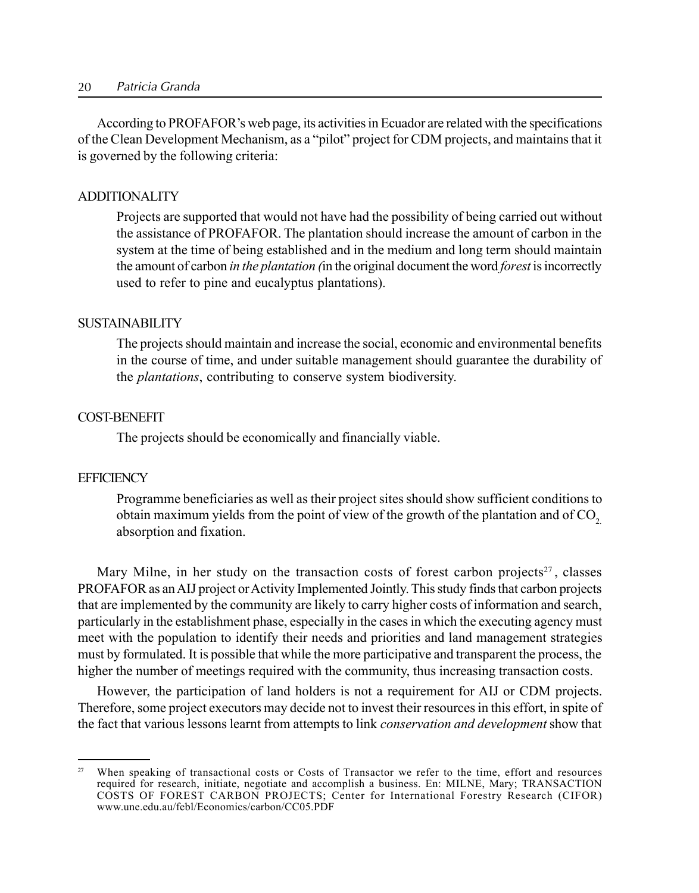According to PROFAFOR's web page, its activities in Ecuador are related with the specifications of the Clean Development Mechanism, as a "pilot" project for CDM projects, and maintains that it is governed by the following criteria:

ADDITIONALITY

> Projects are supported that would not have had the possibility of being carried out without the assistance of PROFAFOR. The plantation should increase the amount of carbon in the system at the time of being established and in the medium and long term should maintain the amount of carbon *in the plantation (*in the original document the word *forest* is incorrectly used to refer to pine and eucalyptus plantations).

SUSTAINABILITY

> The projects should maintain and increase the social, economic and environmental benefits in the course of time, and under suitable management should guarantee the durability of the *plantations*, contributing to conserve system biodiversity.

COST-BENEFIT

> The projects should be economically and financially viable.

EFFICIENCY

> Programme beneficiaries as well as their project sites should show sufficient conditions to obtain maximum yields from the point of view of the growth of the plantation and of $CO_2$ absorption and fixation.

Mary Milne, in her study on the transaction costs of forest carbon projects[27], classes PROFAFOR as an AIJ project or Activity Implemented Jointly. This study finds that carbon projects that are implemented by the community are likely to carry higher costs of information and search, particularly in the establishment phase, especially in the cases in which the executing agency must meet with the population to identify their needs and priorities and land management strategies must by formulated. It is possible that while the more participative and transparent the process, the higher the number of meetings required with the community, thus increasing transaction costs.

However, the participation of land holders is not a requirement for AIJ or CDM projects. Therefore, some project executors may decide not to invest their resources in this effort, in spite of the fact that various lessons learnt from attempts to link *conservation and development* show that

[27] When speaking of transactional costs or Costs of Transactor we refer to the time, effort and resources required for research, initiate, negotiate and accomplish a business. En: MILNE, Mary; TRANSACTION COSTS OF FOREST CARBON PROJECTS; Center for International Forestry Research (CIFOR) www.une.edu.au/febl/Economics/carbon/CC05.PDF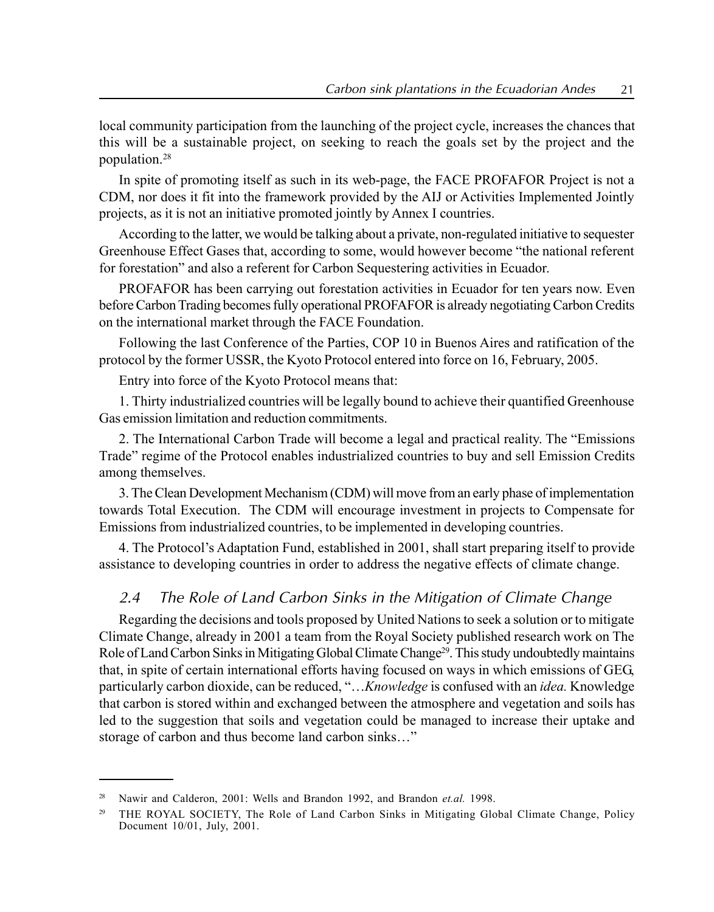local community participation from the launching of the project cycle, increases the chances that this will be a sustainable project, on seeking to reach the goals set by the project and the population.[28]

In spite of promoting itself as such in its web-page, the FACE PROFAFOR Project is not a CDM, nor does it fit into the framework provided by the AIJ or Activities Implemented Jointly projects, as it is not an initiative promoted jointly by Annex I countries.

According to the latter, we would be talking about a private, non-regulated initiative to sequester Greenhouse Effect Gases that, according to some, would however become "the national referent for forestation" and also a referent for Carbon Sequestering activities in Ecuador.

PROFAFOR has been carrying out forestation activities in Ecuador for ten years now. Even before Carbon Trading becomes fully operational PROFAFOR is already negotiating Carbon Credits on the international market through the FACE Foundation.

Following the last Conference of the Parties, COP 10 in Buenos Aires and ratification of the protocol by the former USSR, the Kyoto Protocol entered into force on 16, February, 2005.

Entry into force of the Kyoto Protocol means that:

1. Thirty industrialized countries will be legally bound to achieve their quantified Greenhouse Gas emission limitation and reduction commitments.

2. The International Carbon Trade will become a legal and practical reality. The "Emissions Trade" regime of the Protocol enables industrialized countries to buy and sell Emission Credits among themselves.

3. The Clean Development Mechanism (CDM) will move from an early phase of implementation towards Total Execution. The CDM will encourage investment in projects to Compensate for Emissions from industrialized countries, to be implemented in developing countries.

4. The Protocol's Adaptation Fund, established in 2001, shall start preparing itself to provide assistance to developing countries in order to address the negative effects of climate change.

## *2.4 The Role of Land Carbon Sinks in the Mitigation of Climate Change*

Regarding the decisions and tools proposed by United Nations to seek a solution or to mitigate Climate Change, already in 2001 a team from the Royal Society published research work on The Role of Land Carbon Sinks in Mitigating Global Climate Change[29]. This study undoubtedly maintains that, in spite of certain international efforts having focused on ways in which emissions of GEG, particularly carbon dioxide, can be reduced, "…*Knowledge* is confused with an *idea.* Knowledge that carbon is stored within and exchanged between the atmosphere and vegetation and soils has led to the suggestion that soils and vegetation could be managed to increase their uptake and storage of carbon and thus become land carbon sinks…"

---

[28] Nawir and Calderon, 2001: Wells and Brandon 1992, and Brandon *et.al.* 1998.

[29] THE ROYAL SOCIETY, The Role of Land Carbon Sinks in Mitigating Global Climate Change, Policy Document 10/01, July, 2001.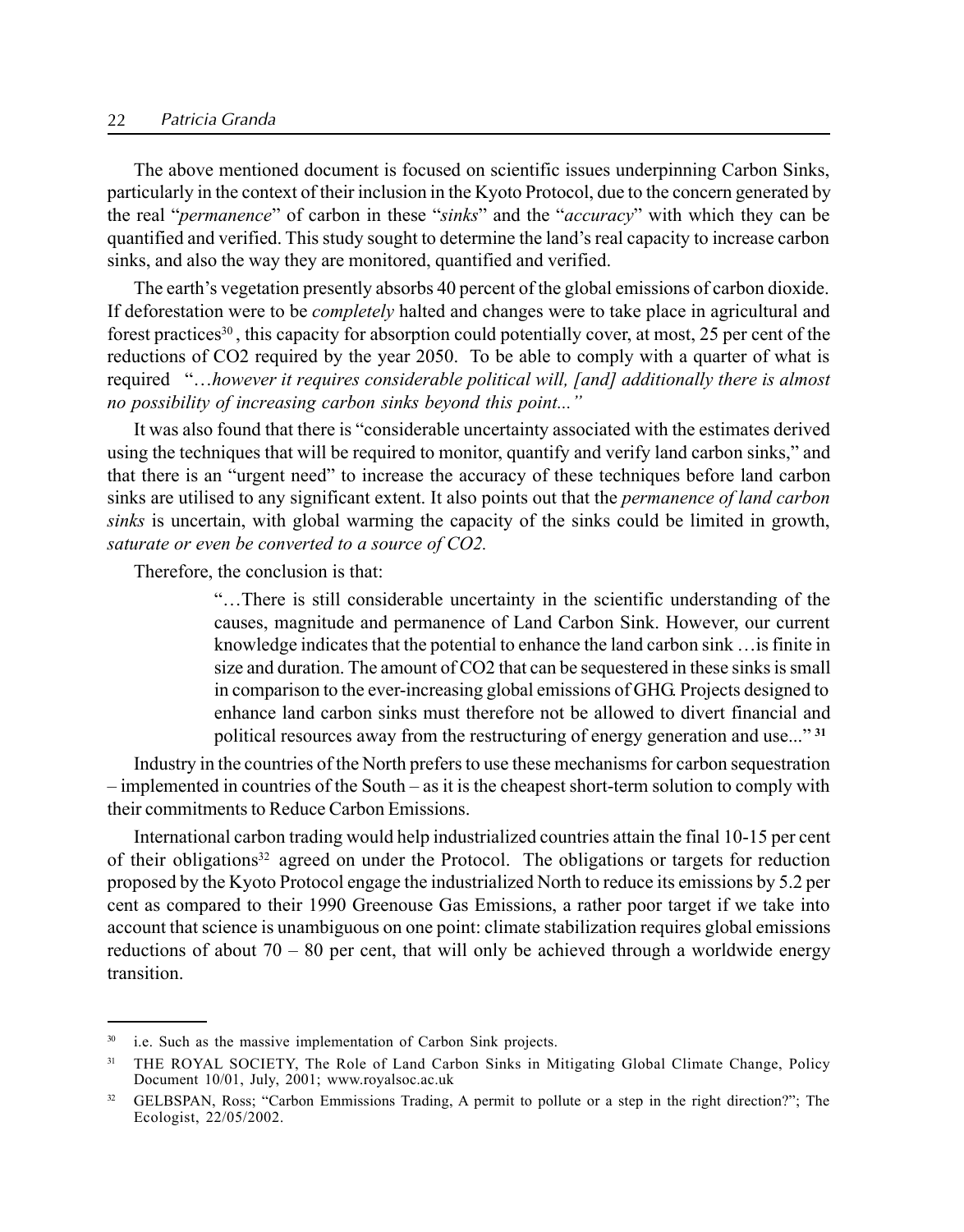The above mentioned document is focused on scientific issues underpinning Carbon Sinks, particularly in the context of their inclusion in the Kyoto Protocol, due to the concern generated by the real "*permanence*" of carbon in these "*sinks*" and the "*accuracy*" with which they can be quantified and verified. This study sought to determine the land's real capacity to increase carbon sinks, and also the way they are monitored, quantified and verified.

The earth's vegetation presently absorbs 40 percent of the global emissions of carbon dioxide. If deforestation were to be *completely* halted and changes were to take place in agricultural and forest practices[30], this capacity for absorption could potentially cover, at most, 25 per cent of the reductions of $CO_2$ required by the year 2050. To be able to comply with a quarter of what is required "*…however it requires considerable political will, [and] additionally there is almost no possibility of increasing carbon sinks beyond this point..."*

It was also found that there is "considerable uncertainty associated with the estimates derived using the techniques that will be required to monitor, quantify and verify land carbon sinks," and that there is an "urgent need" to increase the accuracy of these techniques before land carbon sinks are utilised to any significant extent. It also points out that the *permanence of land carbon sinks* is uncertain, with global warming the capacity of the sinks could be limited in growth, *saturate or even be converted to a source of $CO_2$.*

Therefore, the conclusion is that:

> "…There is still considerable uncertainty in the scientific understanding of the causes, magnitude and permanence of Land Carbon Sink. However, our current knowledge indicates that the potential to enhance the land carbon sink …is finite in size and duration. The amount of $CO_2$ that can be sequestered in these sinks is small in comparison to the ever-increasing global emissions of GHG. Projects designed to enhance land carbon sinks must therefore not be allowed to divert financial and political resources away from the restructuring of energy generation and use..." [31]

Industry in the countries of the North prefers to use these mechanisms for carbon sequestration – implemented in countries of the South – as it is the cheapest short-term solution to comply with their commitments to Reduce Carbon Emissions.

International carbon trading would help industrialized countries attain the final 10-15 per cent of their obligations[32] agreed on under the Protocol. The obligations or targets for reduction proposed by the Kyoto Protocol engage the industrialized North to reduce its emissions by 5.2 per cent as compared to their 1990 Greenouse Gas Emissions, a rather poor target if we take into account that science is unambiguous on one point: climate stabilization requires global emissions reductions of about 70 – 80 per cent, that will only be achieved through a worldwide energy transition.

---

[30] i.e. Such as the massive implementation of Carbon Sink projects.

[31] THE ROYAL SOCIETY, The Role of Land Carbon Sinks in Mitigating Global Climate Change, Policy Document 10/01, July, 2001; www.royalsoc.ac.uk

[32] GELBSPAN, Ross; "Carbon Emmissions Trading, A permit to pollute or a step in the right direction?"; The Ecologist, 22/05/2002.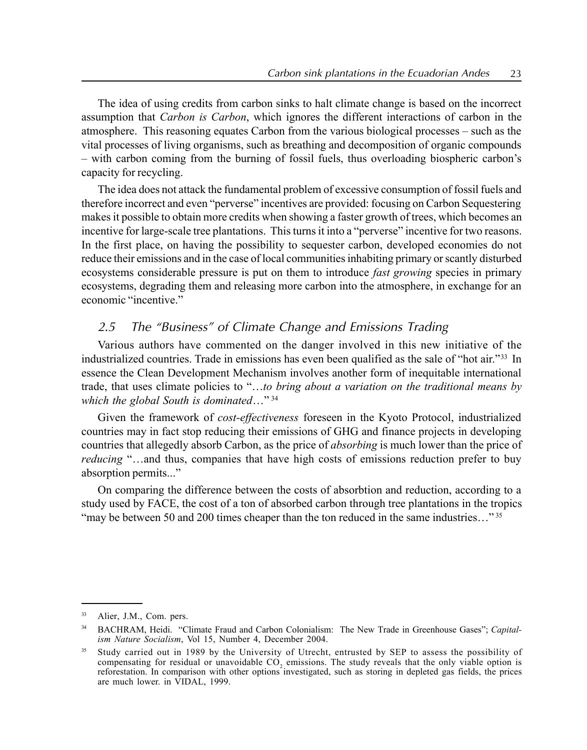The idea of using credits from carbon sinks to halt climate change is based on the incorrect assumption that *Carbon is Carbon*, which ignores the different interactions of carbon in the atmosphere. This reasoning equates Carbon from the various biological processes – such as the vital processes of living organisms, such as breathing and decomposition of organic compounds – with carbon coming from the burning of fossil fuels, thus overloading biospheric carbon's capacity for recycling.

The idea does not attack the fundamental problem of excessive consumption of fossil fuels and therefore incorrect and even "perverse" incentives are provided: focusing on Carbon Sequestering makes it possible to obtain more credits when showing a faster growth of trees, which becomes an incentive for large-scale tree plantations. This turns it into a "perverse" incentive for two reasons. In the first place, on having the possibility to sequester carbon, developed economies do not reduce their emissions and in the case of local communities inhabiting primary or scantly disturbed ecosystems considerable pressure is put on them to introduce *fast growing* species in primary ecosystems, degrading them and releasing more carbon into the atmosphere, in exchange for an economic "incentive."

## 2.5 The "Business" of Climate Change and Emissions Trading

Various authors have commented on the danger involved in this new initiative of the industrialized countries. Trade in emissions has even been qualified as the sale of "hot air."[33] In essence the Clean Development Mechanism involves another form of inequitable international trade, that uses climate policies to "…*to bring about a variation on the traditional means by which the global South is dominated*…"[34]

Given the framework of *cost-effectiveness* foreseen in the Kyoto Protocol, industrialized countries may in fact stop reducing their emissions of GHG and finance projects in developing countries that allegedly absorb Carbon, as the price of *absorbing* is much lower than the price of *reducing* "…and thus, companies that have high costs of emissions reduction prefer to buy absorption permits..."

On comparing the difference between the costs of absorbtion and reduction, according to a study used by FACE, the cost of a ton of absorbed carbon through tree plantations in the tropics "may be between 50 and 200 times cheaper than the ton reduced in the same industries…"[35]

---

[33] Alier, J.M., Com. pers.

[34] BACHRAM, Heidi. "Climate Fraud and Carbon Colonialism: The New Trade in Greenhouse Gases"; *Capitalism Nature Socialism*, Vol 15, Number 4, December 2004.

[35] Study carried out in 1989 by the University of Utrecht, entrusted by SEP to assess the possibility of compensating for residual or unavoidable $CO_2$ emissions. The study reveals that the only viable option is reforestation. In comparison with other options investigated, such as storing in depleted gas fields, the prices are much lower. in VIDAL, 1999.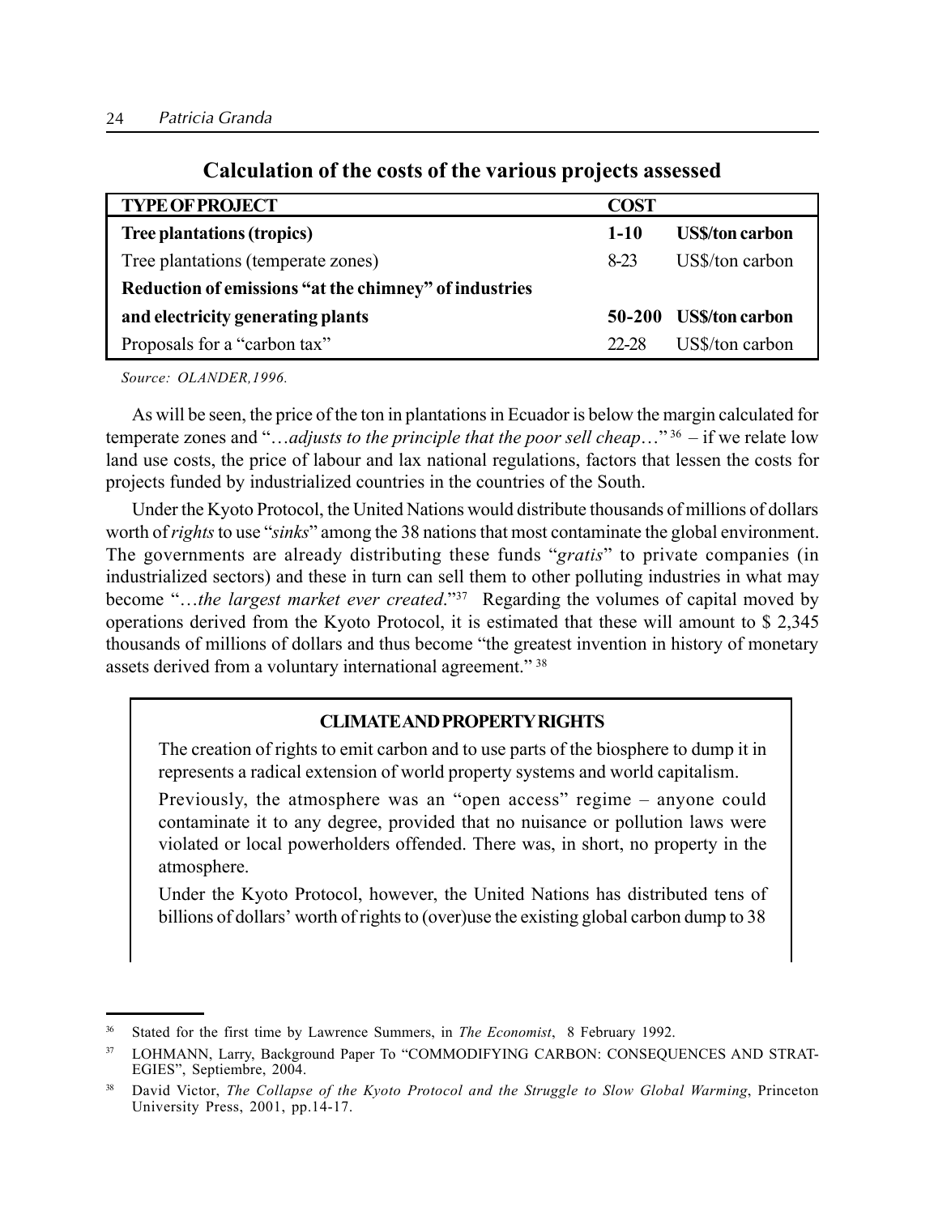## Calculation of the costs of the various projects assessed

| TYPE OF PROJECT | COST | |
|---|---|---|
| **Tree plantations (tropics)** | **1-10** | **US$/ton carbon** |
| Tree plantations (temperate zones) | 8-23 | US$/ton carbon |
| **Reduction of emissions "at the chimney" of industries and electricity generating plants** | **50-200** | **US$/ton carbon** |
| Proposals for a "carbon tax" | 22-28 | US$/ton carbon |

*Source: OLANDER,1996.*

As will be seen, the price of the ton in plantations in Ecuador is below the margin calculated for temperate zones and "…*adjusts to the principle that the poor sell cheap*…" [36] – if we relate low land use costs, the price of labour and lax national regulations, factors that lessen the costs for projects funded by industrialized countries in the countries of the South.

Under the Kyoto Protocol, the United Nations would distribute thousands of millions of dollars worth of *rights* to use "*sinks*" among the 38 nations that most contaminate the global environment. The governments are already distributing these funds "*gratis*" to private companies (in industrialized sectors) and these in turn can sell them to other polluting industries in what may become "…*the largest market ever created*."[37] Regarding the volumes of capital moved by operations derived from the Kyoto Protocol, it is estimated that these will amount to $ 2,345 thousands of millions of dollars and thus become "the greatest invention in history of monetary assets derived from a voluntary international agreement." [38]

**CLIMATE AND PROPERTY RIGHTS**

The creation of rights to emit carbon and to use parts of the biosphere to dump it in represents a radical extension of world property systems and world capitalism.

Previously, the atmosphere was an "open access" regime – anyone could contaminate it to any degree, provided that no nuisance or pollution laws were violated or local powerholders offended. There was, in short, no property in the atmosphere.

Under the Kyoto Protocol, however, the United Nations has distributed tens of billions of dollars' worth of rights to (over)use the existing global carbon dump to 38

---

[36] Stated for the first time by Lawrence Summers, in *The Economist*, 8 February 1992.

[37] LOHMANN, Larry, Background Paper To "COMMODIFYING CARBON: CONSEQUENCES AND STRATEGIES", Septiembre, 2004.

[38] David Victor, *The Collapse of the Kyoto Protocol and the Struggle to Slow Global Warming*, Princeton University Press, 2001, pp.14-17.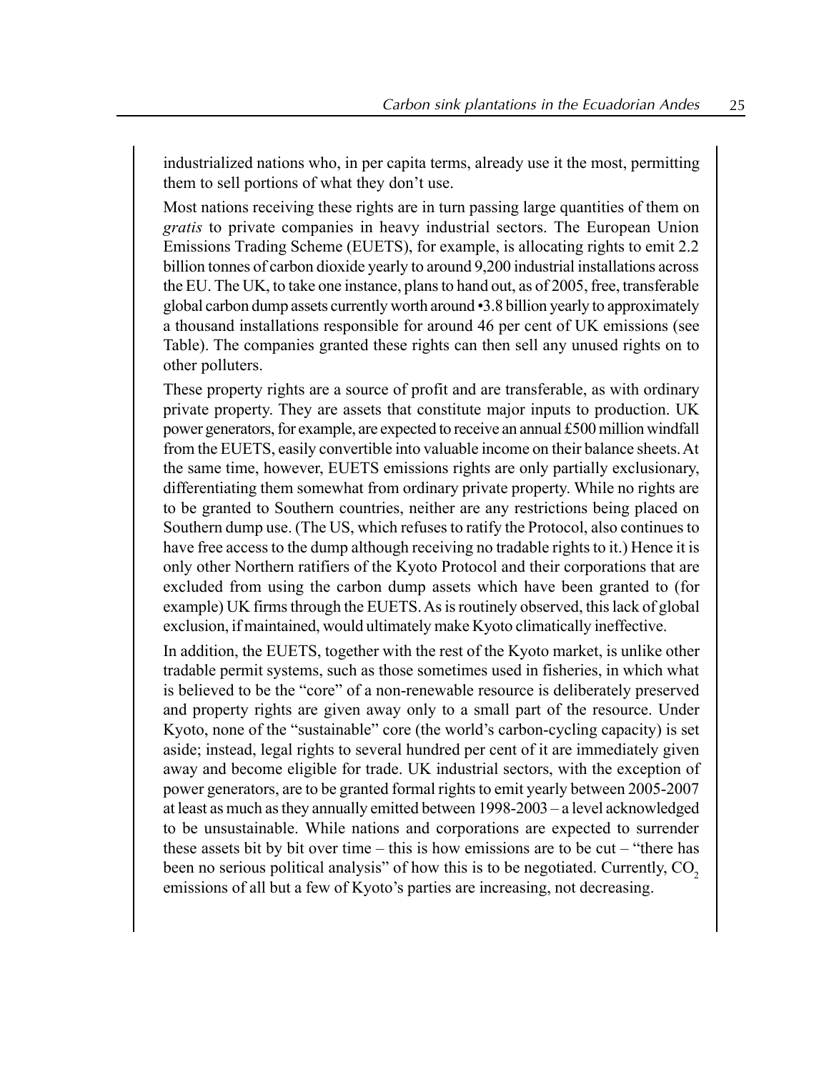industrialized nations who, in per capita terms, already use it the most, permitting them to sell portions of what they don't use.

Most nations receiving these rights are in turn passing large quantities of them on *gratis* to private companies in heavy industrial sectors. The European Union Emissions Trading Scheme (EUETS), for example, is allocating rights to emit 2.2 billion tonnes of carbon dioxide yearly to around 9,200 industrial installations across the EU. The UK, to take one instance, plans to hand out, as of 2005, free, transferable global carbon dump assets currently worth around •3.8 billion yearly to approximately a thousand installations responsible for around 46 per cent of UK emissions (see Table). The companies granted these rights can then sell any unused rights on to other polluters.

These property rights are a source of profit and are transferable, as with ordinary private property. They are assets that constitute major inputs to production. UK power generators, for example, are expected to receive an annual £500 million windfall from the EUETS, easily convertible into valuable income on their balance sheets. At the same time, however, EUETS emissions rights are only partially exclusionary, differentiating them somewhat from ordinary private property. While no rights are to be granted to Southern countries, neither are any restrictions being placed on Southern dump use. (The US, which refuses to ratify the Protocol, also continues to have free access to the dump although receiving no tradable rights to it.) Hence it is only other Northern ratifiers of the Kyoto Protocol and their corporations that are excluded from using the carbon dump assets which have been granted to (for example) UK firms through the EUETS. As is routinely observed, this lack of global exclusion, if maintained, would ultimately make Kyoto climatically ineffective.

In addition, the EUETS, together with the rest of the Kyoto market, is unlike other tradable permit systems, such as those sometimes used in fisheries, in which what is believed to be the "core" of a non-renewable resource is deliberately preserved and property rights are given away only to a small part of the resource. Under Kyoto, none of the "sustainable" core (the world's carbon-cycling capacity) is set aside; instead, legal rights to several hundred per cent of it are immediately given away and become eligible for trade. UK industrial sectors, with the exception of power generators, are to be granted formal rights to emit yearly between 2005-2007 at least as much as they annually emitted between 1998-2003 – a level acknowledged to be unsustainable. While nations and corporations are expected to surrender these assets bit by bit over time – this is how emissions are to be cut – "there has been no serious political analysis" of how this is to be negotiated. Currently, $CO_2$ emissions of all but a few of Kyoto's parties are increasing, not decreasing.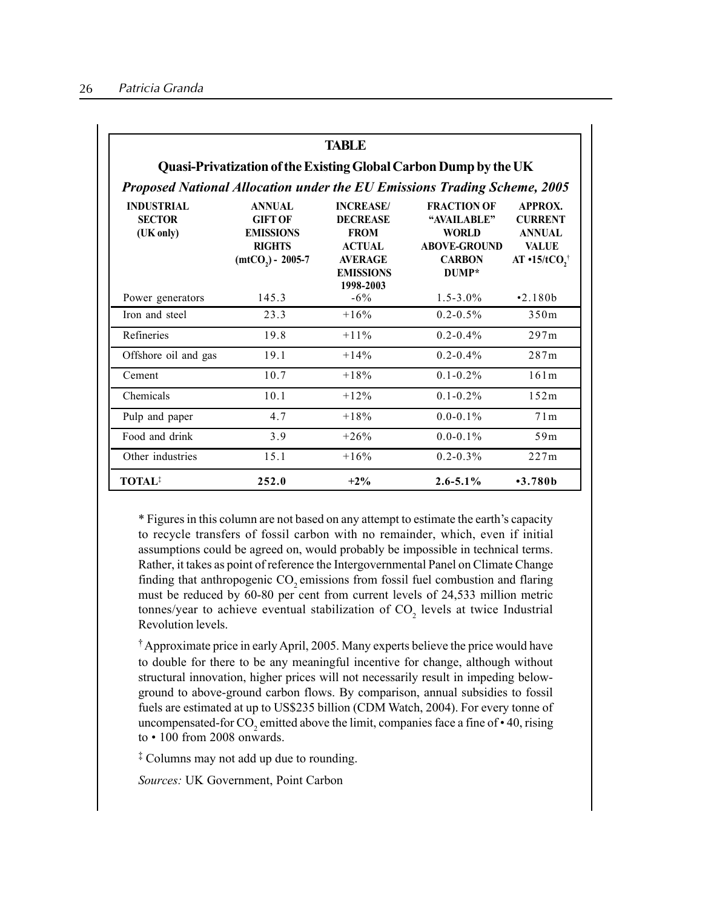**TABLE**

**Quasi-Privatization of the Existing Global Carbon Dump by the UK**

***Proposed National Allocation under the EU Emissions Trading Scheme, 2005***

| INDUSTRIAL SECTOR (UK only) | ANNUAL GIFT OF EMISSIONS RIGHTS ($mtCO_2$) - 2005-7 | INCREASE/ DECREASE FROM ACTUAL AVERAGE EMISSIONS 1998-2003 | FRACTION OF "AVAILABLE" WORLD ABOVE-GROUND CARBON DUMP* | APPROX. CURRENT ANNUAL VALUE AT •15/$tCO_2$† |
|---|---|---|---|---|
| Power generators | 145.3 | -6% | 1.5-3.0% | •2.180b |
| Iron and steel | 23.3 | +16% | 0.2-0.5% | 350m |
| Refineries | 19.8 | +11% | 0.2-0.4% | 297m |
| Offshore oil and gas | 19.1 | +14% | 0.2-0.4% | 287m |
| Cement | 10.7 | +18% | 0.1-0.2% | 161m |
| Chemicals | 10.1 | +12% | 0.1-0.2% | 152m |
| Pulp and paper | 4.7 | +18% | 0.0-0.1% | 71m |
| Food and drink | 3.9 | +26% | 0.0-0.1% | 59m |
| Other industries | 15.1 | +16% | 0.2-0.3% | 227m |
| **TOTAL‡** | **252.0** | **+2%** | **2.6-5.1%** | **•3.780b** |

* Figures in this column are not based on any attempt to estimate the earth's capacity to recycle transfers of fossil carbon with no remainder, which, even if initial assumptions could be agreed on, would probably be impossible in technical terms. Rather, it takes as point of reference the Intergovernmental Panel on Climate Change finding that anthropogenic $CO_2$ emissions from fossil fuel combustion and flaring must be reduced by 60-80 per cent from current levels of 24,533 million metric tonnes/year to achieve eventual stabilization of $CO_2$ levels at twice Industrial Revolution levels.

† Approximate price in early April, 2005. Many experts believe the price would have to double for there to be any meaningful incentive for change, although without structural innovation, higher prices will not necessarily result in impeding below-ground to above-ground carbon flows. By comparison, annual subsidies to fossil fuels are estimated at up to US$235 billion (CDM Watch, 2004). For every tonne of uncompensated-for $CO_2$ emitted above the limit, companies face a fine of • 40, rising to • 100 from 2008 onwards.

‡ Columns may not add up due to rounding.

*Sources:* UK Government, Point Carbon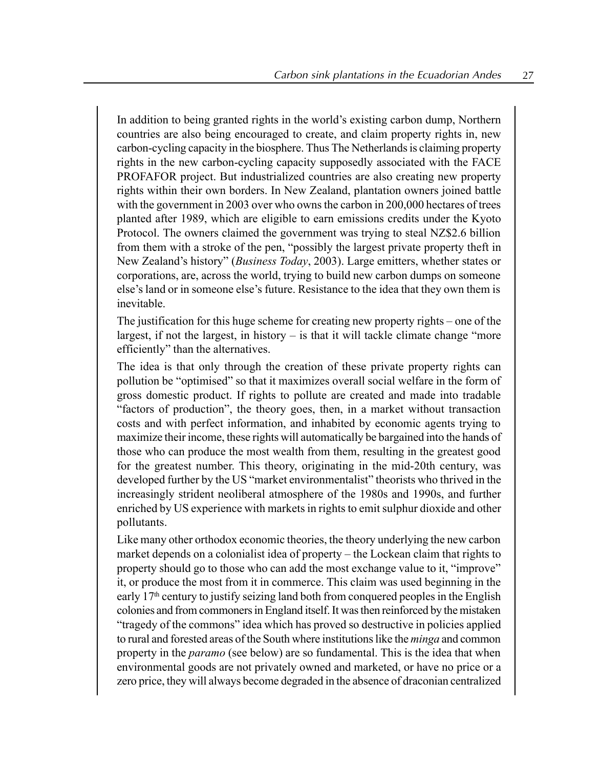In addition to being granted rights in the world's existing carbon dump, Northern countries are also being encouraged to create, and claim property rights in, new carbon-cycling capacity in the biosphere. Thus The Netherlands is claiming property rights in the new carbon-cycling capacity supposedly associated with the FACE PROFAFOR project. But industrialized countries are also creating new property rights within their own borders. In New Zealand, plantation owners joined battle with the government in 2003 over who owns the carbon in 200,000 hectares of trees planted after 1989, which are eligible to earn emissions credits under the Kyoto Protocol. The owners claimed the government was trying to steal NZ$2.6 billion from them with a stroke of the pen, "possibly the largest private property theft in New Zealand's history" (*Business Today*, 2003). Large emitters, whether states or corporations, are, across the world, trying to build new carbon dumps on someone else's land or in someone else's future. Resistance to the idea that they own them is inevitable.

The justification for this huge scheme for creating new property rights – one of the largest, if not the largest, in history – is that it will tackle climate change "more efficiently" than the alternatives.

The idea is that only through the creation of these private property rights can pollution be "optimised" so that it maximizes overall social welfare in the form of gross domestic product. If rights to pollute are created and made into tradable "factors of production", the theory goes, then, in a market without transaction costs and with perfect information, and inhabited by economic agents trying to maximize their income, these rights will automatically be bargained into the hands of those who can produce the most wealth from them, resulting in the greatest good for the greatest number. This theory, originating in the mid-20th century, was developed further by the US "market environmentalist" theorists who thrived in the increasingly strident neoliberal atmosphere of the 1980s and 1990s, and further enriched by US experience with markets in rights to emit sulphur dioxide and other pollutants.

Like many other orthodox economic theories, the theory underlying the new carbon market depends on a colonialist idea of property – the Lockean claim that rights to property should go to those who can add the most exchange value to it, "improve" it, or produce the most from it in commerce. This claim was used beginning in the early 17th century to justify seizing land both from conquered peoples in the English colonies and from commoners in England itself. It was then reinforced by the mistaken "tragedy of the commons" idea which has proved so destructive in policies applied to rural and forested areas of the South where institutions like the *minga* and common property in the *paramo* (see below) are so fundamental. This is the idea that when environmental goods are not privately owned and marketed, or have no price or a zero price, they will always become degraded in the absence of draconian centralized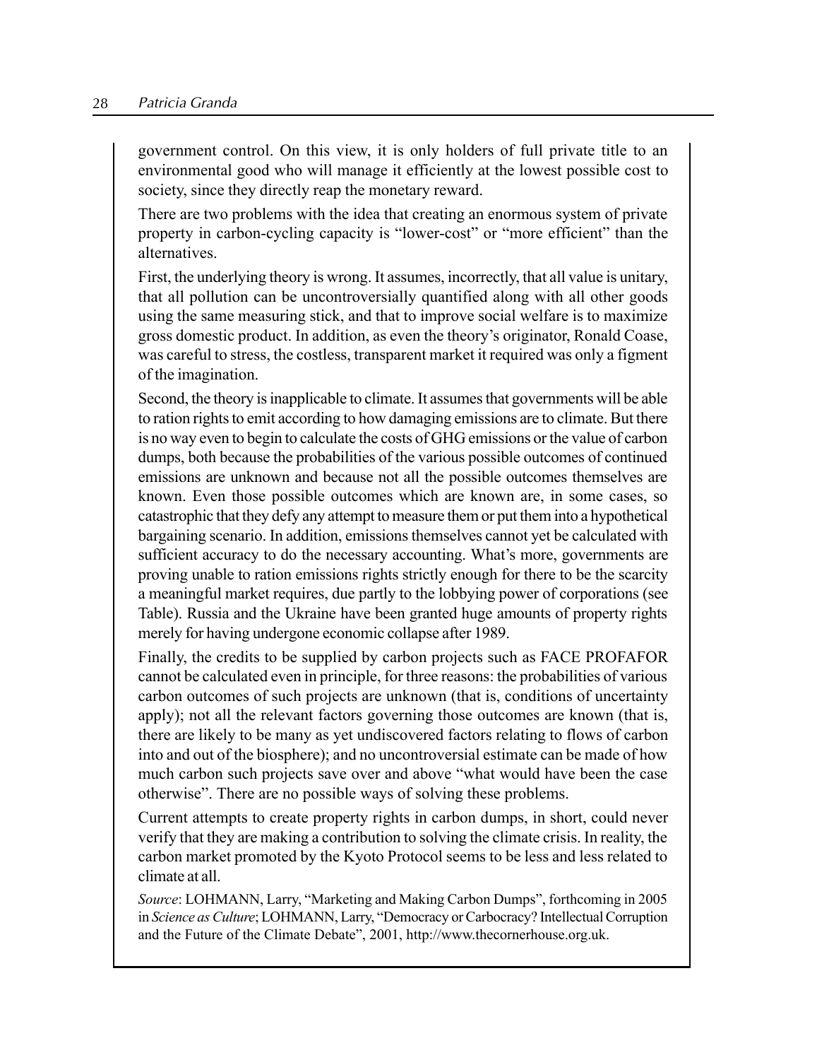government control. On this view, it is only holders of full private title to an environmental good who will manage it efficiently at the lowest possible cost to society, since they directly reap the monetary reward.

There are two problems with the idea that creating an enormous system of private property in carbon-cycling capacity is "lower-cost" or "more efficient" than the alternatives.

First, the underlying theory is wrong. It assumes, incorrectly, that all value is unitary, that all pollution can be uncontroversially quantified along with all other goods using the same measuring stick, and that to improve social welfare is to maximize gross domestic product. In addition, as even the theory's originator, Ronald Coase, was careful to stress, the costless, transparent market it required was only a figment of the imagination.

Second, the theory is inapplicable to climate. It assumes that governments will be able to ration rights to emit according to how damaging emissions are to climate. But there is no way even to begin to calculate the costs of GHG emissions or the value of carbon dumps, both because the probabilities of the various possible outcomes of continued emissions are unknown and because not all the possible outcomes themselves are known. Even those possible outcomes which are known are, in some cases, so catastrophic that they defy any attempt to measure them or put them into a hypothetical bargaining scenario. In addition, emissions themselves cannot yet be calculated with sufficient accuracy to do the necessary accounting. What's more, governments are proving unable to ration emissions rights strictly enough for there to be the scarcity a meaningful market requires, due partly to the lobbying power of corporations (see Table). Russia and the Ukraine have been granted huge amounts of property rights merely for having undergone economic collapse after 1989.

Finally, the credits to be supplied by carbon projects such as FACE PROFAFOR cannot be calculated even in principle, for three reasons: the probabilities of various carbon outcomes of such projects are unknown (that is, conditions of uncertainty apply); not all the relevant factors governing those outcomes are known (that is, there are likely to be many as yet undiscovered factors relating to flows of carbon into and out of the biosphere); and no uncontroversial estimate can be made of how much carbon such projects save over and above "what would have been the case otherwise". There are no possible ways of solving these problems.

Current attempts to create property rights in carbon dumps, in short, could never verify that they are making a contribution to solving the climate crisis. In reality, the carbon market promoted by the Kyoto Protocol seems to be less and less related to climate at all.

*Source*: LOHMANN, Larry, "Marketing and Making Carbon Dumps", forthcoming in 2005 in *Science as Culture*; LOHMANN, Larry, "Democracy or Carbocracy? Intellectual Corruption and the Future of the Climate Debate", 2001, http://www.thecornerhouse.org.uk.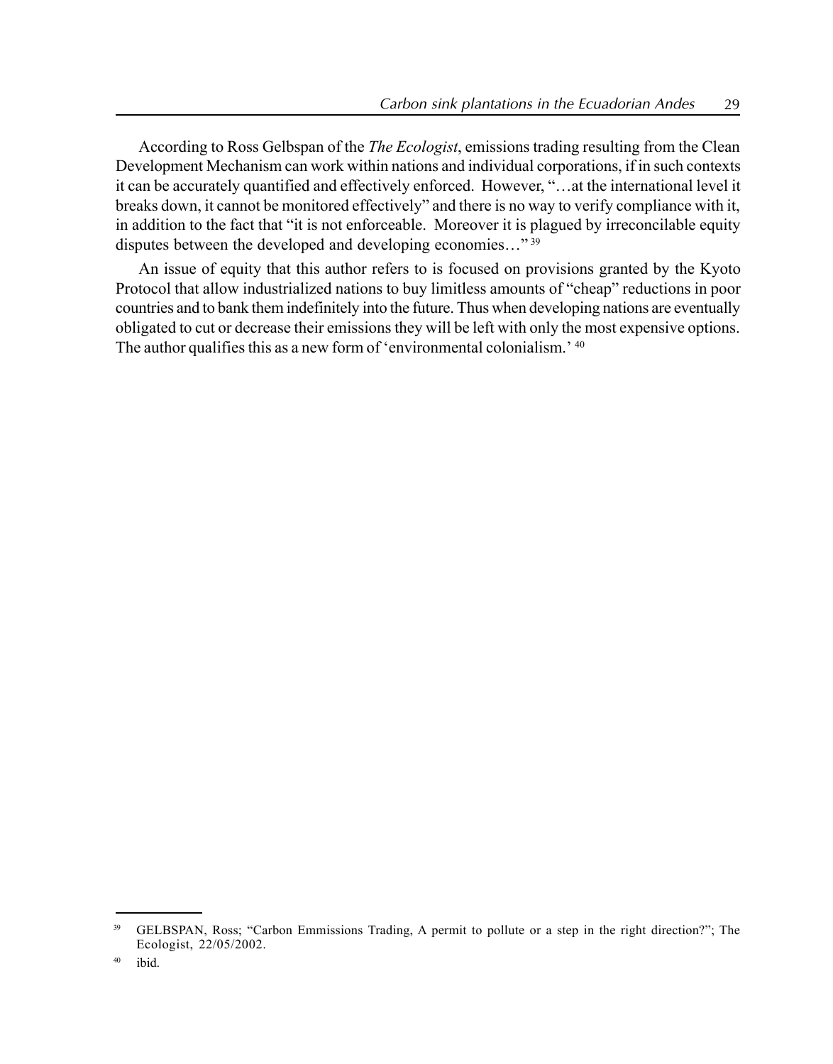According to Ross Gelbspan of the *The Ecologist*, emissions trading resulting from the Clean Development Mechanism can work within nations and individual corporations, if in such contexts it can be accurately quantified and effectively enforced. However, "…at the international level it breaks down, it cannot be monitored effectively" and there is no way to verify compliance with it, in addition to the fact that "it is not enforceable. Moreover it is plagued by irreconcilable equity disputes between the developed and developing economies…" [39]

An issue of equity that this author refers to is focused on provisions granted by the Kyoto Protocol that allow industrialized nations to buy limitless amounts of "cheap" reductions in poor countries and to bank them indefinitely into the future. Thus when developing nations are eventually obligated to cut or decrease their emissions they will be left with only the most expensive options. The author qualifies this as a new form of 'environmental colonialism.' [40]

---

[39] GELBSPAN, Ross; "Carbon Emmissions Trading, A permit to pollute or a step in the right direction?"; The Ecologist, 22/05/2002.

[40] ibid.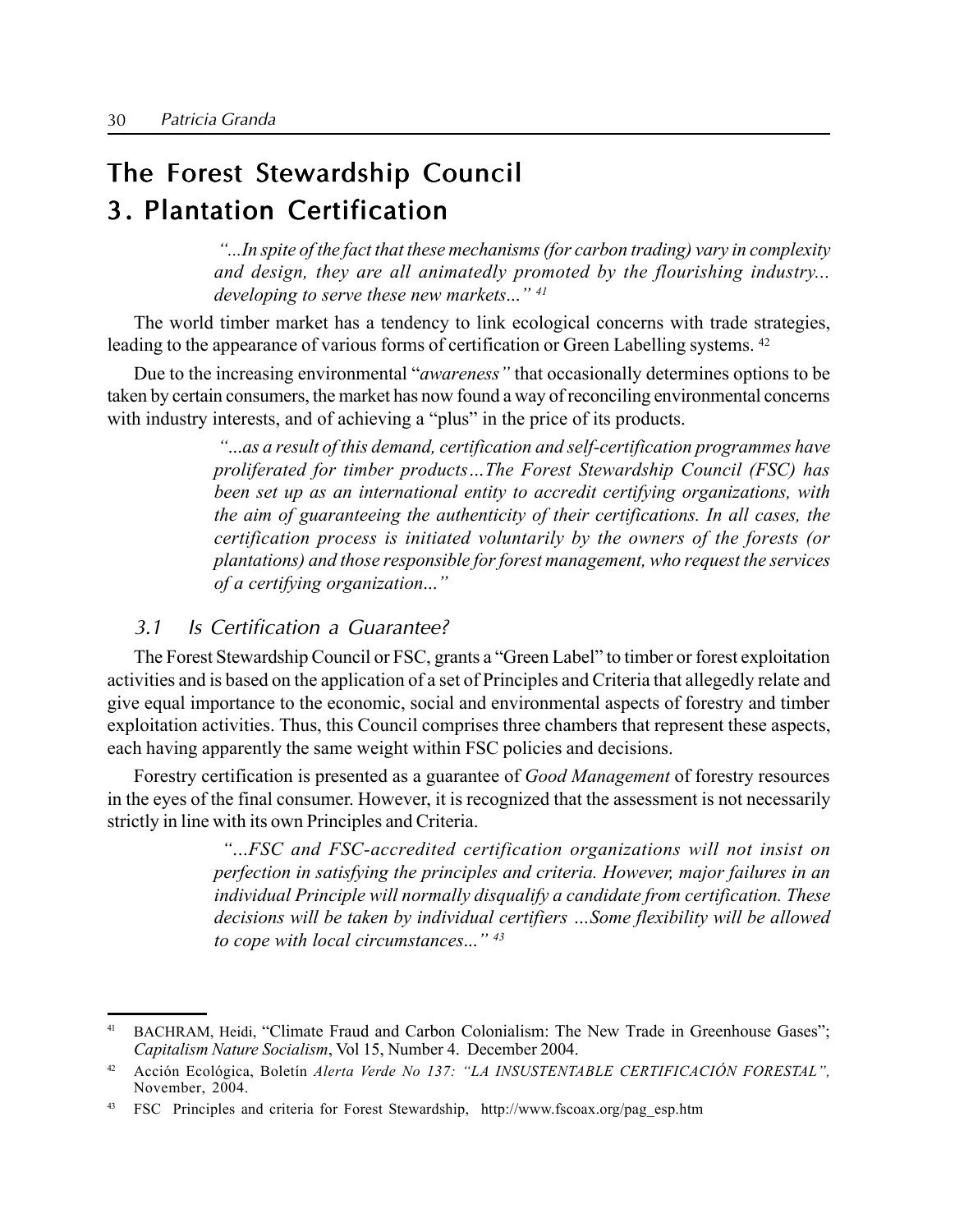# The Forest Stewardship Council

# 3. Plantation Certification

> *"...In spite of the fact that these mechanisms (for carbon trading) vary in complexity and design, they are all animatedly promoted by the flourishing industry... developing to serve these new markets..."* [41]

The world timber market has a tendency to link ecological concerns with trade strategies, leading to the appearance of various forms of certification or Green Labelling systems. [42]

Due to the increasing environmental "*awareness"* that occasionally determines options to be taken by certain consumers, the market has now found a way of reconciling environmental concerns with industry interests, and of achieving a "plus" in the price of its products.

> *"...as a result of this demand, certification and self-certification programmes have proliferated for timber products…The Forest Stewardship Council (FSC) has been set up as an international entity to accredit certifying organizations, with the aim of guaranteeing the authenticity of their certifications. In all cases, the certification process is initiated voluntarily by the owners of the forests (or plantations) and those responsible for forest management, who request the services of a certifying organization..."*

## 3.1 Is Certification a Guarantee?

The Forest Stewardship Council or FSC, grants a "Green Label" to timber or forest exploitation activities and is based on the application of a set of Principles and Criteria that allegedly relate and give equal importance to the economic, social and environmental aspects of forestry and timber exploitation activities. Thus, this Council comprises three chambers that represent these aspects, each having apparently the same weight within FSC policies and decisions.

Forestry certification is presented as a guarantee of *Good Management* of forestry resources in the eyes of the final consumer. However, it is recognized that the assessment is not necessarily strictly in line with its own Principles and Criteria.

> *"…FSC and FSC-accredited certification organizations will not insist on perfection in satisfying the principles and criteria. However, major failures in an individual Principle will normally disqualify a candidate from certification. These decisions will be taken by individual certifiers …Some flexibility will be allowed to cope with local circumstances..."* [43]

---

[41] BACHRAM, Heidi, "Climate Fraud and Carbon Colonialism: The New Trade in Greenhouse Gases"; *Capitalism Nature Socialism*, Vol 15, Number 4. December 2004.

[42] Acción Ecológica, Boletín *Alerta Verde No 137: "LA INSUSTENTABLE CERTIFICACIÓN FORESTAL",* November, 2004.

[43] FSC Principles and criteria for Forest Stewardship, http://www.fscoax.org/pag_esp.htm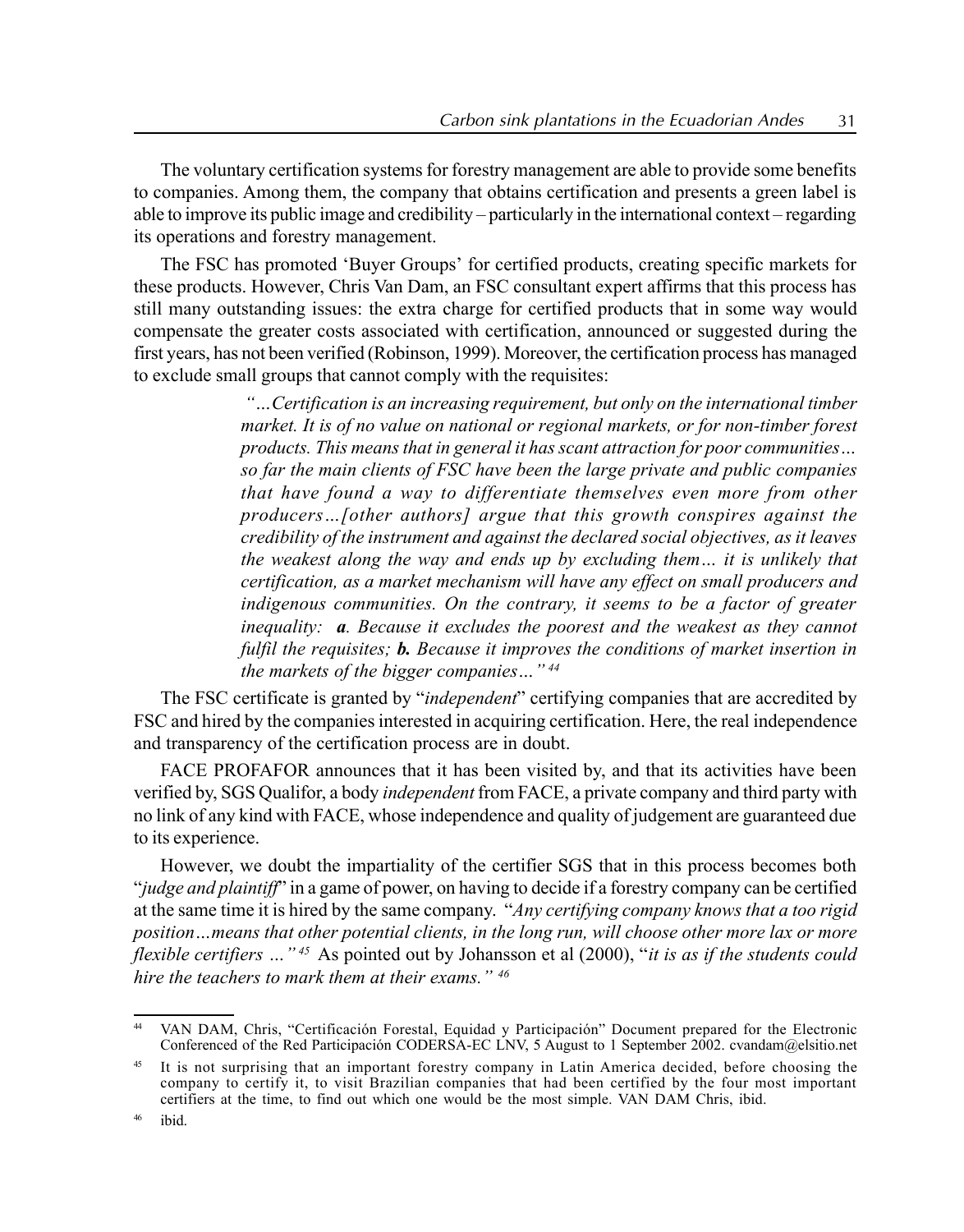The voluntary certification systems for forestry management are able to provide some benefits to companies. Among them, the company that obtains certification and presents a green label is able to improve its public image and credibility – particularly in the international context – regarding its operations and forestry management.

The FSC has promoted 'Buyer Groups' for certified products, creating specific markets for these products. However, Chris Van Dam, an FSC consultant expert affirms that this process has still many outstanding issues: the extra charge for certified products that in some way would compensate the greater costs associated with certification, announced or suggested during the first years, has not been verified (Robinson, 1999). Moreover, the certification process has managed to exclude small groups that cannot comply with the requisites:

> *"…Certification is an increasing requirement, but only on the international timber market. It is of no value on national or regional markets, or for non-timber forest products. This means that in general it has scant attraction for poor communities… so far the main clients of FSC have been the large private and public companies that have found a way to differentiate themselves even more from other producers…[other authors] argue that this growth conspires against the credibility of the instrument and against the declared social objectives, as it leaves the weakest along the way and ends up by excluding them… it is unlikely that certification, as a market mechanism will have any effect on small producers and indigenous communities. On the contrary, it seems to be a factor of greater inequality:* ***a****. Because it excludes the poorest and the weakest as they cannot fulfil the requisites;* ***b.*** *Because it improves the conditions of market insertion in the markets of the bigger companies…"* [44]

The FSC certificate is granted by "*independent*" certifying companies that are accredited by FSC and hired by the companies interested in acquiring certification. Here, the real independence and transparency of the certification process are in doubt.

FACE PROFAFOR announces that it has been visited by, and that its activities have been verified by, SGS Qualifor, a body *independent* from FACE, a private company and third party with no link of any kind with FACE, whose independence and quality of judgement are guaranteed due to its experience.

However, we doubt the impartiality of the certifier SGS that in this process becomes both "*judge and plaintiff*" in a game of power, on having to decide if a forestry company can be certified at the same time it is hired by the same company. "*Any certifying company knows that a too rigid position…means that other potential clients, in the long run, will choose other more lax or more flexible certifiers …"* [45] As pointed out by Johansson et al (2000), "*it is as if the students could hire the teachers to mark them at their exams."* [46]

---

[44] VAN DAM, Chris, "Certificación Forestal, Equidad y Participación" Document prepared for the Electronic Conferenced of the Red Participación CODERSA-EC LNV, 5 August to 1 September 2002. cvandam@elsitio.net

[45] It is not surprising that an important forestry company in Latin America decided, before choosing the company to certify it, to visit Brazilian companies that had been certified by the four most important certifiers at the time, to find out which one would be the most simple. VAN DAM Chris, ibid.

[46] ibid.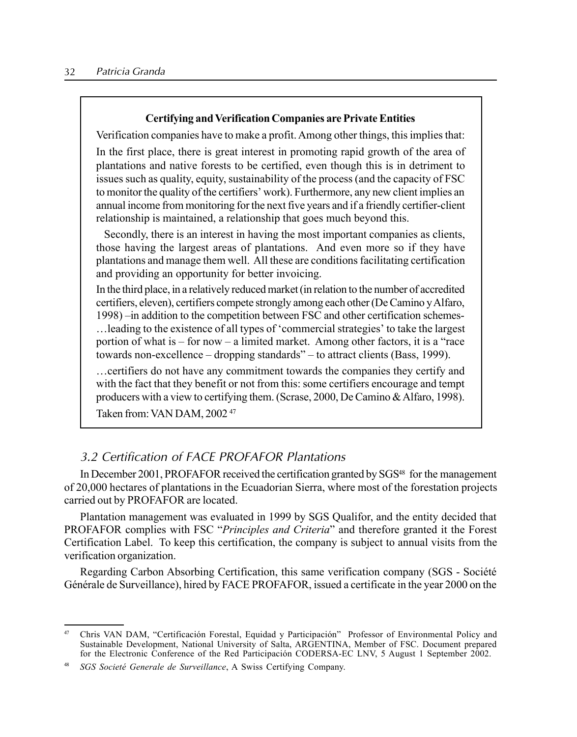**Certifying and Verification Companies are Private Entities**

Verification companies have to make a profit. Among other things, this implies that:

In the first place, there is great interest in promoting rapid growth of the area of plantations and native forests to be certified, even though this is in detriment to issues such as quality, equity, sustainability of the process (and the capacity of FSC to monitor the quality of the certifiers' work). Furthermore, any new client implies an annual income from monitoring for the next five years and if a friendly certifier-client relationship is maintained, a relationship that goes much beyond this.

Secondly, there is an interest in having the most important companies as clients, those having the largest areas of plantations. And even more so if they have plantations and manage them well. All these are conditions facilitating certification and providing an opportunity for better invoicing.

In the third place, in a relatively reduced market (in relation to the number of accredited certifiers, eleven), certifiers compete strongly among each other (De Camino y Alfaro, 1998) –in addition to the competition between FSC and other certification schemes- …leading to the existence of all types of 'commercial strategies' to take the largest portion of what is – for now – a limited market. Among other factors, it is a "race towards non-excellence – dropping standards" – to attract clients (Bass, 1999).

…certifiers do not have any commitment towards the companies they certify and with the fact that they benefit or not from this: some certifiers encourage and tempt producers with a view to certifying them. (Scrase, 2000, De Camino & Alfaro, 1998).

Taken from: VAN DAM, 2002 [47]

### *3.2 Certification of FACE PROFAFOR Plantations*

In December 2001, PROFAFOR received the certification granted by SGS[48] for the management of 20,000 hectares of plantations in the Ecuadorian Sierra, where most of the forestation projects carried out by PROFAFOR are located.

Plantation management was evaluated in 1999 by SGS Qualifor, and the entity decided that PROFAFOR complies with FSC "*Principles and Criteria*" and therefore granted it the Forest Certification Label. To keep this certification, the company is subject to annual visits from the verification organization.

Regarding Carbon Absorbing Certification, this same verification company (SGS - Société Générale de Surveillance), hired by FACE PROFAFOR, issued a certificate in the year 2000 on the

---

[47] Chris VAN DAM, "Certificación Forestal, Equidad y Participación" Professor of Environmental Policy and Sustainable Development, National University of Salta, ARGENTINA, Member of FSC. Document prepared for the Electronic Conference of the Red Participación CODERSA-EC LNV, 5 August 1 September 2002.

[48] *SGS Societé Generale de Surveillance*, A Swiss Certifying Company.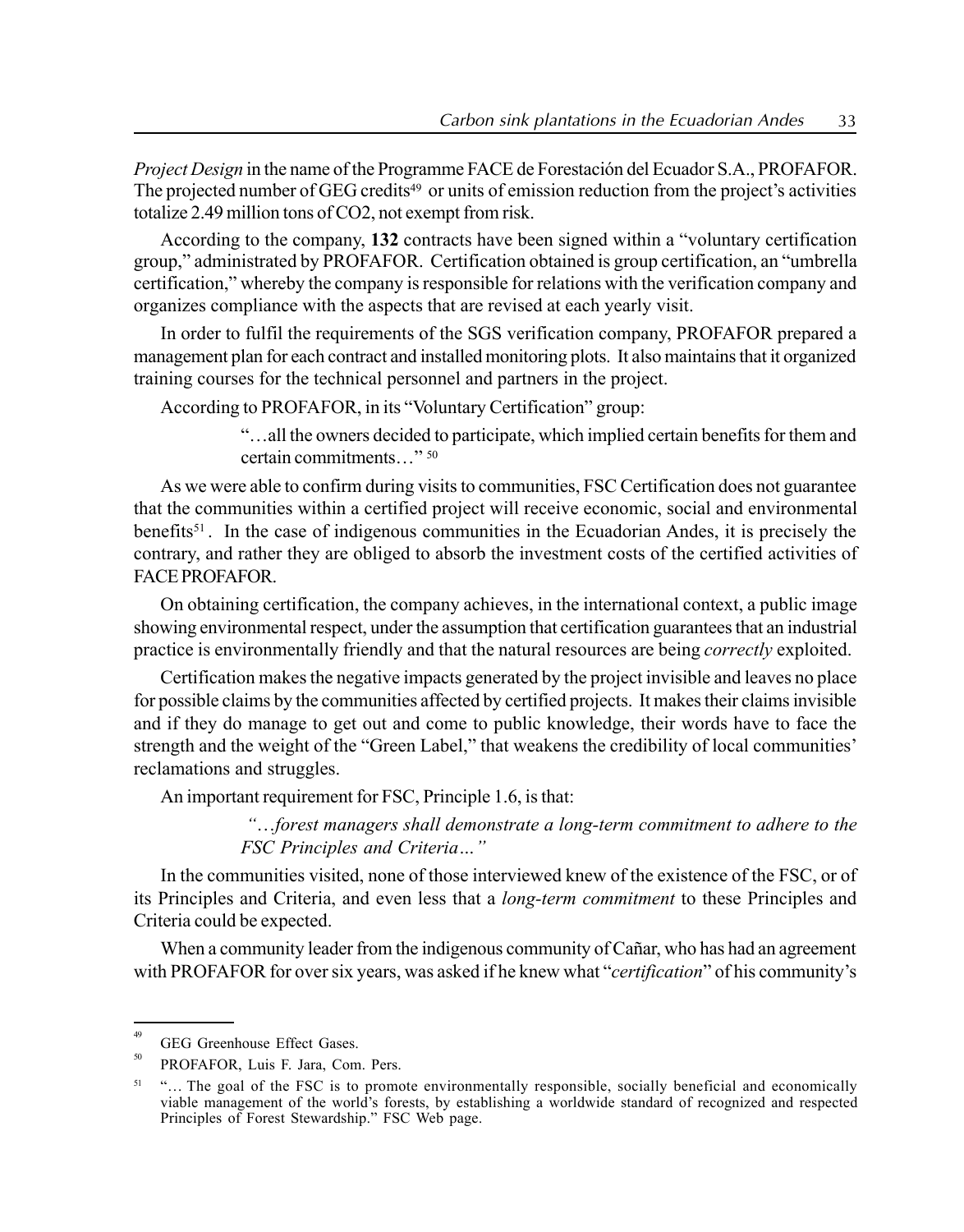*Project Design* in the name of the Programme FACE de Forestación del Ecuador S.A., PROFAFOR. The projected number of GEG credits[49] or units of emission reduction from the project's activities totalize 2.49 million tons of $CO_2$, not exempt from risk.

According to the company, **132** contracts have been signed within a "voluntary certification group," administrated by PROFAFOR. Certification obtained is group certification, an "umbrella certification," whereby the company is responsible for relations with the verification company and organizes compliance with the aspects that are revised at each yearly visit.

In order to fulfil the requirements of the SGS verification company, PROFAFOR prepared a management plan for each contract and installed monitoring plots. It also maintains that it organized training courses for the technical personnel and partners in the project.

According to PROFAFOR, in its "Voluntary Certification" group:

> "…all the owners decided to participate, which implied certain benefits for them and certain commitments…" [50]

As we were able to confirm during visits to communities, FSC Certification does not guarantee that the communities within a certified project will receive economic, social and environmental benefits[51]. In the case of indigenous communities in the Ecuadorian Andes, it is precisely the contrary, and rather they are obliged to absorb the investment costs of the certified activities of FACE PROFAFOR.

On obtaining certification, the company achieves, in the international context, a public image showing environmental respect, under the assumption that certification guarantees that an industrial practice is environmentally friendly and that the natural resources are being *correctly* exploited.

Certification makes the negative impacts generated by the project invisible and leaves no place for possible claims by the communities affected by certified projects. It makes their claims invisible and if they do manage to get out and come to public knowledge, their words have to face the strength and the weight of the "Green Label," that weakens the credibility of local communities' reclamations and struggles.

An important requirement for FSC, Principle 1.6, is that:

> *"…forest managers shall demonstrate a long-term commitment to adhere to the FSC Principles and Criteria…"*

In the communities visited, none of those interviewed knew of the existence of the FSC, or of its Principles and Criteria, and even less that a *long-term commitment* to these Principles and Criteria could be expected.

When a community leader from the indigenous community of Cañar, who has had an agreement with PROFAFOR for over six years, was asked if he knew what "*certification*" of his community's

---

[49] GEG Greenhouse Effect Gases.

[50] PROFAFOR, Luis F. Jara, Com. Pers.

[51] "… The goal of the FSC is to promote environmentally responsible, socially beneficial and economically viable management of the world's forests, by establishing a worldwide standard of recognized and respected Principles of Forest Stewardship." FSC Web page.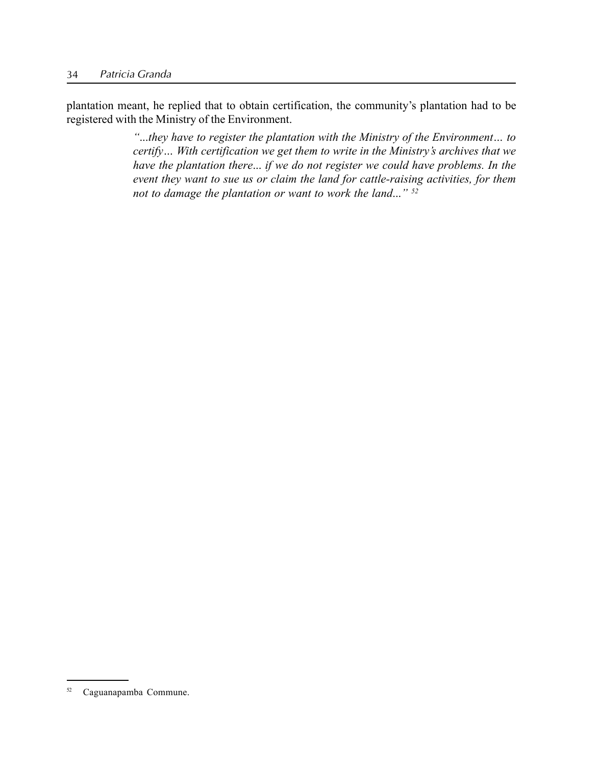plantation meant, he replied that to obtain certification, the community's plantation had to be registered with the Ministry of the Environment.

> *"...they have to register the plantation with the Ministry of the Environment… to certify… With certification we get them to write in the Ministry's archives that we have the plantation there... if we do not register we could have problems. In the event they want to sue us or claim the land for cattle-raising activities, for them not to damage the plantation or want to work the land..."* [52]

---

[52] Caguanapamba Commune.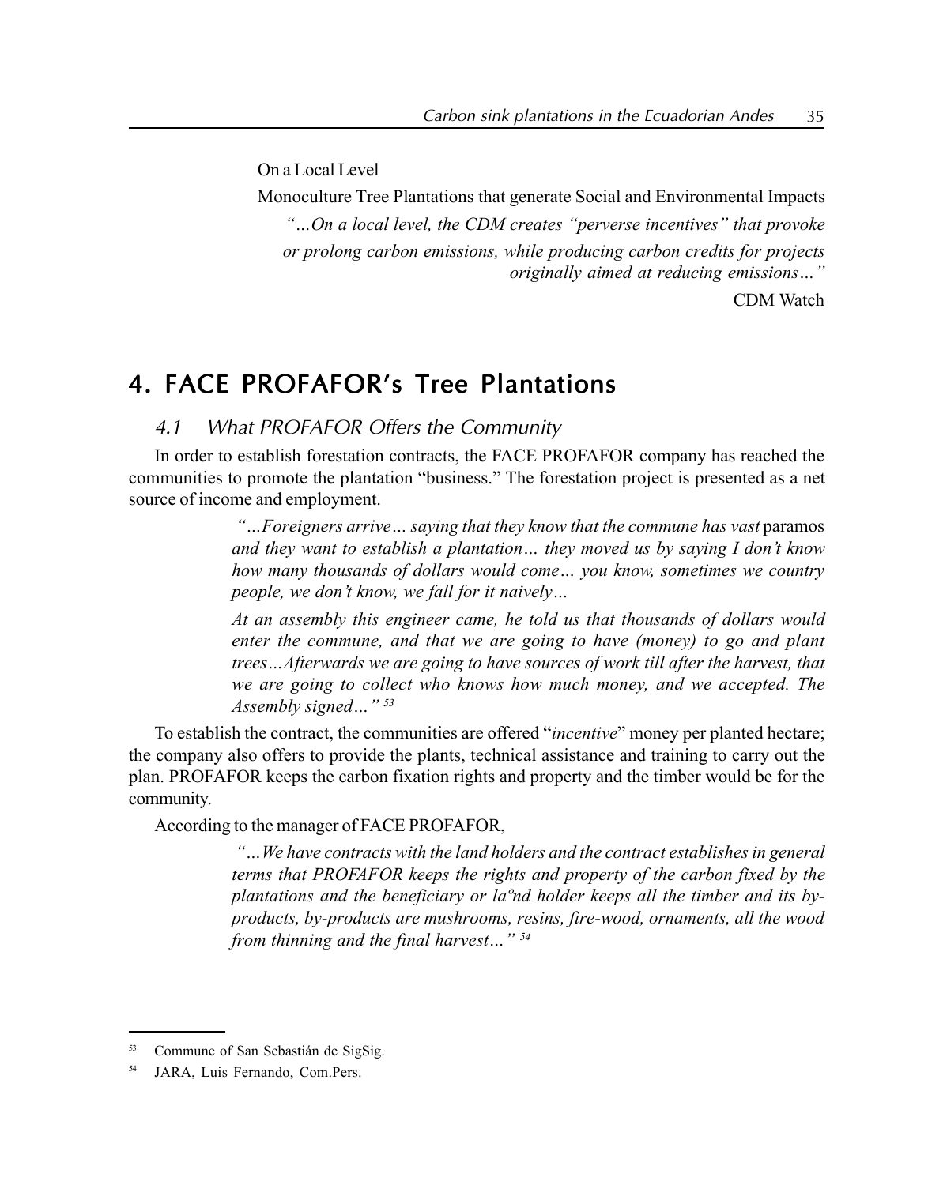On a Local Level

Monoculture Tree Plantations that generate Social and Environmental Impacts

> *"…On a local level, the CDM creates "perverse incentives" that provoke or prolong carbon emissions, while producing carbon credits for projects originally aimed at reducing emissions…"*
>
> CDM Watch

## 4. FACE PROFAFOR's Tree Plantations

### 4.1 What PROFAFOR Offers the Community

In order to establish forestation contracts, the FACE PROFAFOR company has reached the communities to promote the plantation "business." The forestation project is presented as a net source of income and employment.

> *"…Foreigners arrive… saying that they know that the commune has vast* paramos *and they want to establish a plantation… they moved us by saying I don't know how many thousands of dollars would come… you know, sometimes we country people, we don't know, we fall for it naively…*
>
> *At an assembly this engineer came, he told us that thousands of dollars would enter the commune, and that we are going to have (money) to go and plant trees…Afterwards we are going to have sources of work till after the harvest, that we are going to collect who knows how much money, and we accepted. The Assembly signed…"* [53]

To establish the contract, the communities are offered "*incentive*" money per planted hectare; the company also offers to provide the plants, technical assistance and training to carry out the plan. PROFAFOR keeps the carbon fixation rights and property and the timber would be for the community.

According to the manager of FACE PROFAFOR,

> *"…We have contracts with the land holders and the contract establishes in general terms that PROFAFOR keeps the rights and property of the carbon fixed by the plantations and the beneficiary or laºnd holder keeps all the timber and its by-products, by-products are mushrooms, resins, fire-wood, ornaments, all the wood from thinning and the final harvest…"* [54]

---

[53] Commune of San Sebastián de SigSig.

[54] JARA, Luis Fernando, Com.Pers.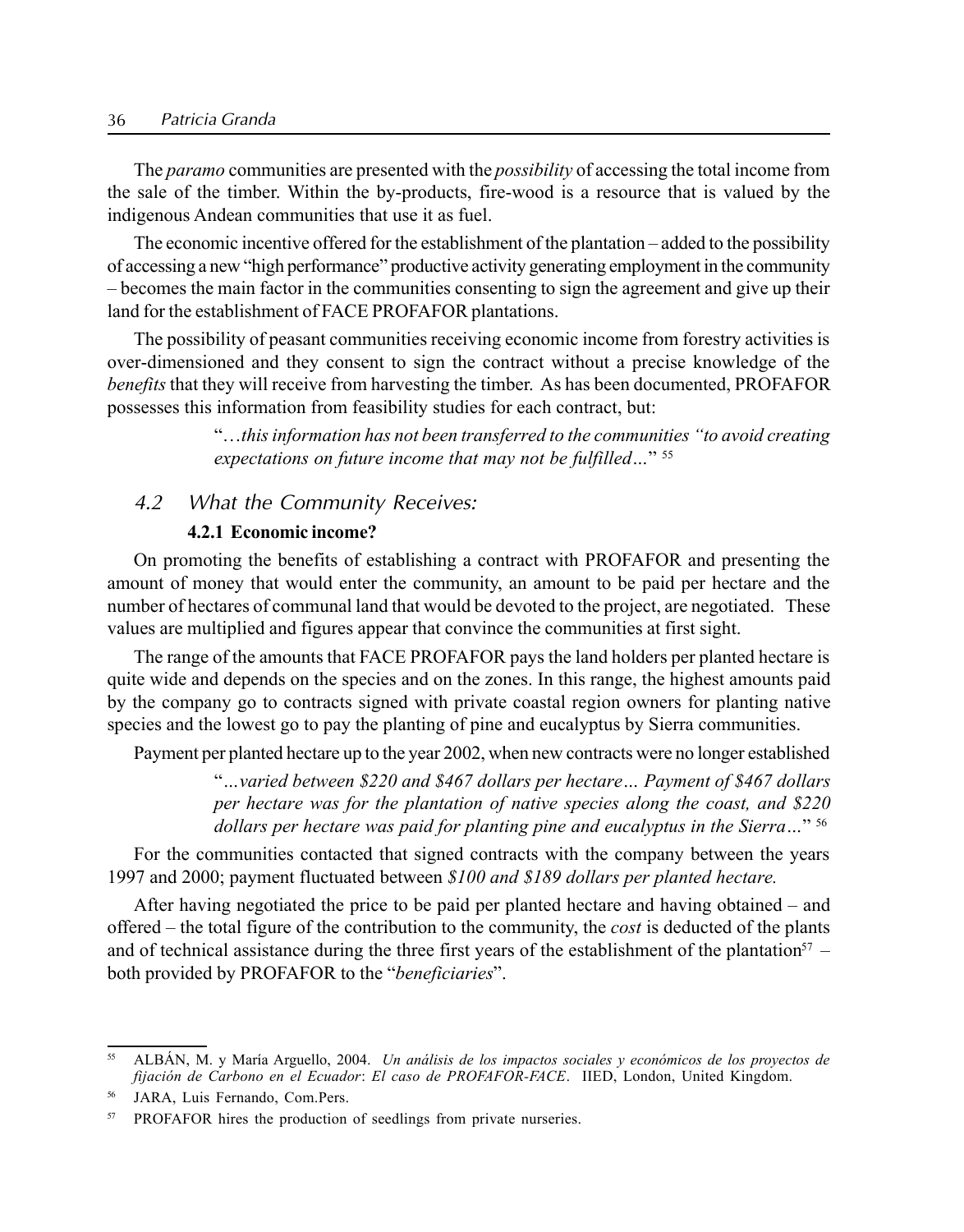The *paramo* communities are presented with the *possibility* of accessing the total income from the sale of the timber. Within the by-products, fire-wood is a resource that is valued by the indigenous Andean communities that use it as fuel.

The economic incentive offered for the establishment of the plantation – added to the possibility of accessing a new "high performance" productive activity generating employment in the community – becomes the main factor in the communities consenting to sign the agreement and give up their land for the establishment of FACE PROFAFOR plantations.

The possibility of peasant communities receiving economic income from forestry activities is over-dimensioned and they consent to sign the contract without a precise knowledge of the *benefits* that they will receive from harvesting the timber. As has been documented, PROFAFOR possesses this information from feasibility studies for each contract, but:

> "*…this information has not been transferred to the communities "to avoid creating expectations on future income that may not be fulfilled…*" [55]

## 4.2 What the Community Receives:

### 4.2.1 Economic income?

On promoting the benefits of establishing a contract with PROFAFOR and presenting the amount of money that would enter the community, an amount to be paid per hectare and the number of hectares of communal land that would be devoted to the project, are negotiated. These values are multiplied and figures appear that convince the communities at first sight.

The range of the amounts that FACE PROFAFOR pays the land holders per planted hectare is quite wide and depends on the species and on the zones. In this range, the highest amounts paid by the company go to contracts signed with private coastal region owners for planting native species and the lowest go to pay the planting of pine and eucalyptus by Sierra communities.

Payment per planted hectare up to the year 2002, when new contracts were no longer established

> "*…varied between $220 and $467 dollars per hectare… Payment of $467 dollars per hectare was for the plantation of native species along the coast, and $220 dollars per hectare was paid for planting pine and eucalyptus in the Sierra…*" [56]

For the communities contacted that signed contracts with the company between the years 1997 and 2000; payment fluctuated between *$100 and $189 dollars per planted hectare.*

After having negotiated the price to be paid per planted hectare and having obtained – and offered – the total figure of the contribution to the community, the *cost* is deducted of the plants and of technical assistance during the three first years of the establishment of the plantation[57] – both provided by PROFAFOR to the "*beneficiaries*".

---

[55] ALBÁN, M. y María Arguello, 2004. *Un análisis de los impactos sociales y económicos de los proyectos de fijación de Carbono en el Ecuador*: *El caso de PROFAFOR-FACE*. IIED, London, United Kingdom.

[56] JARA, Luis Fernando, Com.Pers.

[57] PROFAFOR hires the production of seedlings from private nurseries.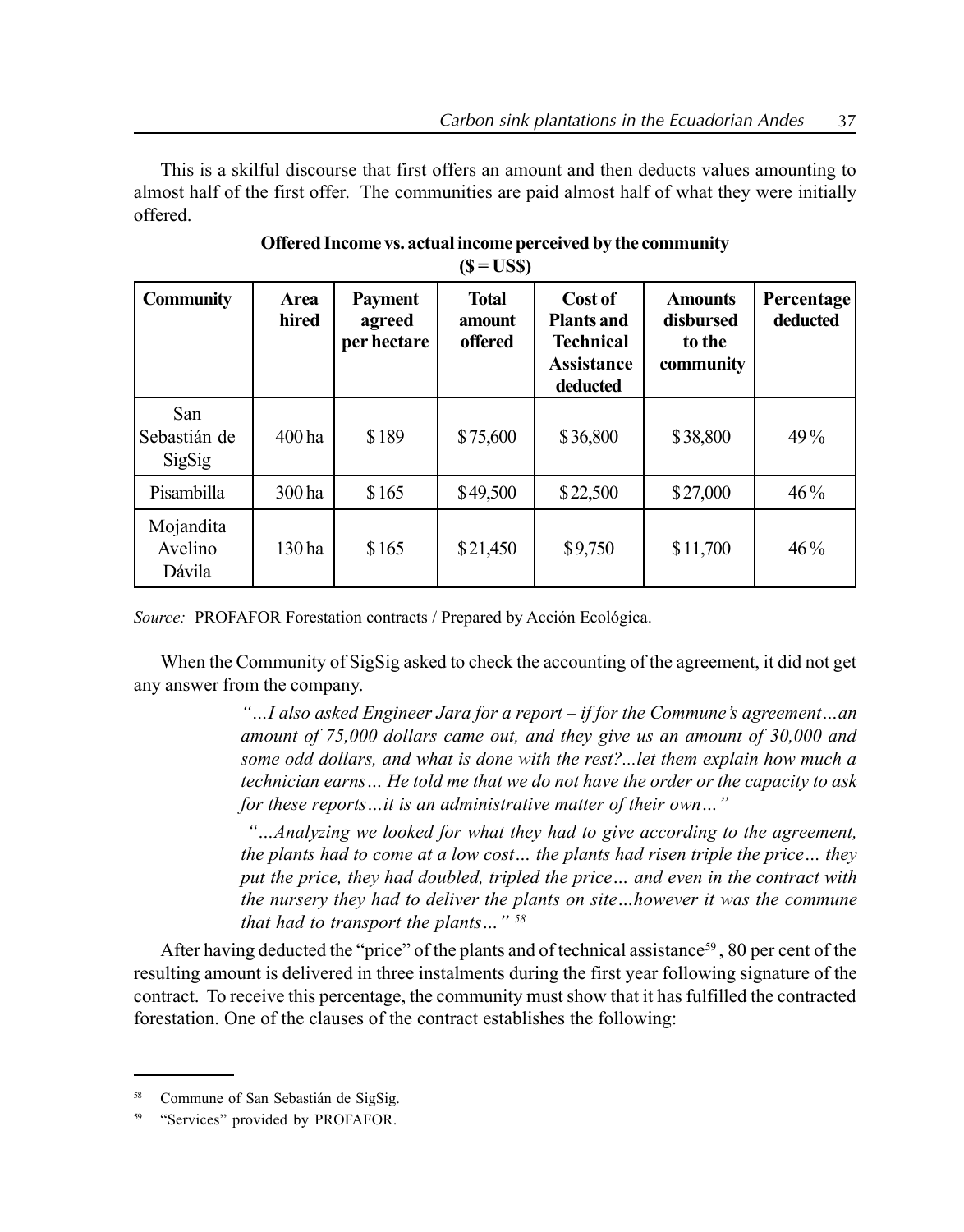This is a skilful discourse that first offers an amount and then deducts values amounting to almost half of the first offer. The communities are paid almost half of what they were initially offered.

**Offered Income vs. actual income perceived by the community**
**($ = US$)**

| Community | Area hired | Payment agreed per hectare | Total amount offered | Cost of Plants and Technical Assistance deducted | Amounts disbursed to the community | Percentage deducted |
|---|---|---|---|---|---|---|
| San Sebastián de SigSig | 400 ha | $189 | $75,600 | $36,800 | $38,800 | 49% |
| Pisambilla | 300 ha | $165 | $49,500 | $22,500 | $27,000 | 46% |
| Mojandita Avelino Dávila | 130 ha | $165 | $21,450 | $9,750 | $11,700 | 46% |

*Source:* PROFAFOR Forestation contracts / Prepared by Acción Ecológica.

When the Community of SigSig asked to check the accounting of the agreement, it did not get any answer from the company.

> *"…I also asked Engineer Jara for a report – if for the Commune's agreement…an amount of 75,000 dollars came out, and they give us an amount of 30,000 and some odd dollars, and what is done with the rest?...let them explain how much a technician earns… He told me that we do not have the order or the capacity to ask for these reports…it is an administrative matter of their own…"*
>
> *"…Analyzing we looked for what they had to give according to the agreement, the plants had to come at a low cost… the plants had risen triple the price… they put the price, they had doubled, tripled the price… and even in the contract with the nursery they had to deliver the plants on site…however it was the commune that had to transport the plants…"* [58]

After having deducted the "price" of the plants and of technical assistance[59], 80 per cent of the resulting amount is delivered in three instalments during the first year following signature of the contract. To receive this percentage, the community must show that it has fulfilled the contracted forestation. One of the clauses of the contract establishes the following:

---

[58] Commune of San Sebastián de SigSig.

[59] "Services" provided by PROFAFOR.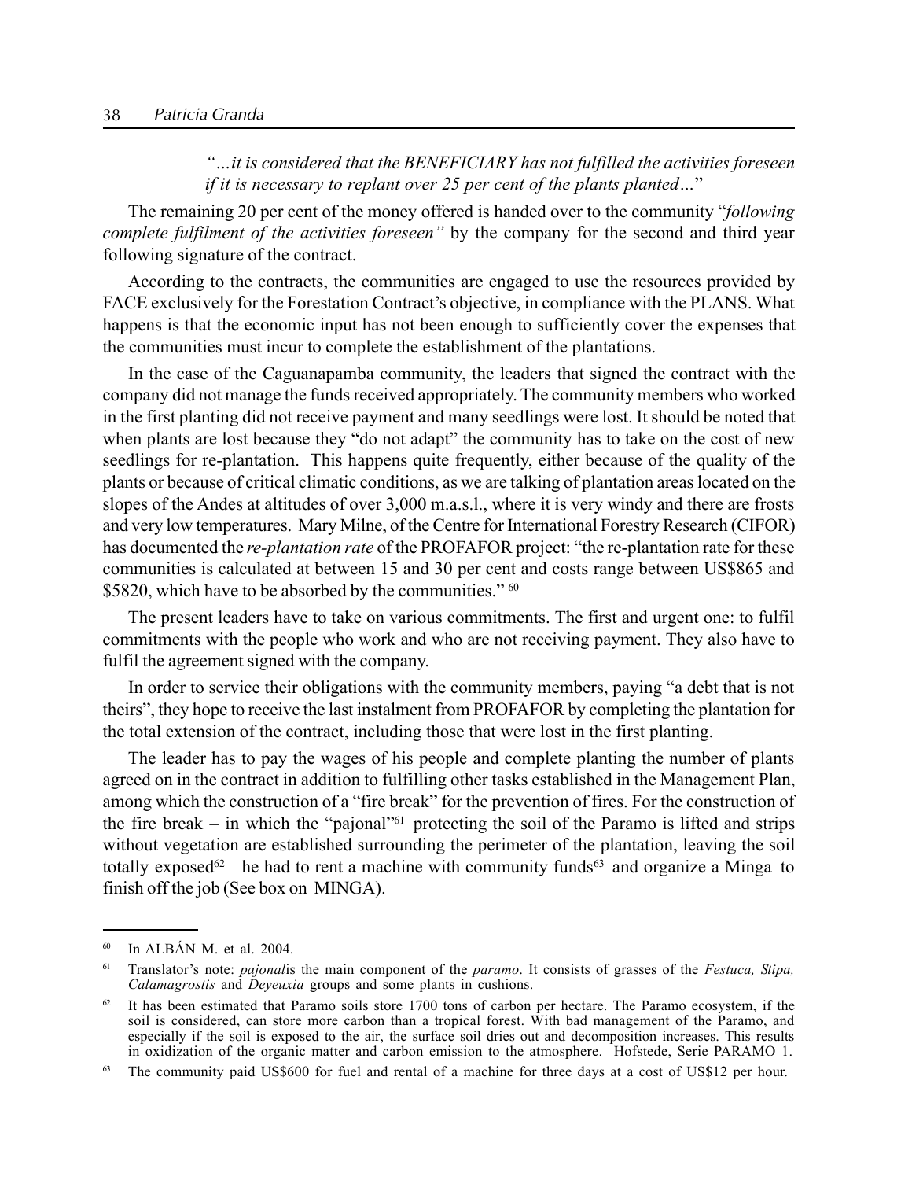> *"…it is considered that the BENEFICIARY has not fulfilled the activities foreseen if it is necessary to replant over 25 per cent of the plants planted…"*

The remaining 20 per cent of the money offered is handed over to the community "*following complete fulfilment of the activities foreseen"* by the company for the second and third year following signature of the contract.

According to the contracts, the communities are engaged to use the resources provided by FACE exclusively for the Forestation Contract's objective, in compliance with the PLANS. What happens is that the economic input has not been enough to sufficiently cover the expenses that the communities must incur to complete the establishment of the plantations.

In the case of the Caguanapamba community, the leaders that signed the contract with the company did not manage the funds received appropriately. The community members who worked in the first planting did not receive payment and many seedlings were lost. It should be noted that when plants are lost because they "do not adapt" the community has to take on the cost of new seedlings for re-plantation. This happens quite frequently, either because of the quality of the plants or because of critical climatic conditions, as we are talking of plantation areas located on the slopes of the Andes at altitudes of over 3,000 m.a.s.l., where it is very windy and there are frosts and very low temperatures. Mary Milne, of the Centre for International Forestry Research (CIFOR) has documented the *re-plantation rate* of the PROFAFOR project: "the re-plantation rate for these communities is calculated at between 15 and 30 per cent and costs range between US$865 and $5820, which have to be absorbed by the communities." [60]

The present leaders have to take on various commitments. The first and urgent one: to fulfil commitments with the people who work and who are not receiving payment. They also have to fulfil the agreement signed with the company.

In order to service their obligations with the community members, paying "a debt that is not theirs", they hope to receive the last instalment from PROFAFOR by completing the plantation for the total extension of the contract, including those that were lost in the first planting.

The leader has to pay the wages of his people and complete planting the number of plants agreed on in the contract in addition to fulfilling other tasks established in the Management Plan, among which the construction of a "fire break" for the prevention of fires. For the construction of the fire break – in which the "pajonal"[61] protecting the soil of the Paramo is lifted and strips without vegetation are established surrounding the perimeter of the plantation, leaving the soil totally exposed[62] – he had to rent a machine with community funds[63] and organize a Minga to finish off the job (See box on MINGA).

---

[60] In ALBÁN M. et al. 2004.

[61] Translator's note: *pajonal*is the main component of the *paramo*. It consists of grasses of the *Festuca, Stipa, Calamagrostis* and *Deyeuxia* groups and some plants in cushions.

[62] It has been estimated that Paramo soils store 1700 tons of carbon per hectare. The Paramo ecosystem, if the soil is considered, can store more carbon than a tropical forest. With bad management of the Paramo, and especially if the soil is exposed to the air, the surface soil dries out and decomposition increases. This results in oxidization of the organic matter and carbon emission to the atmosphere. Hofstede, Serie PARAMO 1.

[63] The community paid US$600 for fuel and rental of a machine for three days at a cost of US$12 per hour.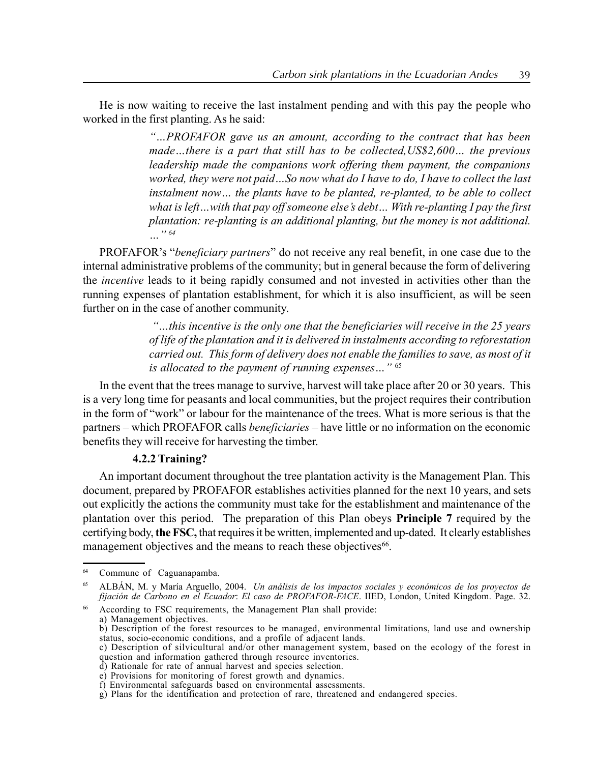He is now waiting to receive the last instalment pending and with this pay the people who worked in the first planting. As he said:

> *"…PROFAFOR gave us an amount, according to the contract that has been made…there is a part that still has to be collected,US$2,600… the previous leadership made the companions work offering them payment, the companions worked, they were not paid…So now what do I have to do, I have to collect the last instalment now… the plants have to be planted, re-planted, to be able to collect what is left…with that pay off someone else's debt… With re-planting I pay the first plantation: re-planting is an additional planting, but the money is not additional. …"* [64]

PROFAFOR's "*beneficiary partners*" do not receive any real benefit, in one case due to the internal administrative problems of the community; but in general because the form of delivering the *incentive* leads to it being rapidly consumed and not invested in activities other than the running expenses of plantation establishment, for which it is also insufficient, as will be seen further on in the case of another community.

> *"…this incentive is the only one that the beneficiaries will receive in the 25 years of life of the plantation and it is delivered in instalments according to reforestation carried out. This form of delivery does not enable the families to save, as most of it is allocated to the payment of running expenses…"* [65]

In the event that the trees manage to survive, harvest will take place after 20 or 30 years. This is a very long time for peasants and local communities, but the project requires their contribution in the form of "work" or labour for the maintenance of the trees. What is more serious is that the partners – which PROFAFOR calls *beneficiaries* – have little or no information on the economic benefits they will receive for harvesting the timber.

#### 4.2.2 Training?

An important document throughout the tree plantation activity is the Management Plan. This document, prepared by PROFAFOR establishes activities planned for the next 10 years, and sets out explicitly the actions the community must take for the establishment and maintenance of the plantation over this period. The preparation of this Plan obeys **Principle 7** required by the certifying body, **the FSC,** that requires it be written, implemented and up-dated. It clearly establishes management objectives and the means to reach these objectives[66].

---

[64] Commune of Caguanapamba.

[65] ALBÁN, M. y María Arguello, 2004. *Un análisis de los impactos sociales y económicos de los proyectos de fijación de Carbono en el Ecuador*: *El caso de PROFAFOR-FACE*. IIED, London, United Kingdom. Page. 32.

[66] According to FSC requirements, the Management Plan shall provide:
a) Management objectives.
b) Description of the forest resources to be managed, environmental limitations, land use and ownership status, socio-economic conditions, and a profile of adjacent lands.
c) Description of silvicultural and/or other management system, based on the ecology of the forest in question and information gathered through resource inventories.
d) Rationale for rate of annual harvest and species selection.
e) Provisions for monitoring of forest growth and dynamics.
f) Environmental safeguards based on environmental assessments.
g) Plans for the identification and protection of rare, threatened and endangered species.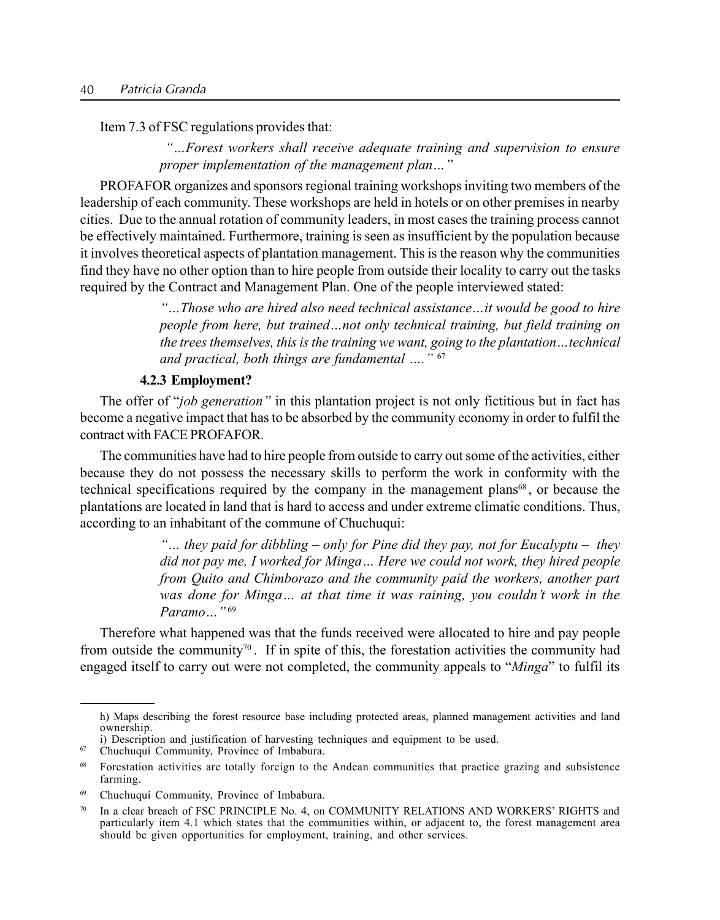Item 7.3 of FSC regulations provides that:

> *"…Forest workers shall receive adequate training and supervision to ensure proper implementation of the management plan…"*

PROFAFOR organizes and sponsors regional training workshops inviting two members of the leadership of each community. These workshops are held in hotels or on other premises in nearby cities. Due to the annual rotation of community leaders, in most cases the training process cannot be effectively maintained. Furthermore, training is seen as insufficient by the population because it involves theoretical aspects of plantation management. This is the reason why the communities find they have no other option than to hire people from outside their locality to carry out the tasks required by the Contract and Management Plan. One of the people interviewed stated:

> *"…Those who are hired also need technical assistance…it would be good to hire people from here, but trained…not only technical training, but field training on the trees themselves, this is the training we want, going to the plantation…technical and practical, both things are fundamental …."* [67]

#### 4.2.3 Employment?

The offer of "*job generation"* in this plantation project is not only fictitious but in fact has become a negative impact that has to be absorbed by the community economy in order to fulfil the contract with FACE PROFAFOR.

The communities have had to hire people from outside to carry out some of the activities, either because they do not possess the necessary skills to perform the work in conformity with the technical specifications required by the company in the management plans[68], or because the plantations are located in land that is hard to access and under extreme climatic conditions. Thus, according to an inhabitant of the commune of Chuchuqui:

> *"… they paid for dibbling – only for Pine did they pay, not for Eucalyptu – they did not pay me, I worked for Minga… Here we could not work, they hired people from Quito and Chimborazo and the community paid the workers, another part was done for Minga… at that time it was raining, you couldn't work in the Paramo…"* [69]

Therefore what happened was that the funds received were allocated to hire and pay people from outside the community[70]. If in spite of this, the forestation activities the community had engaged itself to carry out were not completed, the community appeals to "*Minga*" to fulfil its

---

h) Maps describing the forest resource base including protected areas, planned management activities and land ownership.

i) Description and justification of harvesting techniques and equipment to be used.

[67] Chuchuquí Community, Province of Imbabura.

[68] Forestation activities are totally foreign to the Andean communities that practice grazing and subsistence farming.

[69] Chuchuquí Community, Province of Imbabura.

[70] In a clear breach of FSC PRINCIPLE No. 4, on COMMUNITY RELATIONS AND WORKERS' RIGHTS and particularly item 4.1 which states that the communities within, or adjacent to, the forest management area should be given opportunities for employment, training, and other services.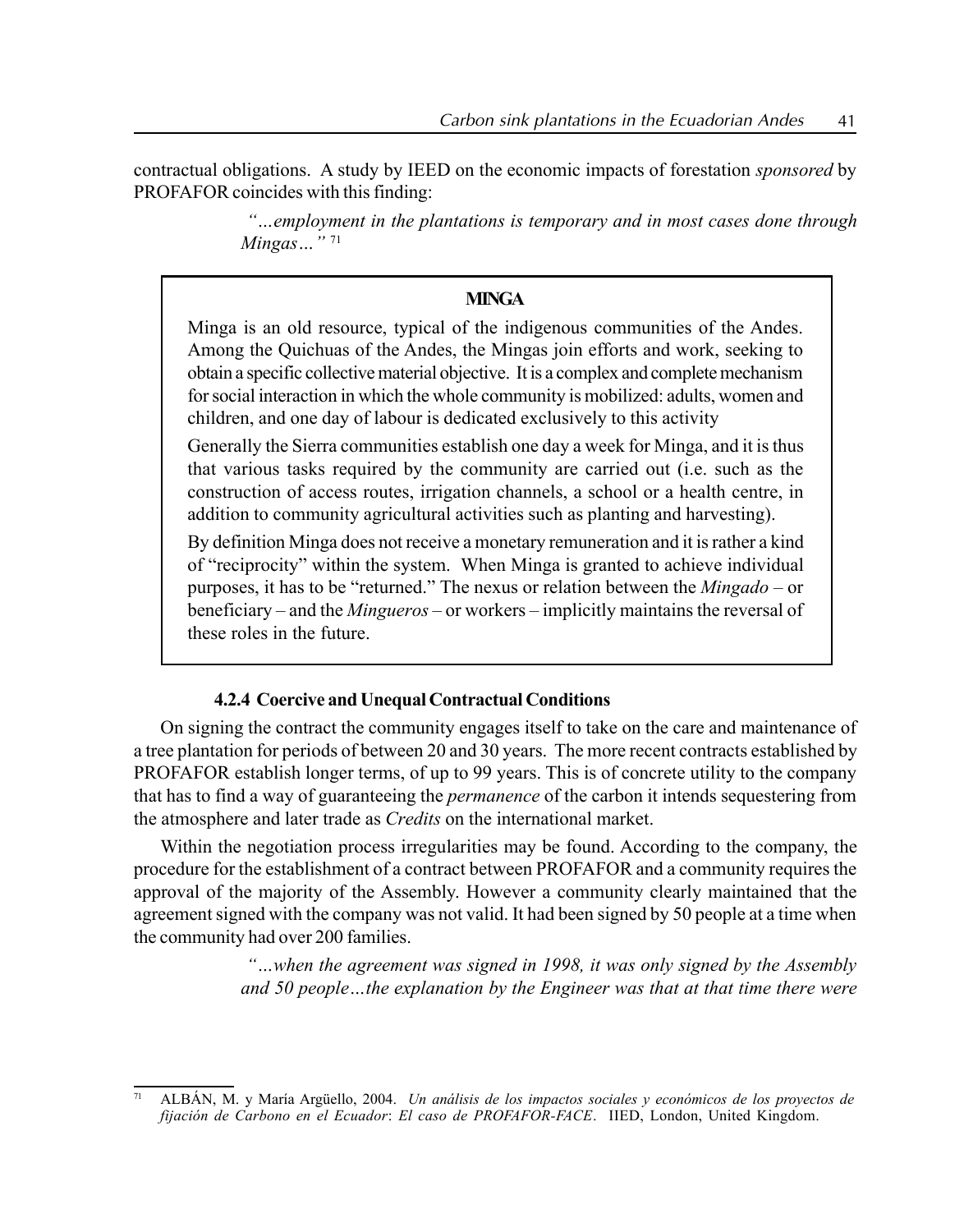contractual obligations. A study by IEED on the economic impacts of forestation *sponsored* by PROFAFOR coincides with this finding:

> *"…employment in the plantations is temporary and in most cases done through Mingas…"* [71]

> **MINGA**
>
> Minga is an old resource, typical of the indigenous communities of the Andes. Among the Quichuas of the Andes, the Mingas join efforts and work, seeking to obtain a specific collective material objective. It is a complex and complete mechanism for social interaction in which the whole community is mobilized: adults, women and children, and one day of labour is dedicated exclusively to this activity
>
> Generally the Sierra communities establish one day a week for Minga, and it is thus that various tasks required by the community are carried out (i.e. such as the construction of access routes, irrigation channels, a school or a health centre, in addition to community agricultural activities such as planting and harvesting).
>
> By definition Minga does not receive a monetary remuneration and it is rather a kind of "reciprocity" within the system. When Minga is granted to achieve individual purposes, it has to be "returned." The nexus or relation between the *Mingado* – or beneficiary – and the *Mingueros* – or workers – implicitly maintains the reversal of these roles in the future.

#### 4.2.4 Coercive and Unequal Contractual Conditions

On signing the contract the community engages itself to take on the care and maintenance of a tree plantation for periods of between 20 and 30 years. The more recent contracts established by PROFAFOR establish longer terms, of up to 99 years. This is of concrete utility to the company that has to find a way of guaranteeing the *permanence* of the carbon it intends sequestering from the atmosphere and later trade as *Credits* on the international market.

Within the negotiation process irregularities may be found. According to the company, the procedure for the establishment of a contract between PROFAFOR and a community requires the approval of the majority of the Assembly. However a community clearly maintained that the agreement signed with the company was not valid. It had been signed by 50 people at a time when the community had over 200 families.

> *"…when the agreement was signed in 1998, it was only signed by the Assembly and 50 people…the explanation by the Engineer was that at that time there were*

[71] ALBÁN, M. y María Argüello, 2004. *Un análisis de los impactos sociales y económicos de los proyectos de fijación de Carbono en el Ecuador*: *El caso de PROFAFOR-FACE*. IIED, London, United Kingdom.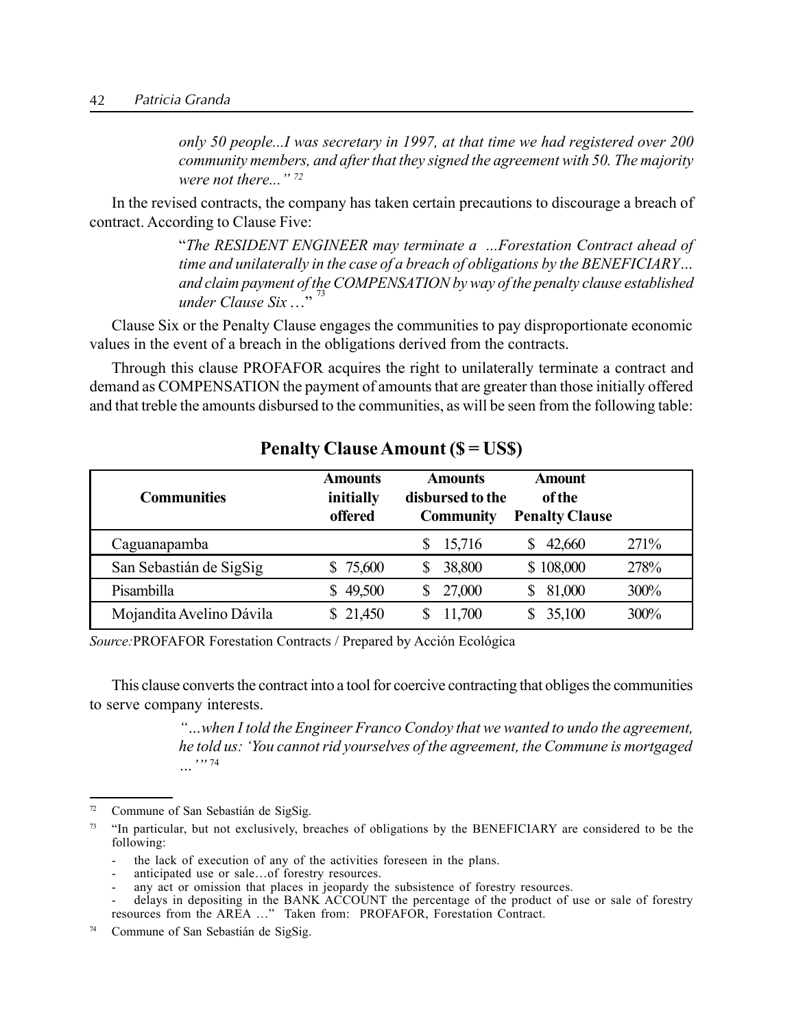*only 50 people...I was secretary in 1997, at that time we had registered over 200 community members, and after that they signed the agreement with 50. The majority were not there..."* [72]

In the revised contracts, the company has taken certain precautions to discourage a breach of contract. According to Clause Five:

> "*The RESIDENT ENGINEER may terminate a ...Forestation Contract ahead of time and unilaterally in the case of a breach of obligations by the BENEFICIARY… and claim payment of the COMPENSATION by way of the penalty clause established under Clause Six …*" [73]

Clause Six or the Penalty Clause engages the communities to pay disproportionate economic values in the event of a breach in the obligations derived from the contracts.

Through this clause PROFAFOR acquires the right to unilaterally terminate a contract and demand as COMPENSATION the payment of amounts that are greater than those initially offered and that treble the amounts disbursed to the communities, as will be seen from the following table:

**Penalty Clause Amount ($ = US$)**

| Communities | Amounts initially offered | Amounts disbursed to the Community | Amount of the Penalty Clause | |
|---|---|---|---|---|
| Caguanapamba | | $ 15,716 | $ 42,660 | 271% |
| San Sebastián de SigSig | $ 75,600 | $ 38,800 | $ 108,000 | 278% |
| Pisambilla | $ 49,500 | $ 27,000 | $ 81,000 | 300% |
| Mojandita Avelino Dávila | $ 21,450 | $ 11,700 | $ 35,100 | 300% |

*Source:* PROFAFOR Forestation Contracts / Prepared by Acción Ecológica

This clause converts the contract into a tool for coercive contracting that obliges the communities to serve company interests.

> *"…when I told the Engineer Franco Condoy that we wanted to undo the agreement, he told us: 'You cannot rid yourselves of the agreement, the Commune is mortgaged …'"* [74]

---

[72] Commune of San Sebastián de SigSig.

[73] "In particular, but not exclusively, breaches of obligations by the BENEFICIARY are considered to be the following:

- the lack of execution of any of the activities foreseen in the plans.
- anticipated use or sale…of forestry resources.
- any act or omission that places in jeopardy the subsistence of forestry resources.
- delays in depositing in the BANK ACCOUNT the percentage of the product of use or sale of forestry resources from the AREA …" Taken from: PROFAFOR, Forestation Contract.

[74] Commune of San Sebastián de SigSig.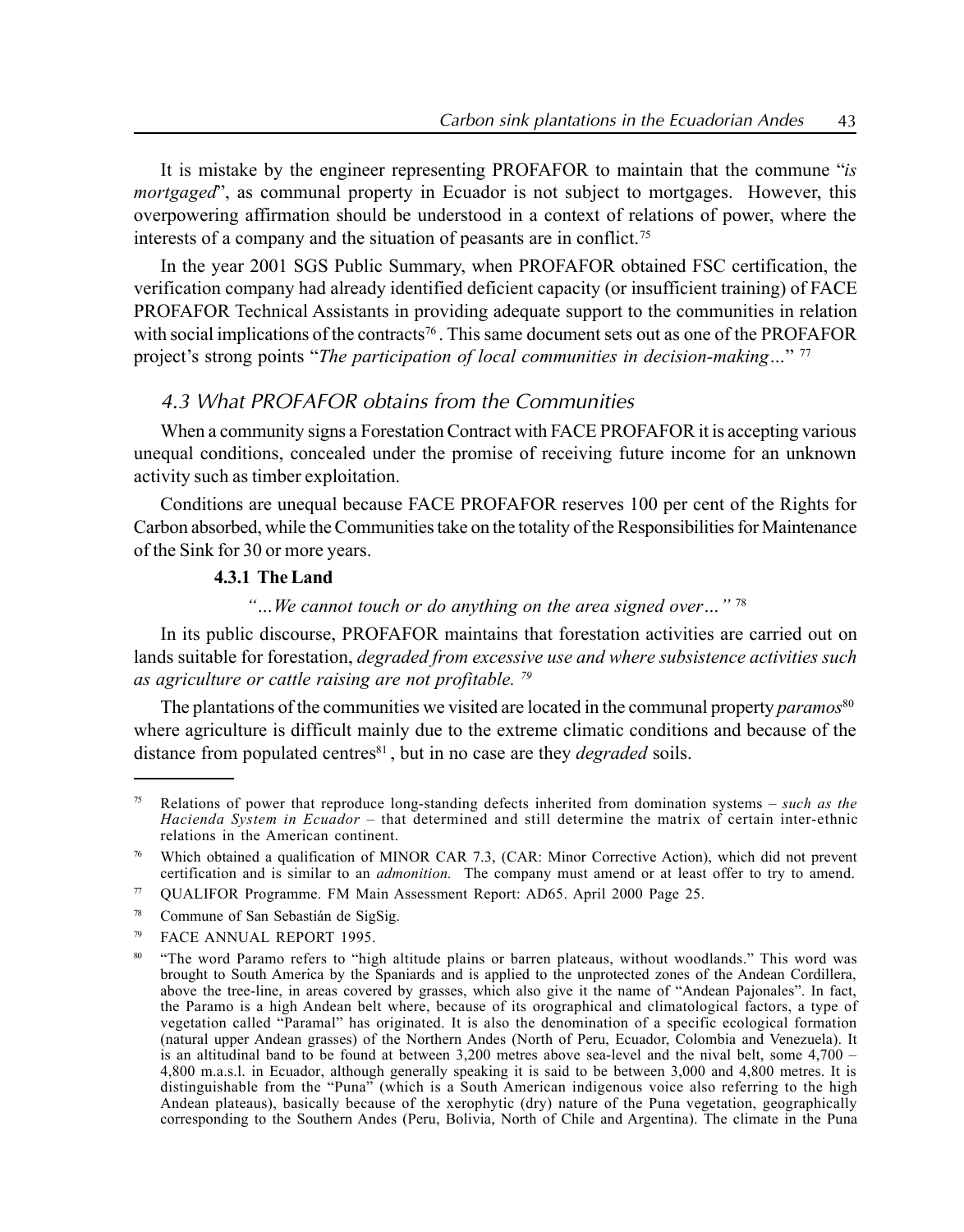It is mistake by the engineer representing PROFAFOR to maintain that the commune "*is mortgaged*", as communal property in Ecuador is not subject to mortgages. However, this overpowering affirmation should be understood in a context of relations of power, where the interests of a company and the situation of peasants are in conflict.[75]

In the year 2001 SGS Public Summary, when PROFAFOR obtained FSC certification, the verification company had already identified deficient capacity (or insufficient training) of FACE PROFAFOR Technical Assistants in providing adequate support to the communities in relation with social implications of the contracts[76]. This same document sets out as one of the PROFAFOR project's strong points "*The participation of local communities in decision-making…*" [77]

## 4.3 What PROFAFOR obtains from the Communities

When a community signs a Forestation Contract with FACE PROFAFOR it is accepting various unequal conditions, concealed under the promise of receiving future income for an unknown activity such as timber exploitation.

Conditions are unequal because FACE PROFAFOR reserves 100 per cent of the Rights for Carbon absorbed, while the Communities take on the totality of the Responsibilities for Maintenance of the Sink for 30 or more years.

### 4.3.1 The Land

*"…We cannot touch or do anything on the area signed over…"* [78]

In its public discourse, PROFAFOR maintains that forestation activities are carried out on lands suitable for forestation, *degraded from excessive use and where subsistence activities such as agriculture or cattle raising are not profitable.* [79]

The plantations of the communities we visited are located in the communal property *paramos*[80] where agriculture is difficult mainly due to the extreme climatic conditions and because of the distance from populated centres[81], but in no case are they *degraded* soils.

---

[75] Relations of power that reproduce long-standing defects inherited from domination systems – *such as the Hacienda System in Ecuador* – that determined and still determine the matrix of certain inter-ethnic relations in the American continent.

[76] Which obtained a qualification of MINOR CAR 7.3, (CAR: Minor Corrective Action), which did not prevent certification and is similar to an *admonition.* The company must amend or at least offer to try to amend.

[77] QUALIFOR Programme. FM Main Assessment Report: AD65. April 2000 Page 25.

[78] Commune of San Sebastián de SigSig.

[79] FACE ANNUAL REPORT 1995.

[80] "The word Paramo refers to "high altitude plains or barren plateaus, without woodlands." This word was brought to South America by the Spaniards and is applied to the unprotected zones of the Andean Cordillera, above the tree-line, in areas covered by grasses, which also give it the name of "Andean Pajonales". In fact, the Paramo is a high Andean belt where, because of its orographical and climatological factors, a type of vegetation called "Paramal" has originated. It is also the denomination of a specific ecological formation (natural upper Andean grasses) of the Northern Andes (North of Peru, Ecuador, Colombia and Venezuela). It is an altitudinal band to be found at between 3,200 metres above sea-level and the nival belt, some 4,700 – 4,800 m.a.s.l. in Ecuador, although generally speaking it is said to be between 3,000 and 4,800 metres. It is distinguishable from the "Puna" (which is a South American indigenous voice also referring to the high Andean plateaus), basically because of the xerophytic (dry) nature of the Puna vegetation, geographically corresponding to the Southern Andes (Peru, Bolivia, North of Chile and Argentina). The climate in the Puna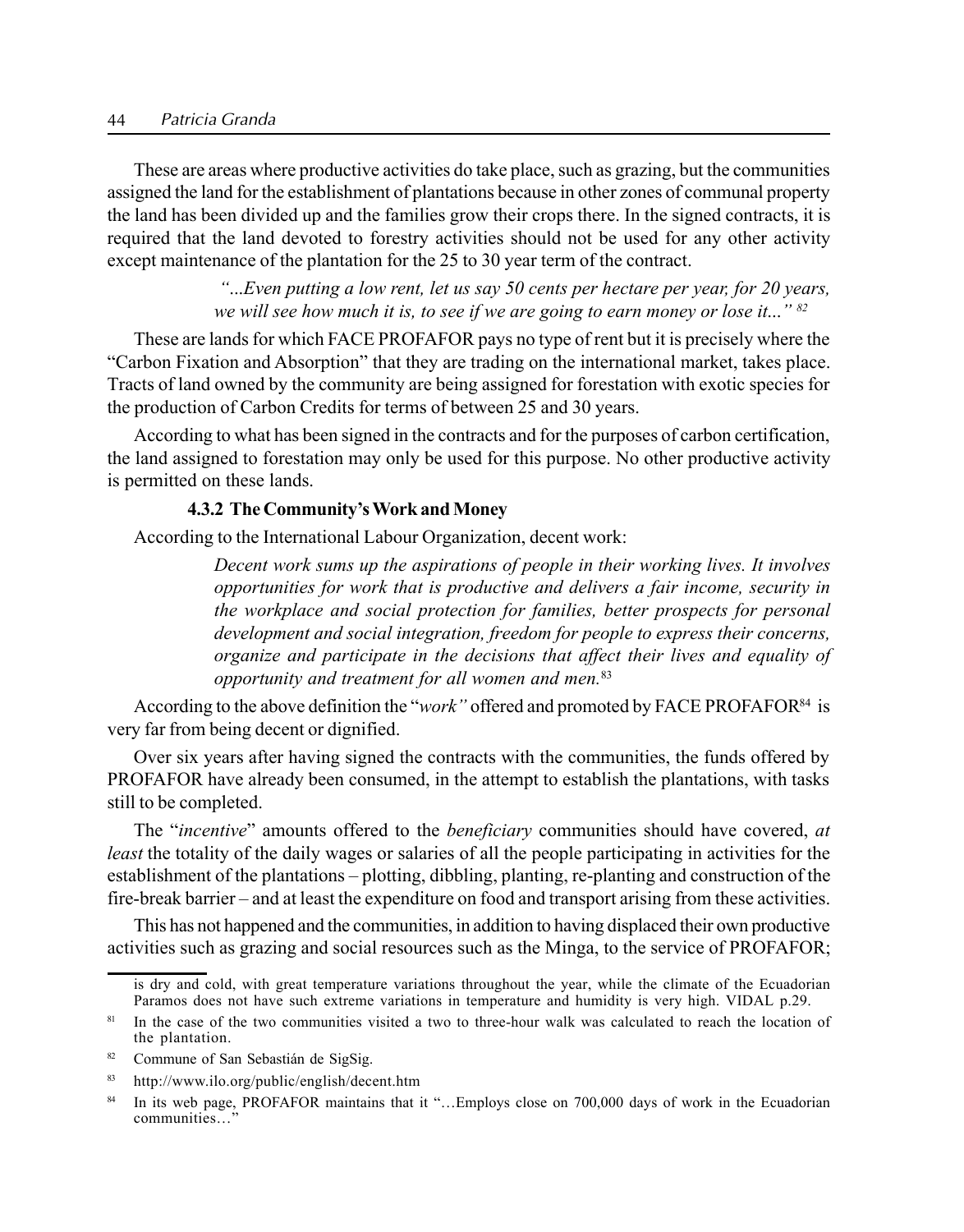These are areas where productive activities do take place, such as grazing, but the communities assigned the land for the establishment of plantations because in other zones of communal property the land has been divided up and the families grow their crops there. In the signed contracts, it is required that the land devoted to forestry activities should not be used for any other activity except maintenance of the plantation for the 25 to 30 year term of the contract.

> *"...Even putting a low rent, let us say 50 cents per hectare per year, for 20 years, we will see how much it is, to see if we are going to earn money or lose it..."* [82]

These are lands for which FACE PROFAFOR pays no type of rent but it is precisely where the "Carbon Fixation and Absorption" that they are trading on the international market, takes place. Tracts of land owned by the community are being assigned for forestation with exotic species for the production of Carbon Credits for terms of between 25 and 30 years.

According to what has been signed in the contracts and for the purposes of carbon certification, the land assigned to forestation may only be used for this purpose. No other productive activity is permitted on these lands.

#### 4.3.2 The Community's Work and Money

According to the International Labour Organization, decent work:

> *Decent work sums up the aspirations of people in their working lives. It involves opportunities for work that is productive and delivers a fair income, security in the workplace and social protection for families, better prospects for personal development and social integration, freedom for people to express their concerns, organize and participate in the decisions that affect their lives and equality of opportunity and treatment for all women and men.*[83]

According to the above definition the "*work"* offered and promoted by FACE PROFAFOR[84] is very far from being decent or dignified.

Over six years after having signed the contracts with the communities, the funds offered by PROFAFOR have already been consumed, in the attempt to establish the plantations, with tasks still to be completed.

The "*incentive*" amounts offered to the *beneficiary* communities should have covered, *at least* the totality of the daily wages or salaries of all the people participating in activities for the establishment of the plantations – plotting, dibbling, planting, re-planting and construction of the fire-break barrier – and at least the expenditure on food and transport arising from these activities.

This has not happened and the communities, in addition to having displaced their own productive activities such as grazing and social resources such as the Minga, to the service of PROFAFOR;

---

is dry and cold, with great temperature variations throughout the year, while the climate of the Ecuadorian Paramos does not have such extreme variations in temperature and humidity is very high. VIDAL p.29.

[81] In the case of the two communities visited a two to three-hour walk was calculated to reach the location of the plantation.

[82] Commune of San Sebastián de SigSig.

[83] http://www.ilo.org/public/english/decent.htm

[84] In its web page, PROFAFOR maintains that it "…Employs close on 700,000 days of work in the Ecuadorian communities…"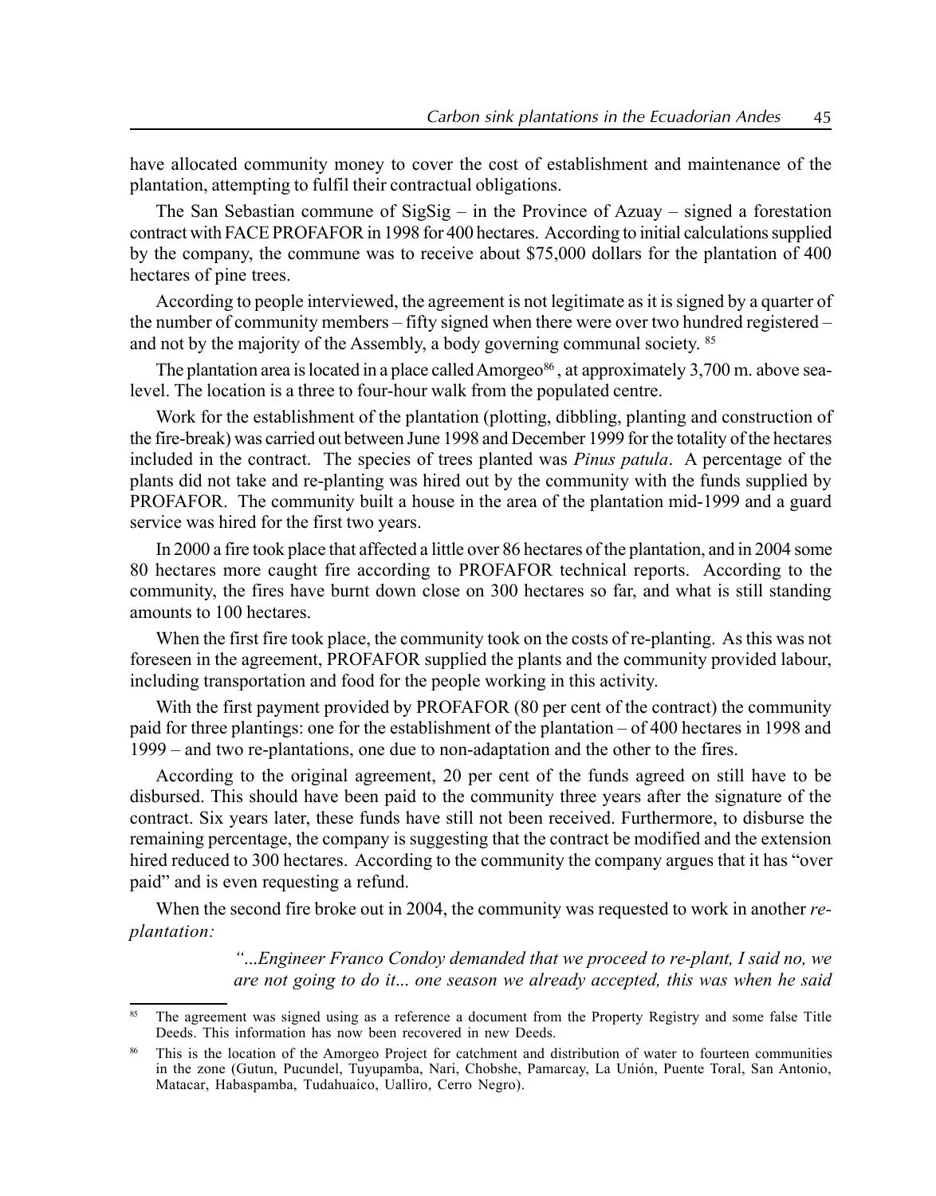have allocated community money to cover the cost of establishment and maintenance of the plantation, attempting to fulfil their contractual obligations.

The San Sebastian commune of SigSig – in the Province of Azuay – signed a forestation contract with FACE PROFAFOR in 1998 for 400 hectares. According to initial calculations supplied by the company, the commune was to receive about $75,000 dollars for the plantation of 400 hectares of pine trees.

According to people interviewed, the agreement is not legitimate as it is signed by a quarter of the number of community members – fifty signed when there were over two hundred registered – and not by the majority of the Assembly, a body governing communal society. [85]

The plantation area is located in a place called Amorgeo[86], at approximately 3,700 m. above sea-level. The location is a three to four-hour walk from the populated centre.

Work for the establishment of the plantation (plotting, dibbling, planting and construction of the fire-break) was carried out between June 1998 and December 1999 for the totality of the hectares included in the contract. The species of trees planted was *Pinus patula*. A percentage of the plants did not take and re-planting was hired out by the community with the funds supplied by PROFAFOR. The community built a house in the area of the plantation mid-1999 and a guard service was hired for the first two years.

In 2000 a fire took place that affected a little over 86 hectares of the plantation, and in 2004 some 80 hectares more caught fire according to PROFAFOR technical reports. According to the community, the fires have burnt down close on 300 hectares so far, and what is still standing amounts to 100 hectares.

When the first fire took place, the community took on the costs of re-planting. As this was not foreseen in the agreement, PROFAFOR supplied the plants and the community provided labour, including transportation and food for the people working in this activity.

With the first payment provided by PROFAFOR (80 per cent of the contract) the community paid for three plantings: one for the establishment of the plantation – of 400 hectares in 1998 and 1999 – and two re-plantations, one due to non-adaptation and the other to the fires.

According to the original agreement, 20 per cent of the funds agreed on still have to be disbursed. This should have been paid to the community three years after the signature of the contract. Six years later, these funds have still not been received. Furthermore, to disburse the remaining percentage, the company is suggesting that the contract be modified and the extension hired reduced to 300 hectares. According to the community the company argues that it has "over paid" and is even requesting a refund.

When the second fire broke out in 2004, the community was requested to work in another *re-plantation:*

> *"...Engineer Franco Condoy demanded that we proceed to re-plant, I said no, we are not going to do it... one season we already accepted, this was when he said*

---

[85] The agreement was signed using as a reference a document from the Property Registry and some false Title Deeds. This information has now been recovered in new Deeds.

[86] This is the location of the Amorgeo Project for catchment and distribution of water to fourteen communities in the zone (Gutun, Pucundel, Tuyupamba, Nari, Chobshe, Pamarcay, La Unión, Puente Toral, San Antonio, Matacar, Habaspamba, Tudahuaico, Ualliro, Cerro Negro).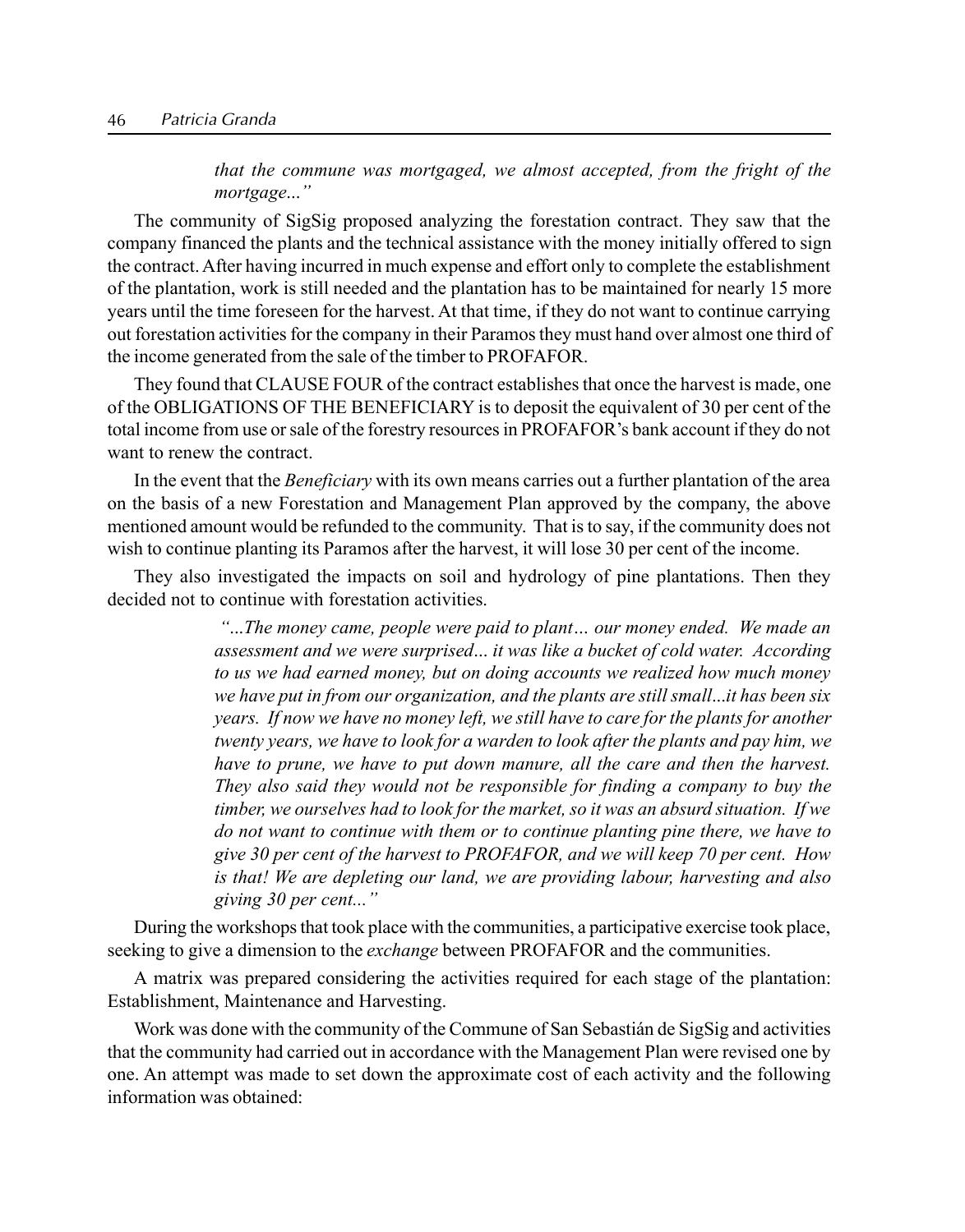*that the commune was mortgaged, we almost accepted, from the fright of the mortgage..."*

The community of SigSig proposed analyzing the forestation contract. They saw that the company financed the plants and the technical assistance with the money initially offered to sign the contract. After having incurred in much expense and effort only to complete the establishment of the plantation, work is still needed and the plantation has to be maintained for nearly 15 more years until the time foreseen for the harvest. At that time, if they do not want to continue carrying out forestation activities for the company in their Paramos they must hand over almost one third of the income generated from the sale of the timber to PROFAFOR.

They found that CLAUSE FOUR of the contract establishes that once the harvest is made, one of the OBLIGATIONS OF THE BENEFICIARY is to deposit the equivalent of 30 per cent of the total income from use or sale of the forestry resources in PROFAFOR's bank account if they do not want to renew the contract.

In the event that the *Beneficiary* with its own means carries out a further plantation of the area on the basis of a new Forestation and Management Plan approved by the company, the above mentioned amount would be refunded to the community. That is to say, if the community does not wish to continue planting its Paramos after the harvest, it will lose 30 per cent of the income.

They also investigated the impacts on soil and hydrology of pine plantations. Then they decided not to continue with forestation activities.

> *"...The money came, people were paid to plant… our money ended. We made an assessment and we were surprised... it was like a bucket of cold water. According to us we had earned money, but on doing accounts we realized how much money we have put in from our organization, and the plants are still small...it has been six years. If now we have no money left, we still have to care for the plants for another twenty years, we have to look for a warden to look after the plants and pay him, we have to prune, we have to put down manure, all the care and then the harvest. They also said they would not be responsible for finding a company to buy the timber, we ourselves had to look for the market, so it was an absurd situation. If we do not want to continue with them or to continue planting pine there, we have to give 30 per cent of the harvest to PROFAFOR, and we will keep 70 per cent. How is that! We are depleting our land, we are providing labour, harvesting and also giving 30 per cent..."*

During the workshops that took place with the communities, a participative exercise took place, seeking to give a dimension to the *exchange* between PROFAFOR and the communities.

A matrix was prepared considering the activities required for each stage of the plantation: Establishment, Maintenance and Harvesting.

Work was done with the community of the Commune of San Sebastián de SigSig and activities that the community had carried out in accordance with the Management Plan were revised one by one. An attempt was made to set down the approximate cost of each activity and the following information was obtained: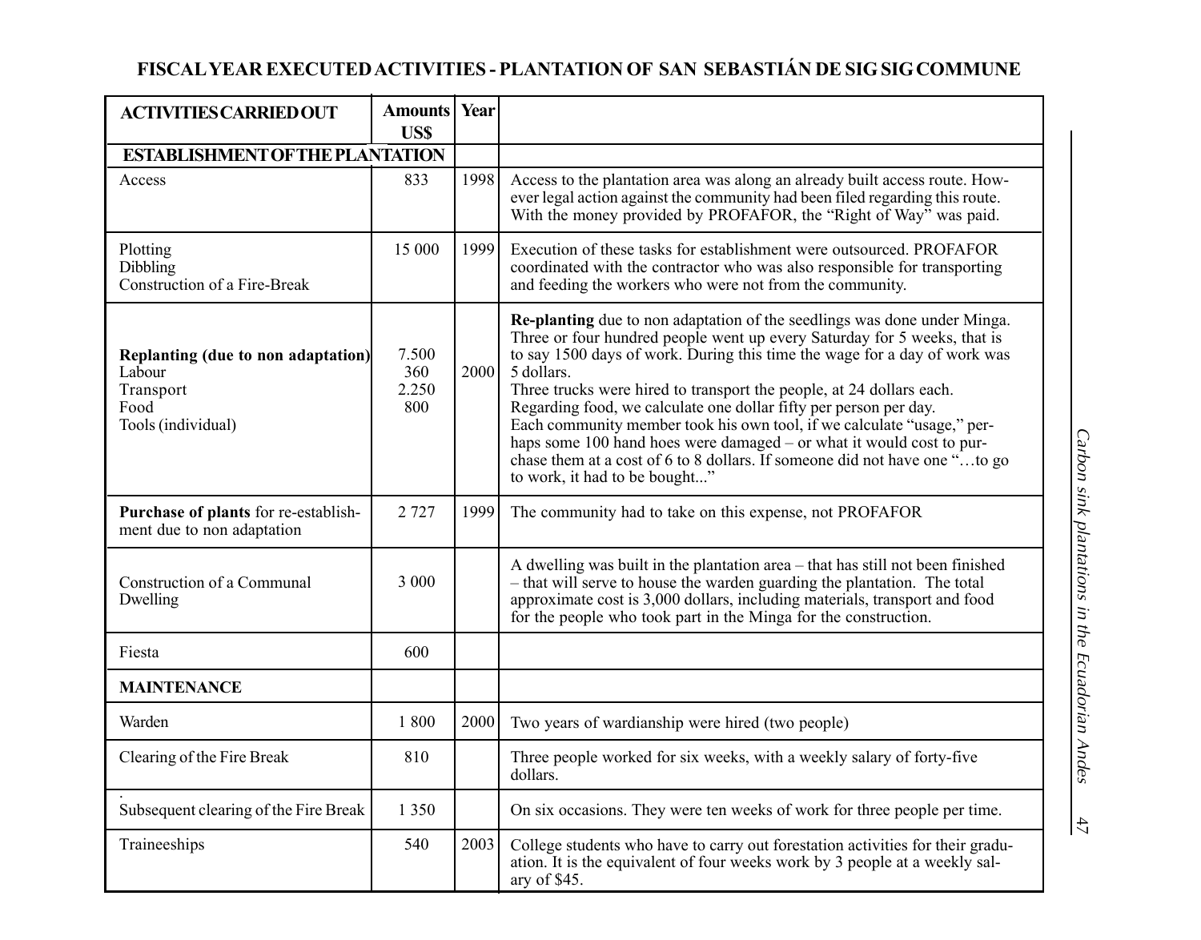## FISCAL YEAR EXECUTED ACTIVITIES - PLANTATION OF SAN SEBASTIÁN DE SIG SIG COMMUNE

| ACTIVITIES CARRIED OUT | Amounts US$ | Year | |
|---|---|---|---|
| **ESTABLISHMENT OF THE PLANTATION** | | | |
| Access | 833 | 1998 | Access to the plantation area was along an already built access route. However legal action against the community had been filed regarding this route. With the money provided by PROFAFOR, the "Right of Way" was paid. |
| Plotting<br>Dibbling<br>Construction of a Fire-Break | 15 000 | 1999 | Execution of these tasks for establishment were outsourced. PROFAFOR coordinated with the contractor who was also responsible for transporting and feeding the workers who were not from the community. |
| **Replanting (due to non adaptation)**<br>Labour<br>Transport<br>Food<br>Tools (individual) | <br>7.500<br>360<br>2.250<br>800 | 2000 | **Re-planting** due to non adaptation of the seedlings was done under Minga. Three or four hundred people went up every Saturday for 5 weeks, that is to say 1500 days of work. During this time the wage for a day of work was 5 dollars.<br>Three trucks were hired to transport the people, at 24 dollars each.<br>Regarding food, we calculate one dollar fifty per person per day.<br>Each community member took his own tool, if we calculate "usage," perhaps some 100 hand hoes were damaged – or what it would cost to purchase them at a cost of 6 to 8 dollars. If someone did not have one "…to go to work, it had to be bought..." |
| **Purchase of plants** for re-establishment due to non adaptation | 2 727 | 1999 | The community had to take on this expense, not PROFAFOR |
| Construction of a Communal Dwelling | 3 000 | | A dwelling was built in the plantation area – that has still not been finished – that will serve to house the warden guarding the plantation. The total approximate cost is 3,000 dollars, including materials, transport and food for the people who took part in the Minga for the construction. |
| Fiesta | 600 | | |
| **MAINTENANCE** | | | |
| Warden | 1 800 | 2000 | Two years of wardianship were hired (two people) |
| Clearing of the Fire Break | 810 | | Three people worked for six weeks, with a weekly salary of forty-five dollars. |
| Subsequent clearing of the Fire Break | 1 350 | | On six occasions. They were ten weeks of work for three people per time. |
| Traineeships | 540 | 2003 | College students who have to carry out forestation activities for their graduation. It is the equivalent of four weeks work by 3 people at a weekly salary of $45. |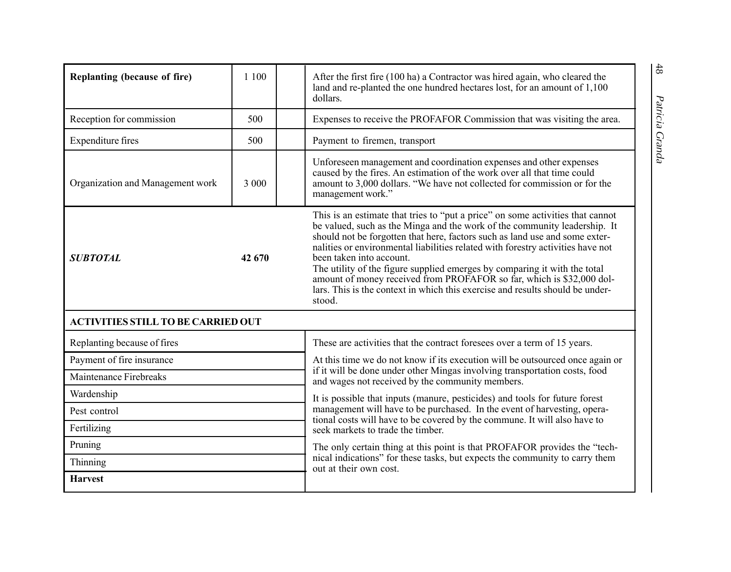| | | | |
|---|---|---|---|
| **Replanting (because of fire)** | 1 100 | | After the first fire (100 ha) a Contractor was hired again, who cleared the land and re-planted the one hundred hectares lost, for an amount of 1,100 dollars. |
| Reception for commission | 500 | | Expenses to receive the PROFAFOR Commission that was visiting the area. |
| Expenditure fires | 500 | | Payment to firemen, transport |
| Organization and Management work | 3 000 | | Unforeseen management and coordination expenses and other expenses caused by the fires. An estimation of the work over all that time could amount to 3,000 dollars. "We have not collected for commission or for the management work." |
| ***SUBTOTAL*** | **42 670** | | This is an estimate that tries to "put a price" on some activities that cannot be valued, such as the Minga and the work of the community leadership. It should not be forgotten that here, factors such as land use and some externalities or environmental liabilities related with forestry activities have not been taken into account.<br>The utility of the figure supplied emerges by comparing it with the total amount of money received from PROFAFOR so far, which is $32,000 dollars. This is the context in which this exercise and results should be understood. |
| **ACTIVITIES STILL TO BE CARRIED OUT** | | | |
| Replanting because of fires | | | These are activities that the contract foresees over a term of 15 years. |
| Payment of fire insurance | | | At this time we do not know if its execution will be outsourced once again or if it will be done under other Mingas involving transportation costs, food and wages not received by the community members. |
| Maintenance Firebreaks | | | |
| Wardenship | | | It is possible that inputs (manure, pesticides) and tools for future forest management will have to be purchased. In the event of harvesting, operational costs will have to be covered by the commune. It will also have to seek markets to trade the timber. |
| Pest control | | | |
| Fertilizing | | | |
| Pruning | | | The only certain thing at this point is that PROFAFOR provides the "technical indications" for these tasks, but expects the community to carry them out at their own cost. |
| Thinning | | | |
| **Harvest** | | | |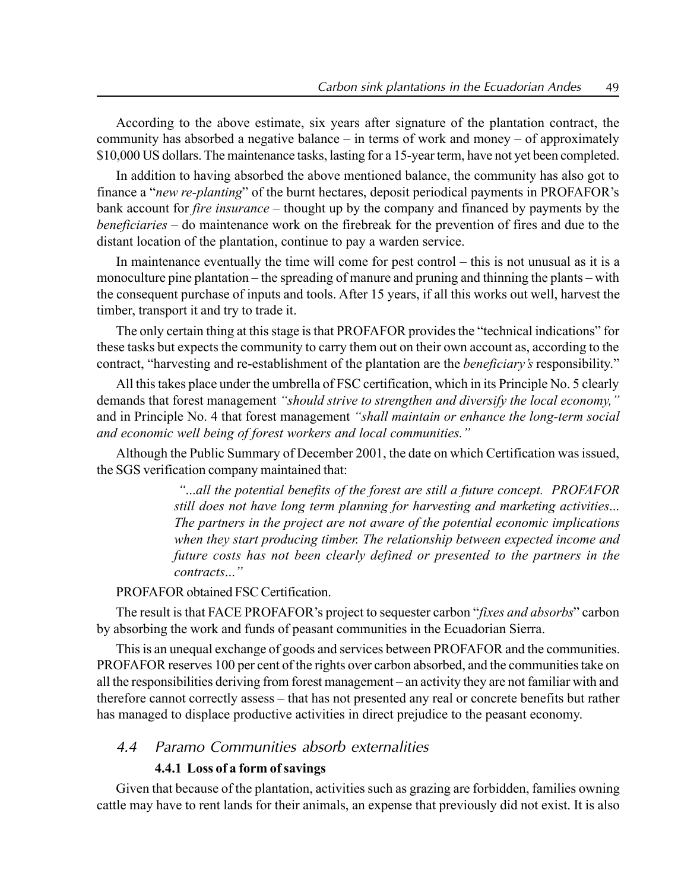According to the above estimate, six years after signature of the plantation contract, the community has absorbed a negative balance – in terms of work and money – of approximately $10,000 US dollars. The maintenance tasks, lasting for a 15-year term, have not yet been completed.

In addition to having absorbed the above mentioned balance, the community has also got to finance a "*new re-planting*" of the burnt hectares, deposit periodical payments in PROFAFOR's bank account for *fire insurance* – thought up by the company and financed by payments by the *beneficiaries* – do maintenance work on the firebreak for the prevention of fires and due to the distant location of the plantation, continue to pay a warden service.

In maintenance eventually the time will come for pest control – this is not unusual as it is a monoculture pine plantation – the spreading of manure and pruning and thinning the plants – with the consequent purchase of inputs and tools. After 15 years, if all this works out well, harvest the timber, transport it and try to trade it.

The only certain thing at this stage is that PROFAFOR provides the "technical indications" for these tasks but expects the community to carry them out on their own account as, according to the contract, "harvesting and re-establishment of the plantation are the *beneficiary's* responsibility."

All this takes place under the umbrella of FSC certification, which in its Principle No. 5 clearly demands that forest management *"should strive to strengthen and diversify the local economy,"* and in Principle No. 4 that forest management *"shall maintain or enhance the long-term social and economic well being of forest workers and local communities."*

Although the Public Summary of December 2001, the date on which Certification was issued, the SGS verification company maintained that:

> *"...all the potential benefits of the forest are still a future concept. PROFAFOR still does not have long term planning for harvesting and marketing activities... The partners in the project are not aware of the potential economic implications when they start producing timber. The relationship between expected income and future costs has not been clearly defined or presented to the partners in the contracts..."*

PROFAFOR obtained FSC Certification.

The result is that FACE PROFAFOR's project to sequester carbon "*fixes and absorbs*" carbon by absorbing the work and funds of peasant communities in the Ecuadorian Sierra.

This is an unequal exchange of goods and services between PROFAFOR and the communities. PROFAFOR reserves 100 per cent of the rights over carbon absorbed, and the communities take on all the responsibilities deriving from forest management – an activity they are not familiar with and therefore cannot correctly assess – that has not presented any real or concrete benefits but rather has managed to displace productive activities in direct prejudice to the peasant economy.

## 4.4 Paramo Communities absorb externalities

### 4.4.1 Loss of a form of savings

Given that because of the plantation, activities such as grazing are forbidden, families owning cattle may have to rent lands for their animals, an expense that previously did not exist. It is also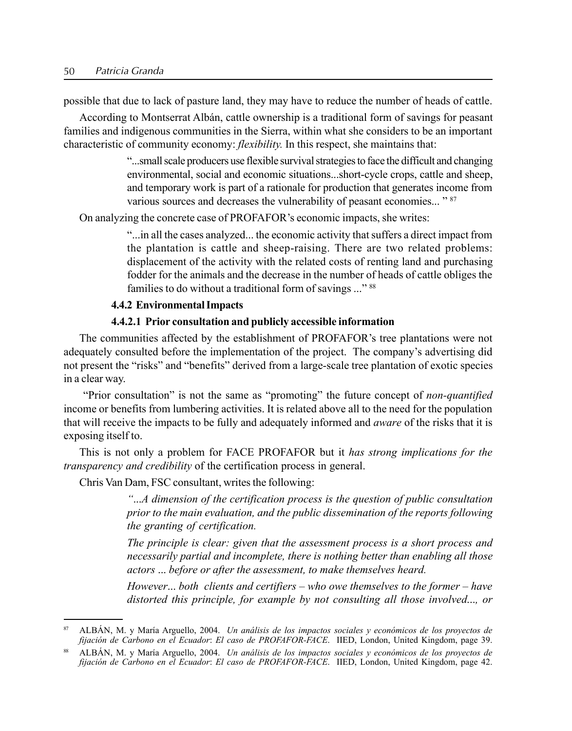possible that due to lack of pasture land, they may have to reduce the number of heads of cattle.

According to Montserrat Albán, cattle ownership is a traditional form of savings for peasant families and indigenous communities in the Sierra, within what she considers to be an important characteristic of community economy: *flexibility.* In this respect, she maintains that:

> "...small scale producers use flexible survival strategies to face the difficult and changing environmental, social and economic situations...short-cycle crops, cattle and sheep, and temporary work is part of a rationale for production that generates income from various sources and decreases the vulnerability of peasant economies... " [87]

On analyzing the concrete case of PROFAFOR's economic impacts, she writes:

> "...in all the cases analyzed... the economic activity that suffers a direct impact from the plantation is cattle and sheep-raising. There are two related problems: displacement of the activity with the related costs of renting land and purchasing fodder for the animals and the decrease in the number of heads of cattle obliges the families to do without a traditional form of savings ..." [88]

### 4.4.2 Environmental Impacts

#### 4.4.2.1 Prior consultation and publicly accessible information

The communities affected by the establishment of PROFAFOR's tree plantations were not adequately consulted before the implementation of the project. The company's advertising did not present the "risks" and "benefits" derived from a large-scale tree plantation of exotic species in a clear way.

"Prior consultation" is not the same as "promoting" the future concept of *non-quantified* income or benefits from lumbering activities. It is related above all to the need for the population that will receive the impacts to be fully and adequately informed and *aware* of the risks that it is exposing itself to.

This is not only a problem for FACE PROFAFOR but it *has strong implications for the transparency and credibility* of the certification process in general.

Chris Van Dam, FSC consultant, writes the following:

> *"...A dimension of the certification process is the question of public consultation prior to the main evaluation, and the public dissemination of the reports following the granting of certification.*
>
> *The principle is clear: given that the assessment process is a short process and necessarily partial and incomplete, there is nothing better than enabling all those actors ... before or after the assessment, to make themselves heard.*
>
> *However... both clients and certifiers – who owe themselves to the former – have distorted this principle, for example by not consulting all those involved..., or*

---

[87] ALBÁN, M. y María Arguello, 2004. *Un análisis de los impactos sociales y económicos de los proyectos de fijación de Carbono en el Ecuador*: *El caso de PROFAFOR-FACE*. IIED, London, United Kingdom, page 39.

[88] ALBÁN, M. y María Arguello, 2004. *Un análisis de los impactos sociales y económicos de los proyectos de fijación de Carbono en el Ecuador*: *El caso de PROFAFOR-FACE*. IIED, London, United Kingdom, page 42.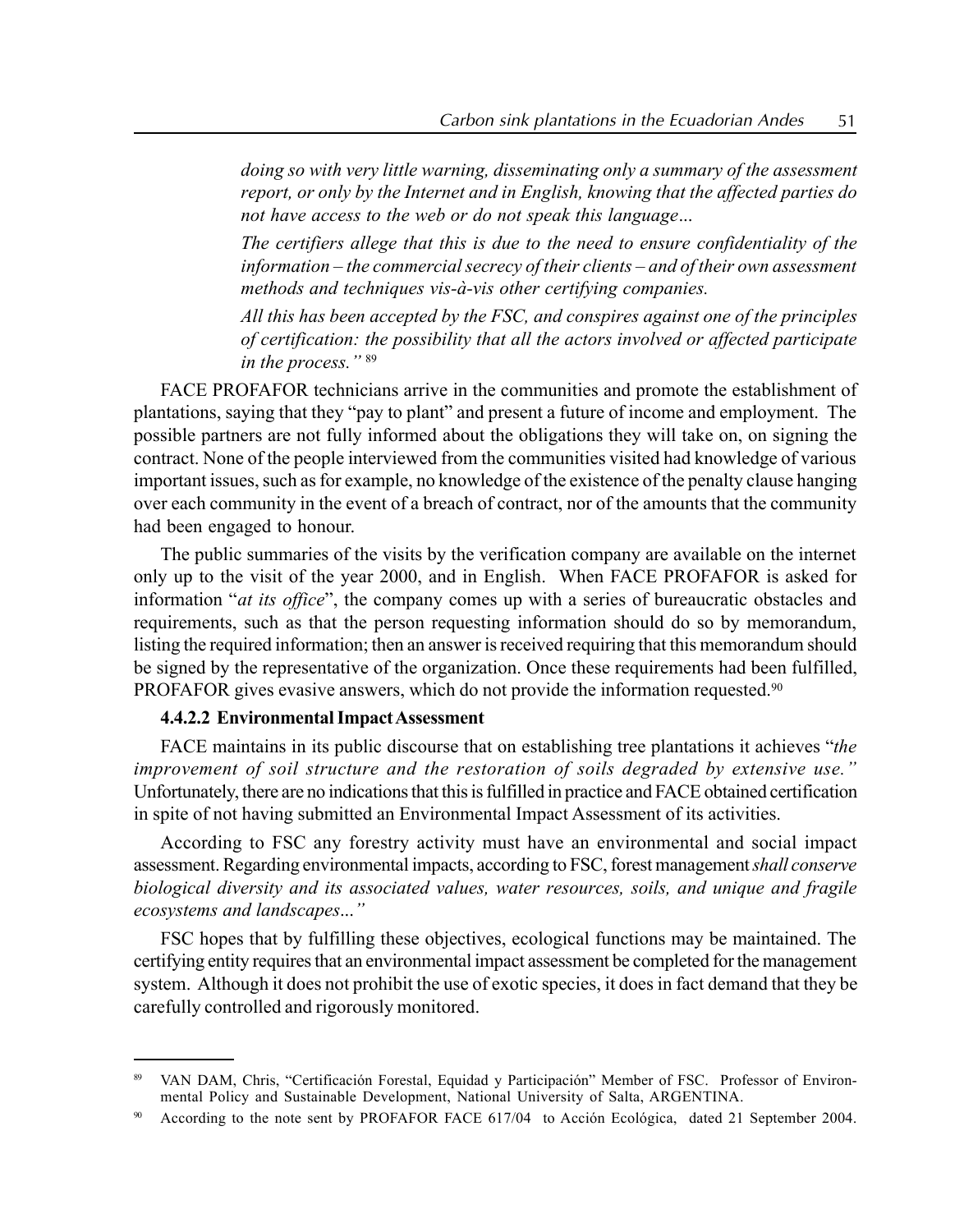> *doing so with very little warning, disseminating only a summary of the assessment report, or only by the Internet and in English, knowing that the affected parties do not have access to the web or do not speak this language…*
>
> *The certifiers allege that this is due to the need to ensure confidentiality of the information – the commercial secrecy of their clients – and of their own assessment methods and techniques vis-à-vis other certifying companies.*
>
> *All this has been accepted by the FSC, and conspires against one of the principles of certification: the possibility that all the actors involved or affected participate in the process."* [89]

FACE PROFAFOR technicians arrive in the communities and promote the establishment of plantations, saying that they "pay to plant" and present a future of income and employment. The possible partners are not fully informed about the obligations they will take on, on signing the contract. None of the people interviewed from the communities visited had knowledge of various important issues, such as for example, no knowledge of the existence of the penalty clause hanging over each community in the event of a breach of contract, nor of the amounts that the community had been engaged to honour.

The public summaries of the visits by the verification company are available on the internet only up to the visit of the year 2000, and in English. When FACE PROFAFOR is asked for information "*at its office*", the company comes up with a series of bureaucratic obstacles and requirements, such as that the person requesting information should do so by memorandum, listing the required information; then an answer is received requiring that this memorandum should be signed by the representative of the organization. Once these requirements had been fulfilled, PROFAFOR gives evasive answers, which do not provide the information requested.[90]

#### 4.4.2.2 Environmental Impact Assessment

FACE maintains in its public discourse that on establishing tree plantations it achieves "*the improvement of soil structure and the restoration of soils degraded by extensive use."* Unfortunately, there are no indications that this is fulfilled in practice and FACE obtained certification in spite of not having submitted an Environmental Impact Assessment of its activities.

According to FSC any forestry activity must have an environmental and social impact assessment. Regarding environmental impacts, according to FSC, forest management *shall conserve biological diversity and its associated values, water resources, soils, and unique and fragile ecosystems and landscapes…"*

FSC hopes that by fulfilling these objectives, ecological functions may be maintained. The certifying entity requires that an environmental impact assessment be completed for the management system. Although it does not prohibit the use of exotic species, it does in fact demand that they be carefully controlled and rigorously monitored.

---

[89] VAN DAM, Chris, "Certificación Forestal, Equidad y Participación" Member of FSC. Professor of Environmental Policy and Sustainable Development, National University of Salta, ARGENTINA.

[90] According to the note sent by PROFAFOR FACE 617/04 to Acción Ecológica, dated 21 September 2004.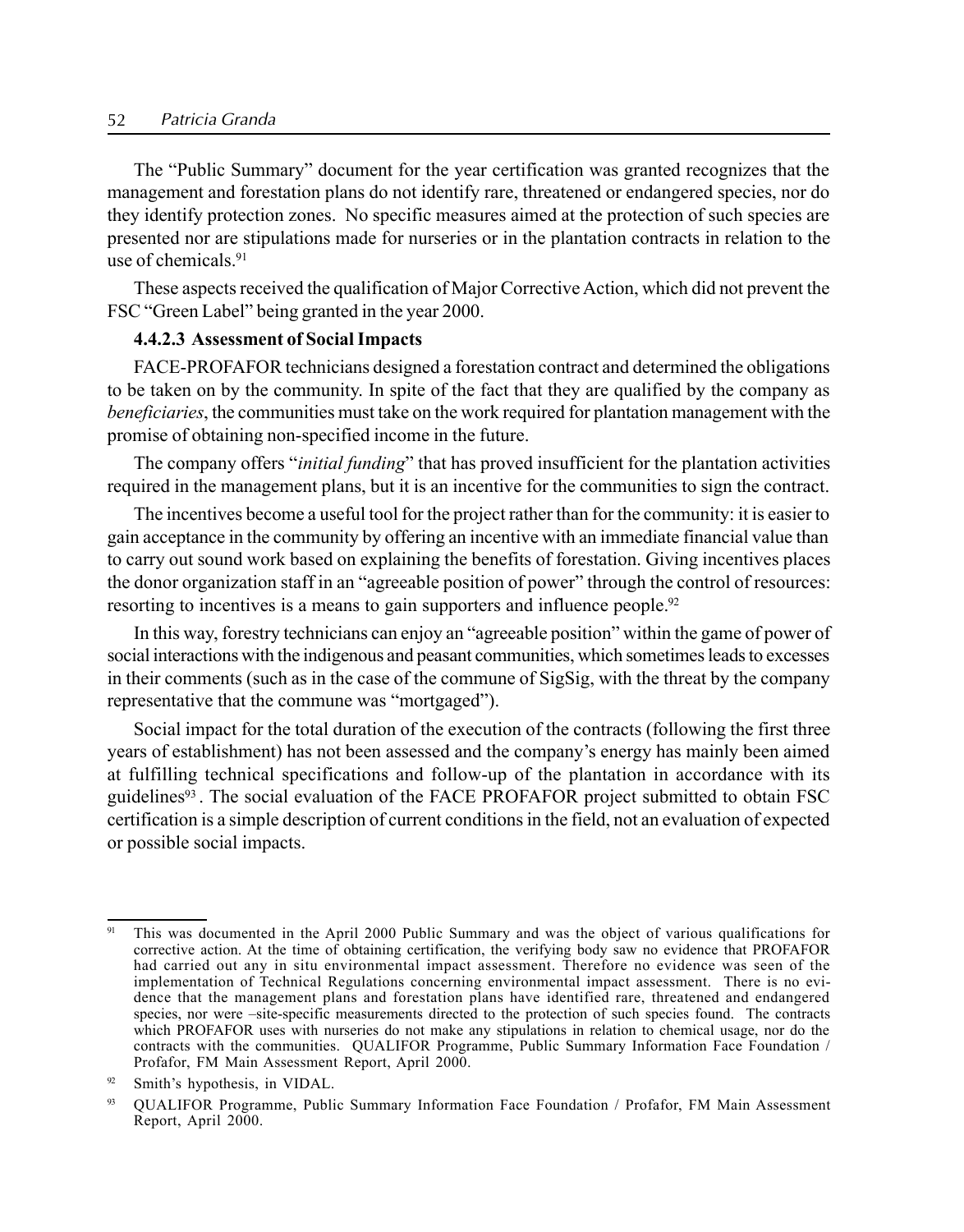The "Public Summary" document for the year certification was granted recognizes that the management and forestation plans do not identify rare, threatened or endangered species, nor do they identify protection zones. No specific measures aimed at the protection of such species are presented nor are stipulations made for nurseries or in the plantation contracts in relation to the use of chemicals.[91]

These aspects received the qualification of Major Corrective Action, which did not prevent the FSC "Green Label" being granted in the year 2000.

#### 4.4.2.3 Assessment of Social Impacts

FACE-PROFAFOR technicians designed a forestation contract and determined the obligations to be taken on by the community. In spite of the fact that they are qualified by the company as *beneficiaries*, the communities must take on the work required for plantation management with the promise of obtaining non-specified income in the future.

The company offers "*initial funding*" that has proved insufficient for the plantation activities required in the management plans, but it is an incentive for the communities to sign the contract.

The incentives become a useful tool for the project rather than for the community: it is easier to gain acceptance in the community by offering an incentive with an immediate financial value than to carry out sound work based on explaining the benefits of forestation. Giving incentives places the donor organization staff in an "agreeable position of power" through the control of resources: resorting to incentives is a means to gain supporters and influence people.[92]

In this way, forestry technicians can enjoy an "agreeable position" within the game of power of social interactions with the indigenous and peasant communities, which sometimes leads to excesses in their comments (such as in the case of the commune of SigSig, with the threat by the company representative that the commune was "mortgaged").

Social impact for the total duration of the execution of the contracts (following the first three years of establishment) has not been assessed and the company's energy has mainly been aimed at fulfilling technical specifications and follow-up of the plantation in accordance with its guidelines[93]. The social evaluation of the FACE PROFAFOR project submitted to obtain FSC certification is a simple description of current conditions in the field, not an evaluation of expected or possible social impacts.

---

[91] This was documented in the April 2000 Public Summary and was the object of various qualifications for corrective action. At the time of obtaining certification, the verifying body saw no evidence that PROFAFOR had carried out any in situ environmental impact assessment. Therefore no evidence was seen of the implementation of Technical Regulations concerning environmental impact assessment. There is no evidence that the management plans and forestation plans have identified rare, threatened and endangered species, nor were –site-specific measurements directed to the protection of such species found. The contracts which PROFAFOR uses with nurseries do not make any stipulations in relation to chemical usage, nor do the contracts with the communities. QUALIFOR Programme, Public Summary Information Face Foundation / Profafor, FM Main Assessment Report, April 2000.

[92] Smith's hypothesis, in VIDAL.

[93] QUALIFOR Programme, Public Summary Information Face Foundation / Profafor, FM Main Assessment Report, April 2000.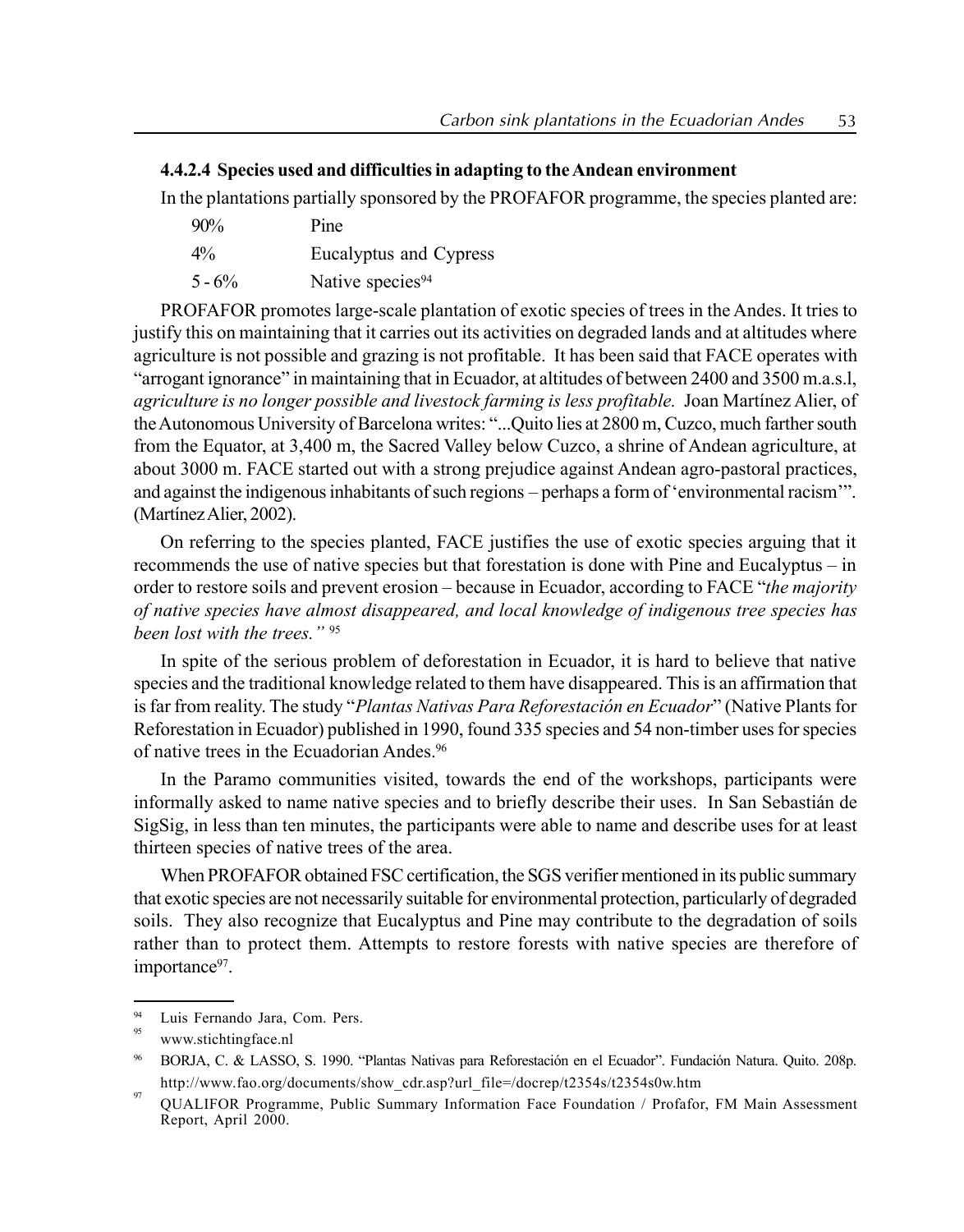#### 4.4.2.4 Species used and difficulties in adapting to the Andean environment

In the plantations partially sponsored by the PROFAFOR programme, the species planted are:

| | |
|---|---|
| 90% | Pine |
| 4% | Eucalyptus and Cypress |
| 5 - 6% | Native species[94] |

PROFAFOR promotes large-scale plantation of exotic species of trees in the Andes. It tries to justify this on maintaining that it carries out its activities on degraded lands and at altitudes where agriculture is not possible and grazing is not profitable. It has been said that FACE operates with "arrogant ignorance" in maintaining that in Ecuador, at altitudes of between 2400 and 3500 m.a.s.l, *agriculture is no longer possible and livestock farming is less profitable.* Joan Martínez Alier, of the Autonomous University of Barcelona writes: "...Quito lies at 2800 m, Cuzco, much farther south from the Equator, at 3,400 m, the Sacred Valley below Cuzco, a shrine of Andean agriculture, at about 3000 m. FACE started out with a strong prejudice against Andean agro-pastoral practices, and against the indigenous inhabitants of such regions – perhaps a form of 'environmental racism'". (Martínez Alier, 2002).

On referring to the species planted, FACE justifies the use of exotic species arguing that it recommends the use of native species but that forestation is done with Pine and Eucalyptus – in order to restore soils and prevent erosion – because in Ecuador, according to FACE "*the majority of native species have almost disappeared, and local knowledge of indigenous tree species has been lost with the trees."* [95]

In spite of the serious problem of deforestation in Ecuador, it is hard to believe that native species and the traditional knowledge related to them have disappeared. This is an affirmation that is far from reality. The study "*Plantas Nativas Para Reforestación en Ecuador*" (Native Plants for Reforestation in Ecuador) published in 1990, found 335 species and 54 non-timber uses for species of native trees in the Ecuadorian Andes.[96]

In the Paramo communities visited, towards the end of the workshops, participants were informally asked to name native species and to briefly describe their uses. In San Sebastián de SigSig, in less than ten minutes, the participants were able to name and describe uses for at least thirteen species of native trees of the area.

When PROFAFOR obtained FSC certification, the SGS verifier mentioned in its public summary that exotic species are not necessarily suitable for environmental protection, particularly of degraded soils. They also recognize that Eucalyptus and Pine may contribute to the degradation of soils rather than to protect them. Attempts to restore forests with native species are therefore of importance[97].

---

[94] Luis Fernando Jara, Com. Pers.

[95] www.stichtingface.nl

[96] BORJA, C. & LASSO, S. 1990. "Plantas Nativas para Reforestación en el Ecuador". Fundación Natura. Quito. 208p. http://www.fao.org/documents/show_cdr.asp?url_file=/docrep/t2354s/t2354s0w.htm

[97] QUALIFOR Programme, Public Summary Information Face Foundation / Profafor, FM Main Assessment Report, April 2000.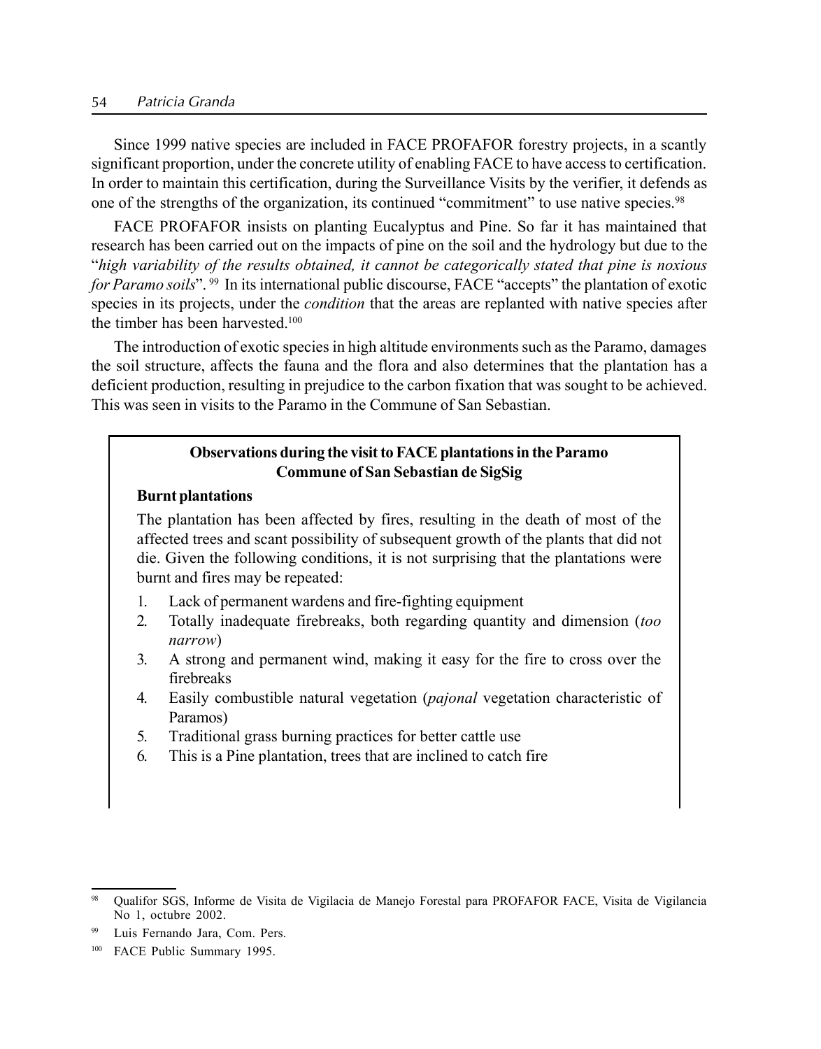Since 1999 native species are included in FACE PROFAFOR forestry projects, in a scantly significant proportion, under the concrete utility of enabling FACE to have access to certification. In order to maintain this certification, during the Surveillance Visits by the verifier, it defends as one of the strengths of the organization, its continued "commitment" to use native species.[98]

FACE PROFAFOR insists on planting Eucalyptus and Pine. So far it has maintained that research has been carried out on the impacts of pine on the soil and the hydrology but due to the "*high variability of the results obtained, it cannot be categorically stated that pine is noxious for Paramo soils*".[99] In its international public discourse, FACE "accepts" the plantation of exotic species in its projects, under the *condition* that the areas are replanted with native species after the timber has been harvested.[100]

The introduction of exotic species in high altitude environments such as the Paramo, damages the soil structure, affects the fauna and the flora and also determines that the plantation has a deficient production, resulting in prejudice to the carbon fixation that was sought to be achieved. This was seen in visits to the Paramo in the Commune of San Sebastian.

**Observations during the visit to FACE plantations in the Paramo Commune of San Sebastian de SigSig**

**Burnt plantations**

The plantation has been affected by fires, resulting in the death of most of the affected trees and scant possibility of subsequent growth of the plants that did not die. Given the following conditions, it is not surprising that the plantations were burnt and fires may be repeated:

1. Lack of permanent wardens and fire-fighting equipment
2. Totally inadequate firebreaks, both regarding quantity and dimension (*too narrow*)
3. A strong and permanent wind, making it easy for the fire to cross over the firebreaks
4. Easily combustible natural vegetation (*pajonal* vegetation characteristic of Paramos)
5. Traditional grass burning practices for better cattle use
6. This is a Pine plantation, trees that are inclined to catch fire

---

[98] Qualifor SGS, Informe de Visita de Vigilacia de Manejo Forestal para PROFAFOR FACE, Visita de Vigilancia No 1, octubre 2002.

[99] Luis Fernando Jara, Com. Pers.

[100] FACE Public Summary 1995.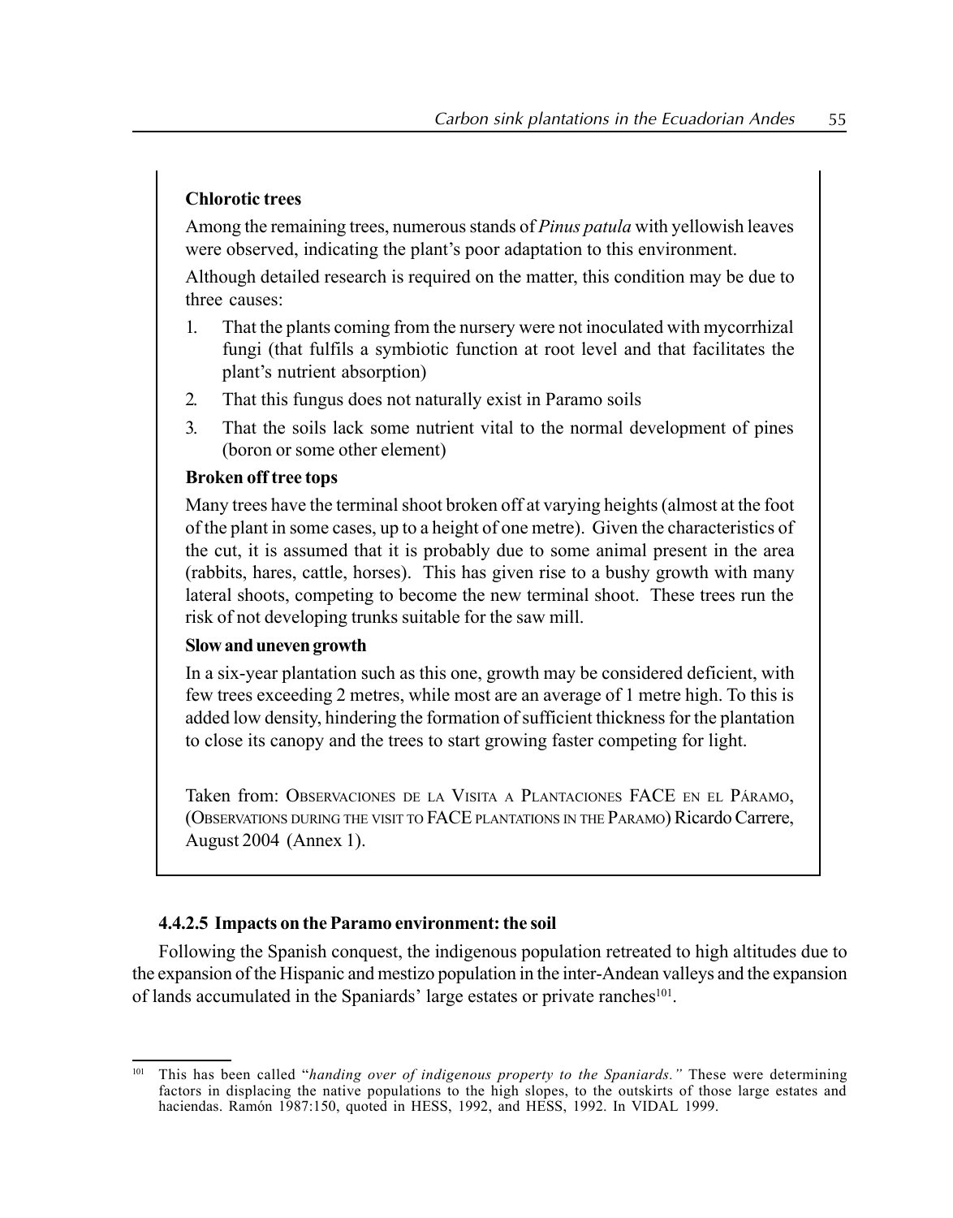**Chlorotic trees**

Among the remaining trees, numerous stands of *Pinus patula* with yellowish leaves were observed, indicating the plant's poor adaptation to this environment.

Although detailed research is required on the matter, this condition may be due to three causes:

1. That the plants coming from the nursery were not inoculated with mycorrhizal fungi (that fulfils a symbiotic function at root level and that facilitates the plant's nutrient absorption)
2. That this fungus does not naturally exist in Paramo soils
3. That the soils lack some nutrient vital to the normal development of pines (boron or some other element)

**Broken off tree tops**

Many trees have the terminal shoot broken off at varying heights (almost at the foot of the plant in some cases, up to a height of one metre). Given the characteristics of the cut, it is assumed that it is probably due to some animal present in the area (rabbits, hares, cattle, horses). This has given rise to a bushy growth with many lateral shoots, competing to become the new terminal shoot. These trees run the risk of not developing trunks suitable for the saw mill.

**Slow and uneven growth**

In a six-year plantation such as this one, growth may be considered deficient, with few trees exceeding 2 metres, while most are an average of 1 metre high. To this is added low density, hindering the formation of sufficient thickness for the plantation to close its canopy and the trees to start growing faster competing for light.

Taken from: Observaciones de la Visita a Plantaciones FACE en el Páramo, (Observations during the visit to FACE plantations in the Paramo) Ricardo Carrere, August 2004 (Annex 1).

### 4.4.2.5 Impacts on the Paramo environment: the soil

Following the Spanish conquest, the indigenous population retreated to high altitudes due to the expansion of the Hispanic and mestizo population in the inter-Andean valleys and the expansion of lands accumulated in the Spaniards' large estates or private ranches[101].

[101] This has been called "*handing over of indigenous property to the Spaniards.*" These were determining factors in displacing the native populations to the high slopes, to the outskirts of those large estates and haciendas. Ramón 1987:150, quoted in HESS, 1992, and HESS, 1992. In VIDAL 1999.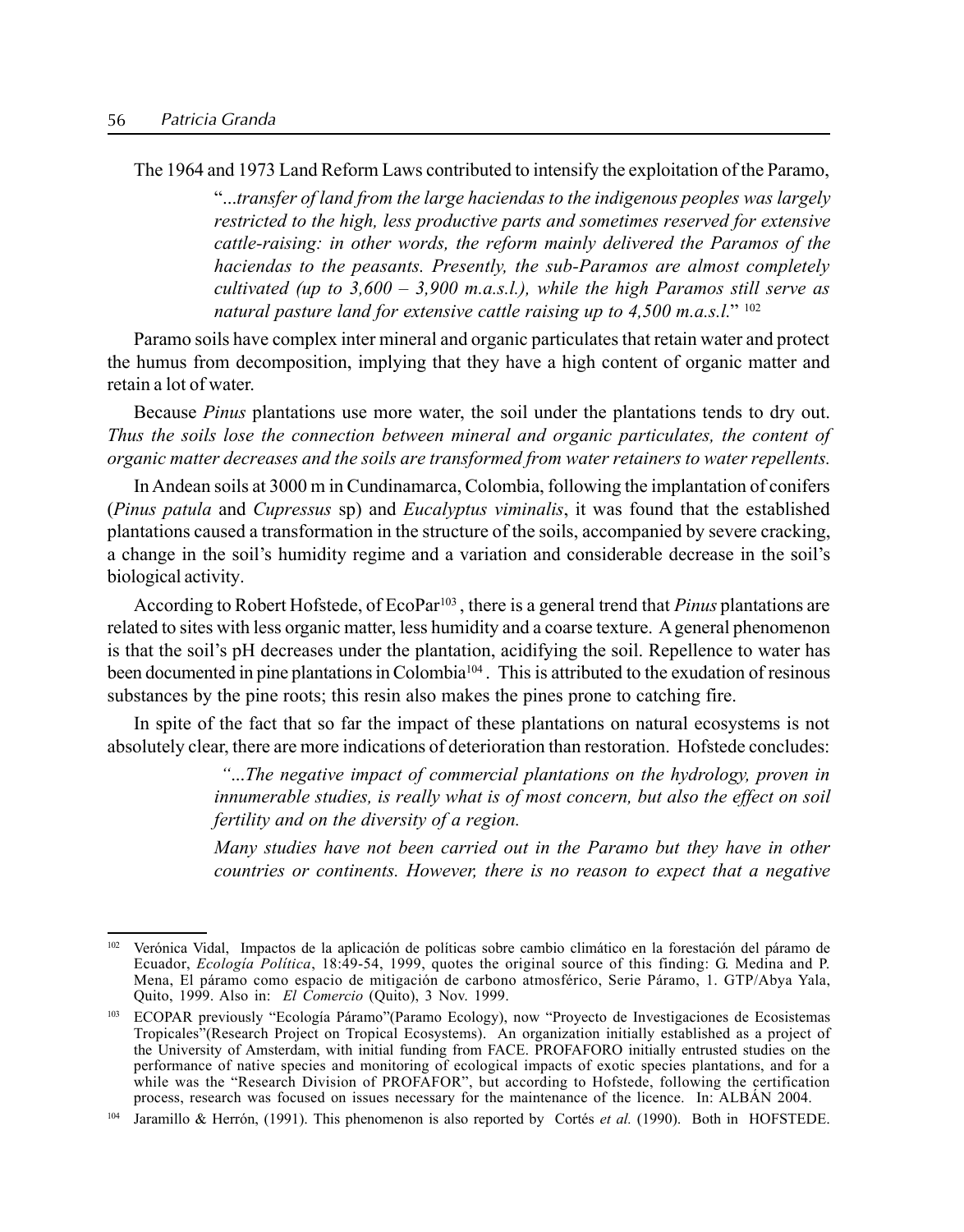The 1964 and 1973 Land Reform Laws contributed to intensify the exploitation of the Paramo,

> "*...transfer of land from the large haciendas to the indigenous peoples was largely restricted to the high, less productive parts and sometimes reserved for extensive cattle-raising: in other words, the reform mainly delivered the Paramos of the haciendas to the peasants. Presently, the sub-Paramos are almost completely cultivated (up to 3,600 – 3,900 m.a.s.l.), while the high Paramos still serve as natural pasture land for extensive cattle raising up to 4,500 m.a.s.l.*" [102]

Paramo soils have complex inter mineral and organic particulates that retain water and protect the humus from decomposition, implying that they have a high content of organic matter and retain a lot of water.

Because *Pinus* plantations use more water, the soil under the plantations tends to dry out. *Thus the soils lose the connection between mineral and organic particulates, the content of organic matter decreases and the soils are transformed from water retainers to water repellents.*

In Andean soils at 3000 m in Cundinamarca, Colombia, following the implantation of conifers (*Pinus patula* and *Cupressus* sp) and *Eucalyptus viminalis*, it was found that the established plantations caused a transformation in the structure of the soils, accompanied by severe cracking, a change in the soil's humidity regime and a variation and considerable decrease in the soil's biological activity.

According to Robert Hofstede, of EcoPar[103], there is a general trend that *Pinus* plantations are related to sites with less organic matter, less humidity and a coarse texture. A general phenomenon is that the soil's pH decreases under the plantation, acidifying the soil. Repellence to water has been documented in pine plantations in Colombia[104]. This is attributed to the exudation of resinous substances by the pine roots; this resin also makes the pines prone to catching fire.

In spite of the fact that so far the impact of these plantations on natural ecosystems is not absolutely clear, there are more indications of deterioration than restoration. Hofstede concludes:

> *"...The negative impact of commercial plantations on the hydrology, proven in innumerable studies, is really what is of most concern, but also the effect on soil fertility and on the diversity of a region.*
>
> *Many studies have not been carried out in the Paramo but they have in other countries or continents. However, there is no reason to expect that a negative*

---

[102] Verónica Vidal, Impactos de la aplicación de políticas sobre cambio climático en la forestación del páramo de Ecuador, *Ecología Política*, 18:49-54, 1999, quotes the original source of this finding: G. Medina and P. Mena, El páramo como espacio de mitigación de carbono atmosférico, Serie Páramo, 1. GTP/Abya Yala, Quito, 1999. Also in: *El Comercio* (Quito), 3 Nov. 1999.

[103] ECOPAR previously "Ecología Páramo"(Paramo Ecology), now "Proyecto de Investigaciones de Ecosistemas Tropicales"(Research Project on Tropical Ecosystems). An organization initially established as a project of the University of Amsterdam, with initial funding from FACE. PROFAFORO initially entrusted studies on the performance of native species and monitoring of ecological impacts of exotic species plantations, and for a while was the "Research Division of PROFAFOR", but according to Hofstede, following the certification process, research was focused on issues necessary for the maintenance of the licence. In: ALBÁN 2004.

[104] Jaramillo & Herrón, (1991). This phenomenon is also reported by Cortés *et al.* (1990). Both in HOFSTEDE.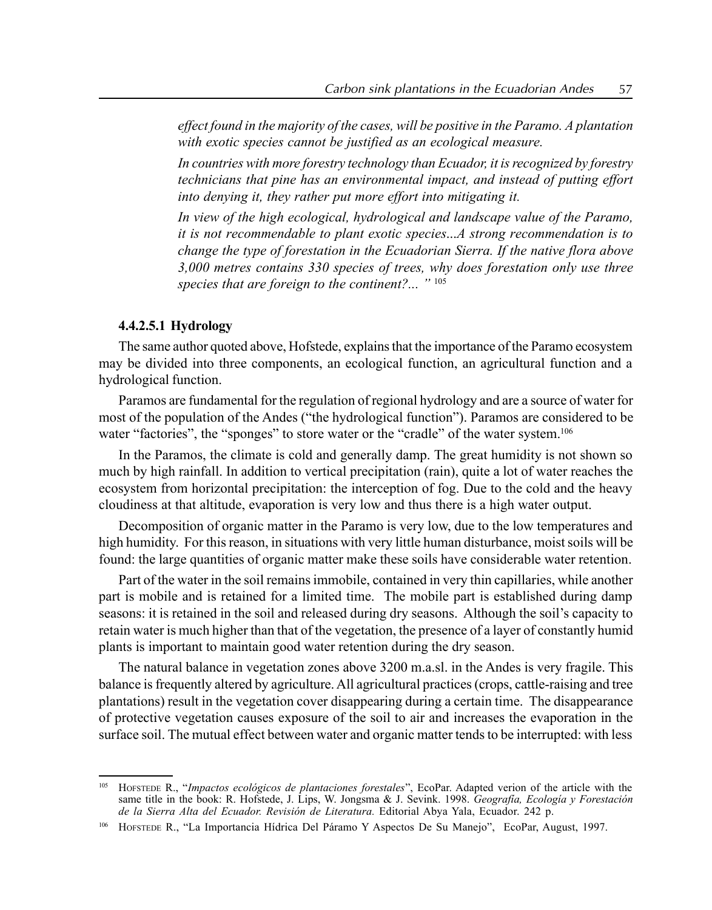*effect found in the majority of the cases, will be positive in the Paramo. A plantation with exotic species cannot be justified as an ecological measure.*

*In countries with more forestry technology than Ecuador, it is recognized by forestry technicians that pine has an environmental impact, and instead of putting effort into denying it, they rather put more effort into mitigating it.*

*In view of the high ecological, hydrological and landscape value of the Paramo, it is not recommendable to plant exotic species...A strong recommendation is to change the type of forestation in the Ecuadorian Sierra. If the native flora above 3,000 metres contains 330 species of trees, why does forestation only use three species that are foreign to the continent?... "* [105]

#### 4.4.2.5.1 Hydrology

The same author quoted above, Hofstede, explains that the importance of the Paramo ecosystem may be divided into three components, an ecological function, an agricultural function and a hydrological function.

Paramos are fundamental for the regulation of regional hydrology and are a source of water for most of the population of the Andes ("the hydrological function"). Paramos are considered to be water "factories", the "sponges" to store water or the "cradle" of the water system.[106]

In the Paramos, the climate is cold and generally damp. The great humidity is not shown so much by high rainfall. In addition to vertical precipitation (rain), quite a lot of water reaches the ecosystem from horizontal precipitation: the interception of fog. Due to the cold and the heavy cloudiness at that altitude, evaporation is very low and thus there is a high water output.

Decomposition of organic matter in the Paramo is very low, due to the low temperatures and high humidity. For this reason, in situations with very little human disturbance, moist soils will be found: the large quantities of organic matter make these soils have considerable water retention.

Part of the water in the soil remains immobile, contained in very thin capillaries, while another part is mobile and is retained for a limited time. The mobile part is established during damp seasons: it is retained in the soil and released during dry seasons. Although the soil's capacity to retain water is much higher than that of the vegetation, the presence of a layer of constantly humid plants is important to maintain good water retention during the dry season.

The natural balance in vegetation zones above 3200 m.a.sl. in the Andes is very fragile. This balance is frequently altered by agriculture. All agricultural practices (crops, cattle-raising and tree plantations) result in the vegetation cover disappearing during a certain time. The disappearance of protective vegetation causes exposure of the soil to air and increases the evaporation in the surface soil. The mutual effect between water and organic matter tends to be interrupted: with less

---

[105] Hofstede R., "*Impactos ecológicos de plantaciones forestales*", EcoPar. Adapted verion of the article with the same title in the book: R. Hofstede, J. Lips, W. Jongsma & J. Sevink. 1998. *Geografía, Ecología y Forestación de la Sierra Alta del Ecuador. Revisión de Literatura.* Editorial Abya Yala, Ecuador. 242 p.

[106] Hofstede R., "La Importancia Hídrica Del Páramo Y Aspectos De Su Manejo", EcoPar, August, 1997.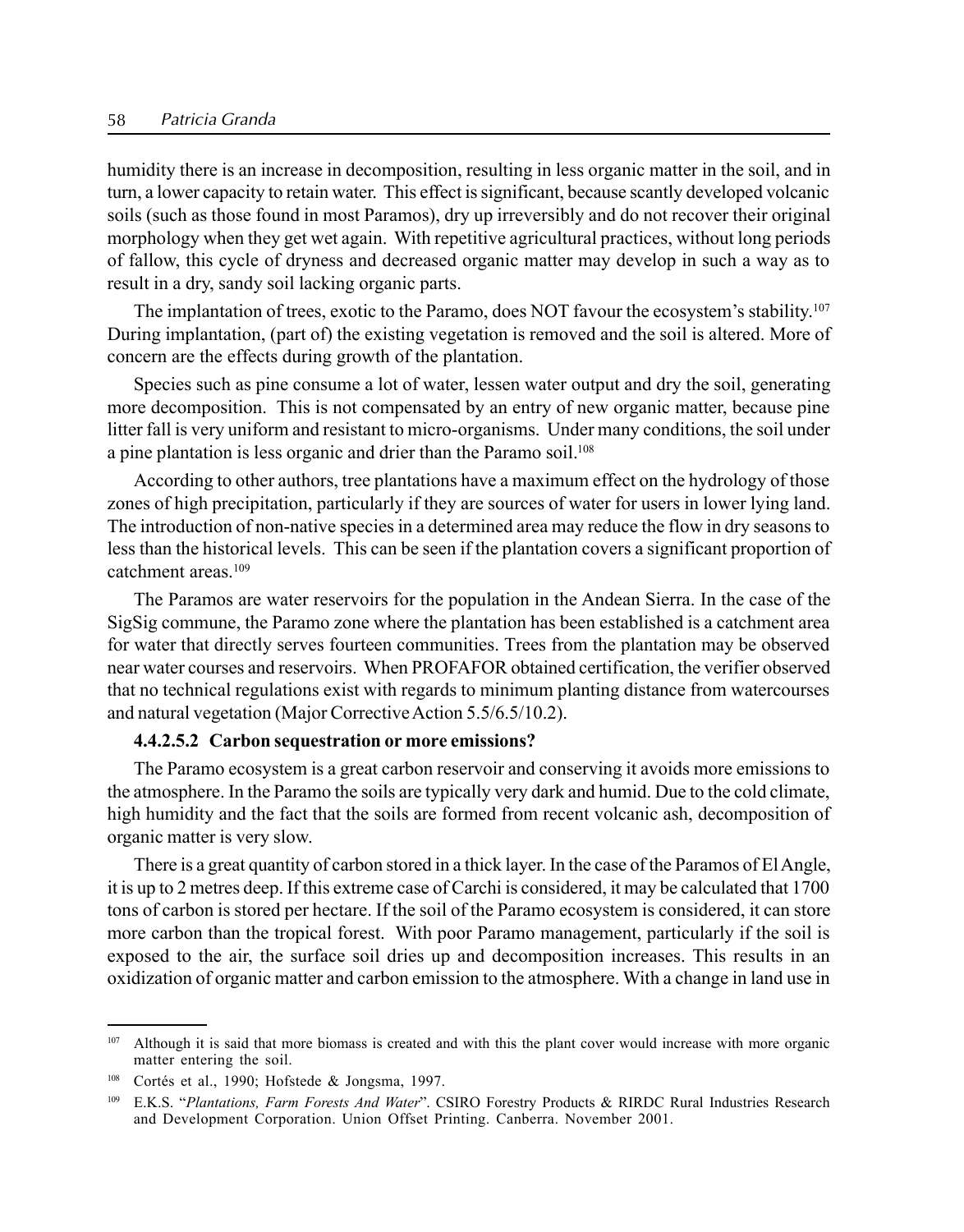humidity there is an increase in decomposition, resulting in less organic matter in the soil, and in turn, a lower capacity to retain water. This effect is significant, because scantly developed volcanic soils (such as those found in most Paramos), dry up irreversibly and do not recover their original morphology when they get wet again. With repetitive agricultural practices, without long periods of fallow, this cycle of dryness and decreased organic matter may develop in such a way as to result in a dry, sandy soil lacking organic parts.

The implantation of trees, exotic to the Paramo, does NOT favour the ecosystem's stability.[107] During implantation, (part of) the existing vegetation is removed and the soil is altered. More of concern are the effects during growth of the plantation.

Species such as pine consume a lot of water, lessen water output and dry the soil, generating more decomposition. This is not compensated by an entry of new organic matter, because pine litter fall is very uniform and resistant to micro-organisms. Under many conditions, the soil under a pine plantation is less organic and drier than the Paramo soil.[108]

According to other authors, tree plantations have a maximum effect on the hydrology of those zones of high precipitation, particularly if they are sources of water for users in lower lying land. The introduction of non-native species in a determined area may reduce the flow in dry seasons to less than the historical levels. This can be seen if the plantation covers a significant proportion of catchment areas.[109]

The Paramos are water reservoirs for the population in the Andean Sierra. In the case of the SigSig commune, the Paramo zone where the plantation has been established is a catchment area for water that directly serves fourteen communities. Trees from the plantation may be observed near water courses and reservoirs. When PROFAFOR obtained certification, the verifier observed that no technical regulations exist with regards to minimum planting distance from watercourses and natural vegetation (Major Corrective Action 5.5/6.5/10.2).

#### 4.4.2.5.2 Carbon sequestration or more emissions?

The Paramo ecosystem is a great carbon reservoir and conserving it avoids more emissions to the atmosphere. In the Paramo the soils are typically very dark and humid. Due to the cold climate, high humidity and the fact that the soils are formed from recent volcanic ash, decomposition of organic matter is very slow.

There is a great quantity of carbon stored in a thick layer. In the case of the Paramos of El Angle, it is up to 2 metres deep. If this extreme case of Carchi is considered, it may be calculated that 1700 tons of carbon is stored per hectare. If the soil of the Paramo ecosystem is considered, it can store more carbon than the tropical forest. With poor Paramo management, particularly if the soil is exposed to the air, the surface soil dries up and decomposition increases. This results in an oxidization of organic matter and carbon emission to the atmosphere. With a change in land use in

---

[107] Although it is said that more biomass is created and with this the plant cover would increase with more organic matter entering the soil.

[108] Cortés et al., 1990; Hofstede & Jongsma, 1997.

[109] E.K.S. "*Plantations, Farm Forests And Water*". CSIRO Forestry Products & RIRDC Rural Industries Research and Development Corporation. Union Offset Printing. Canberra. November 2001.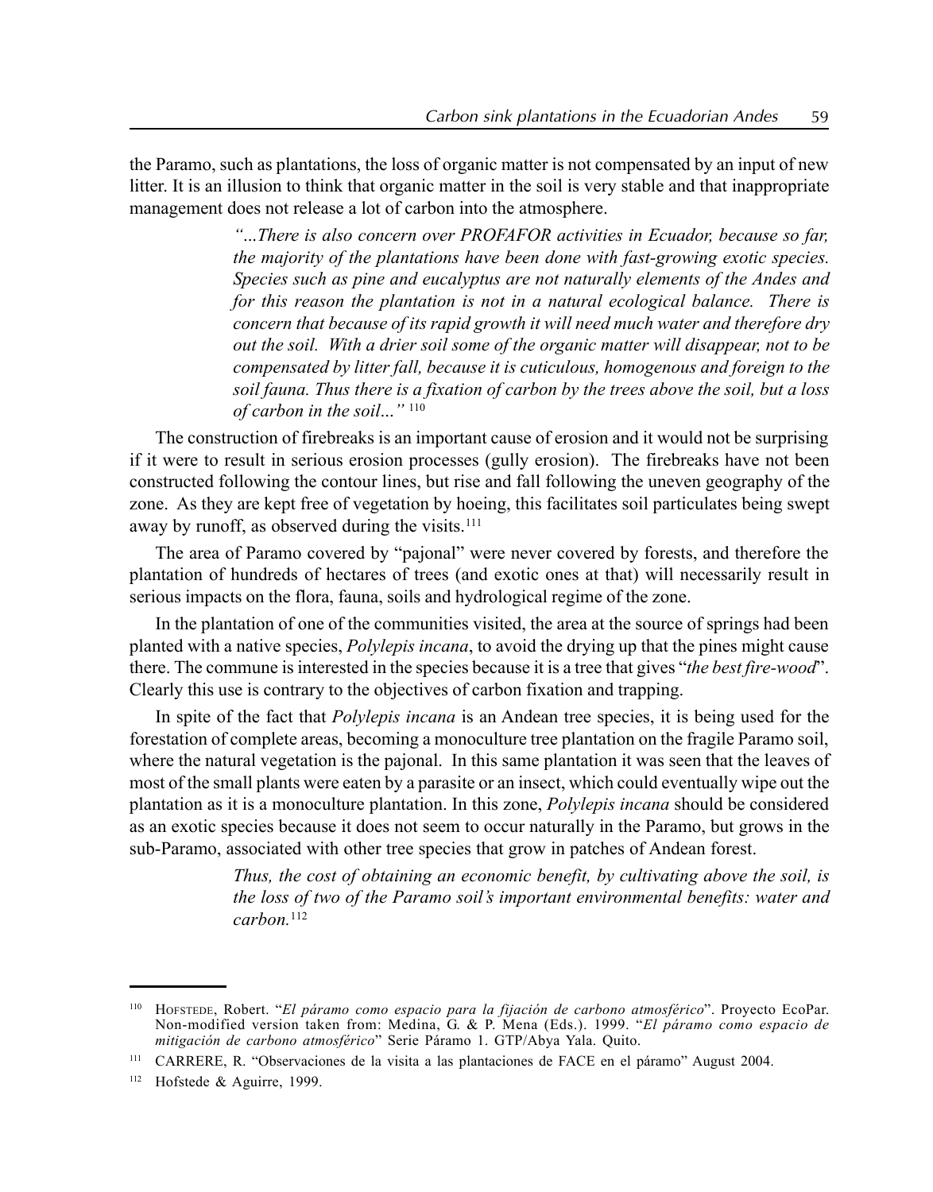the Paramo, such as plantations, the loss of organic matter is not compensated by an input of new litter. It is an illusion to think that organic matter in the soil is very stable and that inappropriate management does not release a lot of carbon into the atmosphere.

> *"...There is also concern over PROFAFOR activities in Ecuador, because so far, the majority of the plantations have been done with fast-growing exotic species. Species such as pine and eucalyptus are not naturally elements of the Andes and for this reason the plantation is not in a natural ecological balance. There is concern that because of its rapid growth it will need much water and therefore dry out the soil. With a drier soil some of the organic matter will disappear, not to be compensated by litter fall, because it is cuticulous, homogenous and foreign to the soil fauna. Thus there is a fixation of carbon by the trees above the soil, but a loss of carbon in the soil..."* [110]

The construction of firebreaks is an important cause of erosion and it would not be surprising if it were to result in serious erosion processes (gully erosion). The firebreaks have not been constructed following the contour lines, but rise and fall following the uneven geography of the zone. As they are kept free of vegetation by hoeing, this facilitates soil particulates being swept away by runoff, as observed during the visits.[111]

The area of Paramo covered by "pajonal" were never covered by forests, and therefore the plantation of hundreds of hectares of trees (and exotic ones at that) will necessarily result in serious impacts on the flora, fauna, soils and hydrological regime of the zone.

In the plantation of one of the communities visited, the area at the source of springs had been planted with a native species, *Polylepis incana*, to avoid the drying up that the pines might cause there. The commune is interested in the species because it is a tree that gives "*the best fire-wood*". Clearly this use is contrary to the objectives of carbon fixation and trapping.

In spite of the fact that *Polylepis incana* is an Andean tree species, it is being used for the forestation of complete areas, becoming a monoculture tree plantation on the fragile Paramo soil, where the natural vegetation is the pajonal. In this same plantation it was seen that the leaves of most of the small plants were eaten by a parasite or an insect, which could eventually wipe out the plantation as it is a monoculture plantation. In this zone, *Polylepis incana* should be considered as an exotic species because it does not seem to occur naturally in the Paramo, but grows in the sub-Paramo, associated with other tree species that grow in patches of Andean forest.

> *Thus, the cost of obtaining an economic benefit, by cultivating above the soil, is the loss of two of the Paramo soil's important environmental benefits: water and carbon.*[112]

---

[110] Hofstede, Robert. "*El páramo como espacio para la fijación de carbono atmosférico*". Proyecto EcoPar. Non-modified version taken from: Medina, G. & P. Mena (Eds.). 1999. "*El páramo como espacio de mitigación de carbono atmosférico*" Serie Páramo 1. GTP/Abya Yala. Quito.

[111] CARRERE, R. "Observaciones de la visita a las plantaciones de FACE en el páramo" August 2004.

[112] Hofstede & Aguirre, 1999.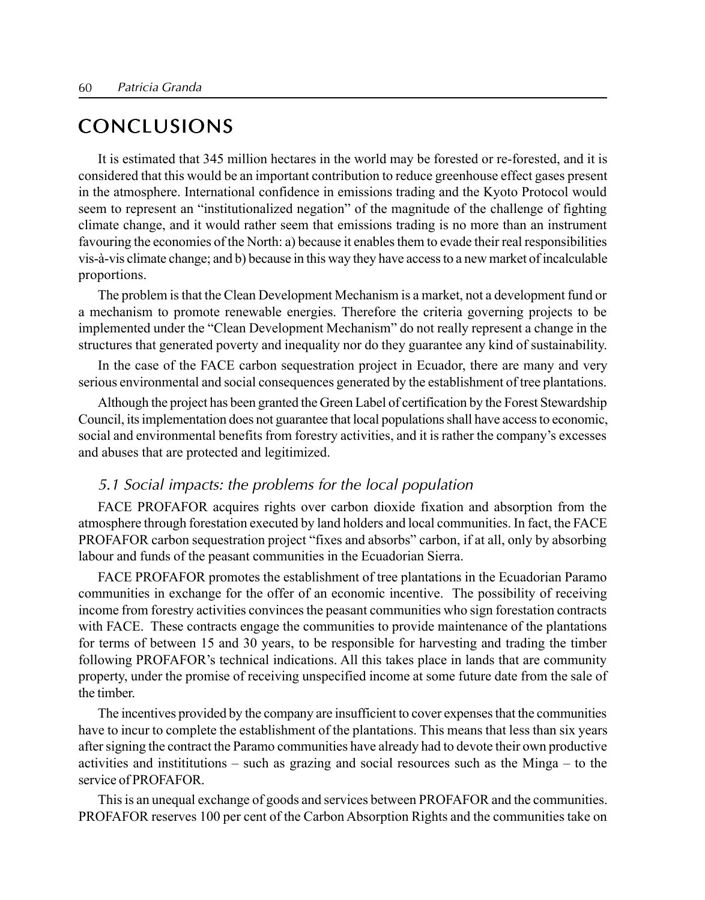# CONCLUSIONS

It is estimated that 345 million hectares in the world may be forested or re-forested, and it is considered that this would be an important contribution to reduce greenhouse effect gases present in the atmosphere. International confidence in emissions trading and the Kyoto Protocol would seem to represent an "institutionalized negation" of the magnitude of the challenge of fighting climate change, and it would rather seem that emissions trading is no more than an instrument favouring the economies of the North: a) because it enables them to evade their real responsibilities vis-à-vis climate change; and b) because in this way they have access to a new market of incalculable proportions.

The problem is that the Clean Development Mechanism is a market, not a development fund or a mechanism to promote renewable energies. Therefore the criteria governing projects to be implemented under the "Clean Development Mechanism" do not really represent a change in the structures that generated poverty and inequality nor do they guarantee any kind of sustainability.

In the case of the FACE carbon sequestration project in Ecuador, there are many and very serious environmental and social consequences generated by the establishment of tree plantations.

Although the project has been granted the Green Label of certification by the Forest Stewardship Council, its implementation does not guarantee that local populations shall have access to economic, social and environmental benefits from forestry activities, and it is rather the company's excesses and abuses that are protected and legitimized.

## *5.1 Social impacts: the problems for the local population*

FACE PROFAFOR acquires rights over carbon dioxide fixation and absorption from the atmosphere through forestation executed by land holders and local communities. In fact, the FACE PROFAFOR carbon sequestration project "fixes and absorbs" carbon, if at all, only by absorbing labour and funds of the peasant communities in the Ecuadorian Sierra.

FACE PROFAFOR promotes the establishment of tree plantations in the Ecuadorian Paramo communities in exchange for the offer of an economic incentive. The possibility of receiving income from forestry activities convinces the peasant communities who sign forestation contracts with FACE. These contracts engage the communities to provide maintenance of the plantations for terms of between 15 and 30 years, to be responsible for harvesting and trading the timber following PROFAFOR's technical indications. All this takes place in lands that are community property, under the promise of receiving unspecified income at some future date from the sale of the timber.

The incentives provided by the company are insufficient to cover expenses that the communities have to incur to complete the establishment of the plantations. This means that less than six years after signing the contract the Paramo communities have already had to devote their own productive activities and instititutions – such as grazing and social resources such as the Minga – to the service of PROFAFOR.

This is an unequal exchange of goods and services between PROFAFOR and the communities. PROFAFOR reserves 100 per cent of the Carbon Absorption Rights and the communities take on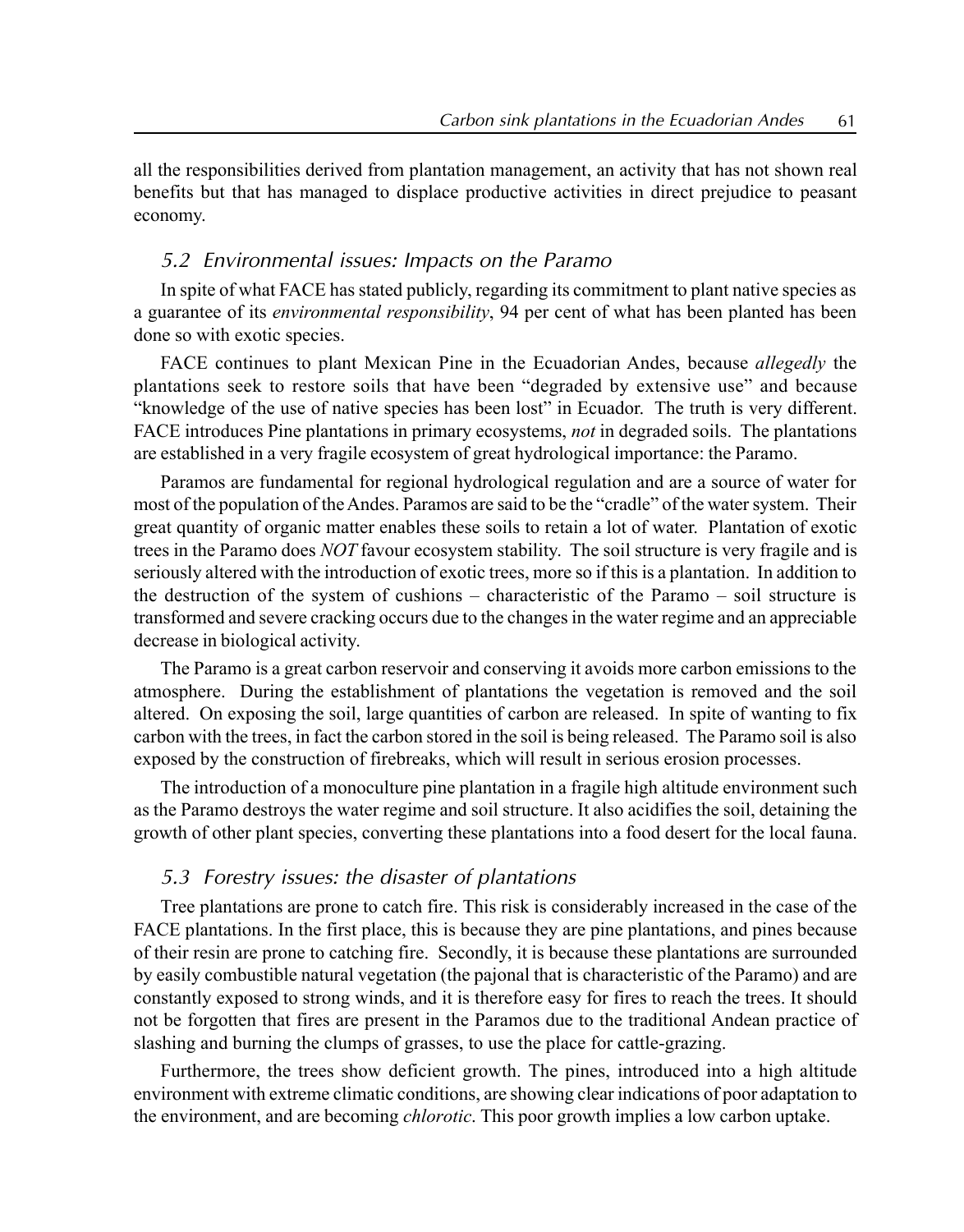all the responsibilities derived from plantation management, an activity that has not shown real benefits but that has managed to displace productive activities in direct prejudice to peasant economy.

### *5.2 Environmental issues: Impacts on the Paramo*

In spite of what FACE has stated publicly, regarding its commitment to plant native species as a guarantee of its *environmental responsibility*, 94 per cent of what has been planted has been done so with exotic species.

FACE continues to plant Mexican Pine in the Ecuadorian Andes, because *allegedly* the plantations seek to restore soils that have been "degraded by extensive use" and because "knowledge of the use of native species has been lost" in Ecuador. The truth is very different. FACE introduces Pine plantations in primary ecosystems, *not* in degraded soils. The plantations are established in a very fragile ecosystem of great hydrological importance: the Paramo.

Paramos are fundamental for regional hydrological regulation and are a source of water for most of the population of the Andes. Paramos are said to be the "cradle" of the water system. Their great quantity of organic matter enables these soils to retain a lot of water. Plantation of exotic trees in the Paramo does *NOT* favour ecosystem stability. The soil structure is very fragile and is seriously altered with the introduction of exotic trees, more so if this is a plantation. In addition to the destruction of the system of cushions – characteristic of the Paramo – soil structure is transformed and severe cracking occurs due to the changes in the water regime and an appreciable decrease in biological activity.

The Paramo is a great carbon reservoir and conserving it avoids more carbon emissions to the atmosphere. During the establishment of plantations the vegetation is removed and the soil altered. On exposing the soil, large quantities of carbon are released. In spite of wanting to fix carbon with the trees, in fact the carbon stored in the soil is being released. The Paramo soil is also exposed by the construction of firebreaks, which will result in serious erosion processes.

The introduction of a monoculture pine plantation in a fragile high altitude environment such as the Paramo destroys the water regime and soil structure. It also acidifies the soil, detaining the growth of other plant species, converting these plantations into a food desert for the local fauna.

### *5.3 Forestry issues: the disaster of plantations*

Tree plantations are prone to catch fire. This risk is considerably increased in the case of the FACE plantations. In the first place, this is because they are pine plantations, and pines because of their resin are prone to catching fire. Secondly, it is because these plantations are surrounded by easily combustible natural vegetation (the pajonal that is characteristic of the Paramo) and are constantly exposed to strong winds, and it is therefore easy for fires to reach the trees. It should not be forgotten that fires are present in the Paramos due to the traditional Andean practice of slashing and burning the clumps of grasses, to use the place for cattle-grazing.

Furthermore, the trees show deficient growth. The pines, introduced into a high altitude environment with extreme climatic conditions, are showing clear indications of poor adaptation to the environment, and are becoming *chlorotic*. This poor growth implies a low carbon uptake.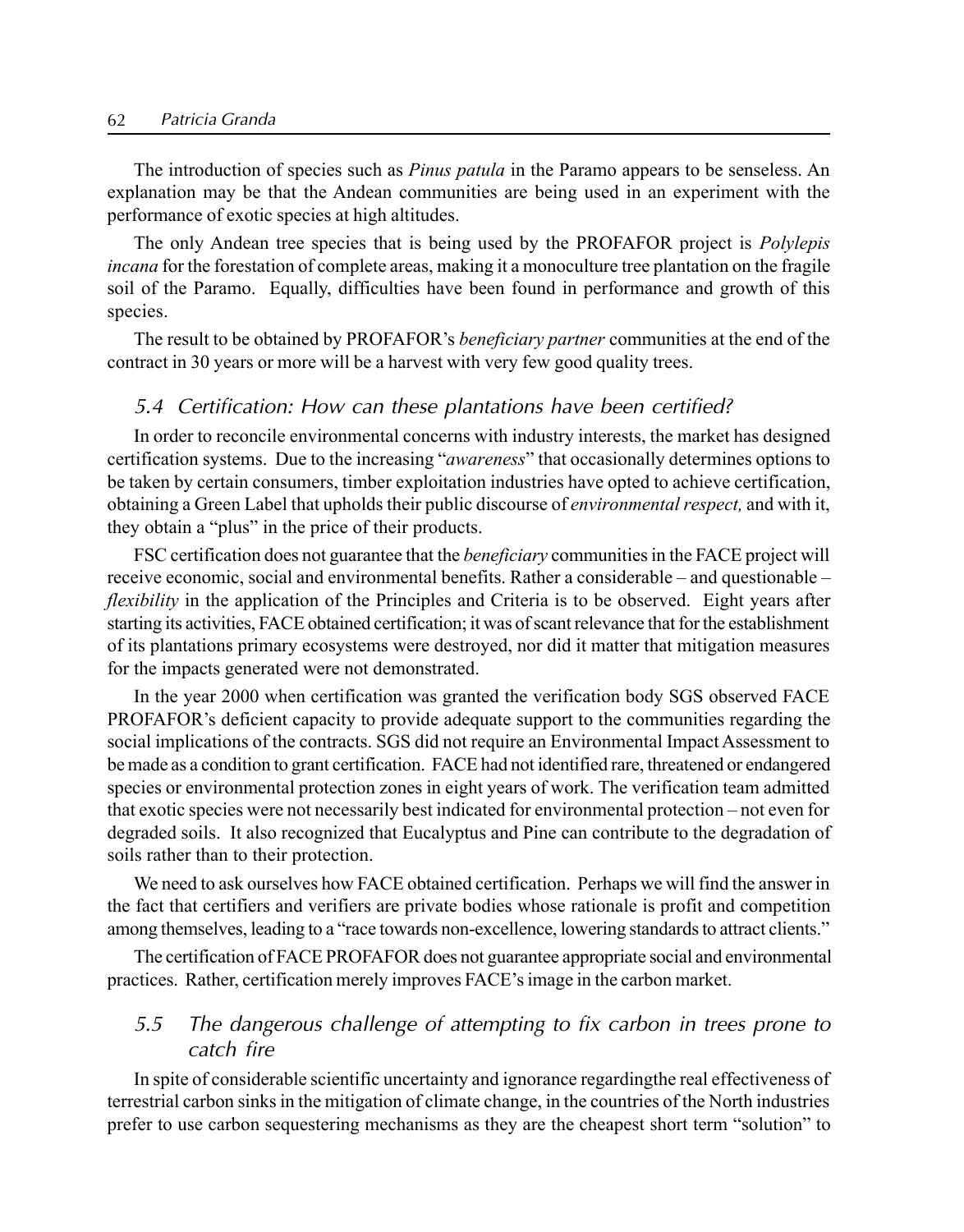The introduction of species such as *Pinus patula* in the Paramo appears to be senseless. An explanation may be that the Andean communities are being used in an experiment with the performance of exotic species at high altitudes.

The only Andean tree species that is being used by the PROFAFOR project is *Polylepis incana* for the forestation of complete areas, making it a monoculture tree plantation on the fragile soil of the Paramo. Equally, difficulties have been found in performance and growth of this species.

The result to be obtained by PROFAFOR's *beneficiary partner* communities at the end of the contract in 30 years or more will be a harvest with very few good quality trees.

### 5.4 Certification: How can these plantations have been certified?

In order to reconcile environmental concerns with industry interests, the market has designed certification systems. Due to the increasing "*awareness*" that occasionally determines options to be taken by certain consumers, timber exploitation industries have opted to achieve certification, obtaining a Green Label that upholds their public discourse of *environmental respect,* and with it, they obtain a "plus" in the price of their products.

FSC certification does not guarantee that the *beneficiary* communities in the FACE project will receive economic, social and environmental benefits. Rather a considerable – and questionable – *flexibility* in the application of the Principles and Criteria is to be observed. Eight years after starting its activities, FACE obtained certification; it was of scant relevance that for the establishment of its plantations primary ecosystems were destroyed, nor did it matter that mitigation measures for the impacts generated were not demonstrated.

In the year 2000 when certification was granted the verification body SGS observed FACE PROFAFOR's deficient capacity to provide adequate support to the communities regarding the social implications of the contracts. SGS did not require an Environmental Impact Assessment to be made as a condition to grant certification. FACE had not identified rare, threatened or endangered species or environmental protection zones in eight years of work. The verification team admitted that exotic species were not necessarily best indicated for environmental protection – not even for degraded soils. It also recognized that Eucalyptus and Pine can contribute to the degradation of soils rather than to their protection.

We need to ask ourselves how FACE obtained certification. Perhaps we will find the answer in the fact that certifiers and verifiers are private bodies whose rationale is profit and competition among themselves, leading to a "race towards non-excellence, lowering standards to attract clients."

The certification of FACE PROFAFOR does not guarantee appropriate social and environmental practices. Rather, certification merely improves FACE's image in the carbon market.

### 5.5 The dangerous challenge of attempting to fix carbon in trees prone to catch fire

In spite of considerable scientific uncertainty and ignorance regardingthe real effectiveness of terrestrial carbon sinks in the mitigation of climate change, in the countries of the North industries prefer to use carbon sequestering mechanisms as they are the cheapest short term "solution" to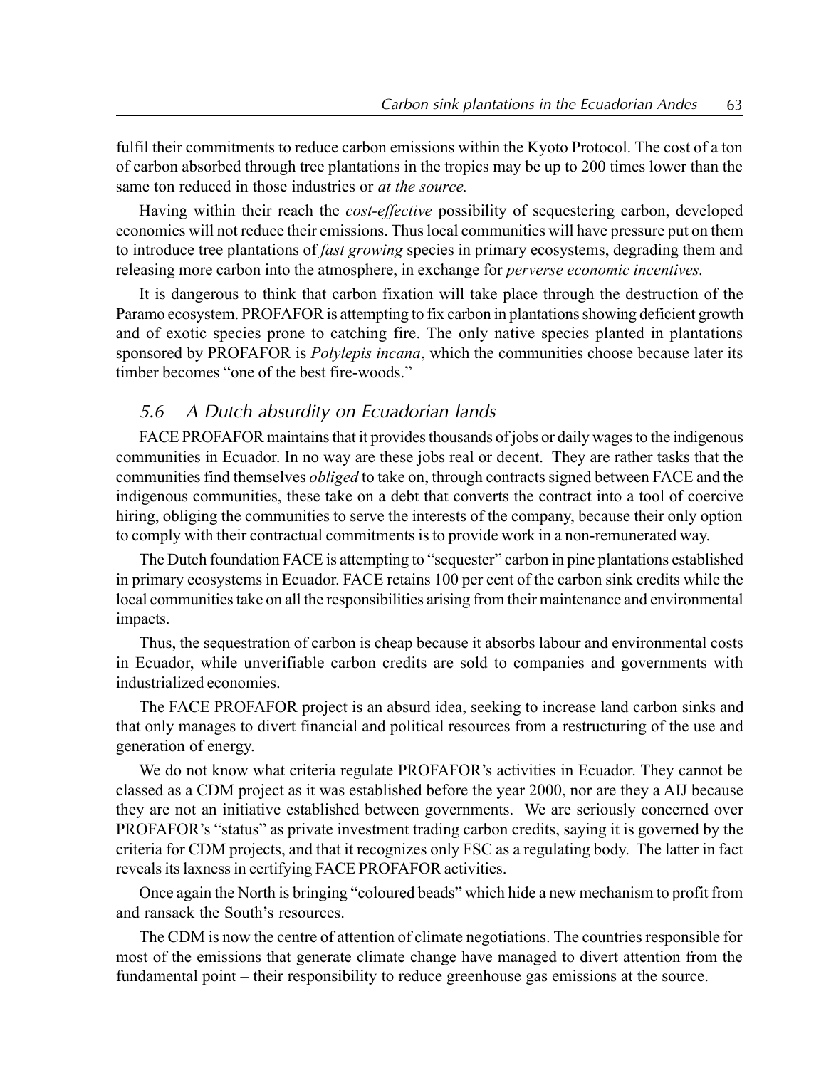fulfil their commitments to reduce carbon emissions within the Kyoto Protocol. The cost of a ton of carbon absorbed through tree plantations in the tropics may be up to 200 times lower than the same ton reduced in those industries or *at the source.*

Having within their reach the *cost-effective* possibility of sequestering carbon, developed economies will not reduce their emissions. Thus local communities will have pressure put on them to introduce tree plantations of *fast growing* species in primary ecosystems, degrading them and releasing more carbon into the atmosphere, in exchange for *perverse economic incentives.*

It is dangerous to think that carbon fixation will take place through the destruction of the Paramo ecosystem. PROFAFOR is attempting to fix carbon in plantations showing deficient growth and of exotic species prone to catching fire. The only native species planted in plantations sponsored by PROFAFOR is *Polylepis incana*, which the communities choose because later its timber becomes "one of the best fire-woods."

## *5.6 A Dutch absurdity on Ecuadorian lands*

FACE PROFAFOR maintains that it provides thousands of jobs or daily wages to the indigenous communities in Ecuador. In no way are these jobs real or decent. They are rather tasks that the communities find themselves *obliged* to take on, through contracts signed between FACE and the indigenous communities, these take on a debt that converts the contract into a tool of coercive hiring, obliging the communities to serve the interests of the company, because their only option to comply with their contractual commitments is to provide work in a non-remunerated way.

The Dutch foundation FACE is attempting to "sequester" carbon in pine plantations established in primary ecosystems in Ecuador. FACE retains 100 per cent of the carbon sink credits while the local communities take on all the responsibilities arising from their maintenance and environmental impacts.

Thus, the sequestration of carbon is cheap because it absorbs labour and environmental costs in Ecuador, while unverifiable carbon credits are sold to companies and governments with industrialized economies.

The FACE PROFAFOR project is an absurd idea, seeking to increase land carbon sinks and that only manages to divert financial and political resources from a restructuring of the use and generation of energy.

We do not know what criteria regulate PROFAFOR's activities in Ecuador. They cannot be classed as a CDM project as it was established before the year 2000, nor are they a AIJ because they are not an initiative established between governments. We are seriously concerned over PROFAFOR's "status" as private investment trading carbon credits, saying it is governed by the criteria for CDM projects, and that it recognizes only FSC as a regulating body. The latter in fact reveals its laxness in certifying FACE PROFAFOR activities.

Once again the North is bringing "coloured beads" which hide a new mechanism to profit from and ransack the South's resources.

The CDM is now the centre of attention of climate negotiations. The countries responsible for most of the emissions that generate climate change have managed to divert attention from the fundamental point – their responsibility to reduce greenhouse gas emissions at the source.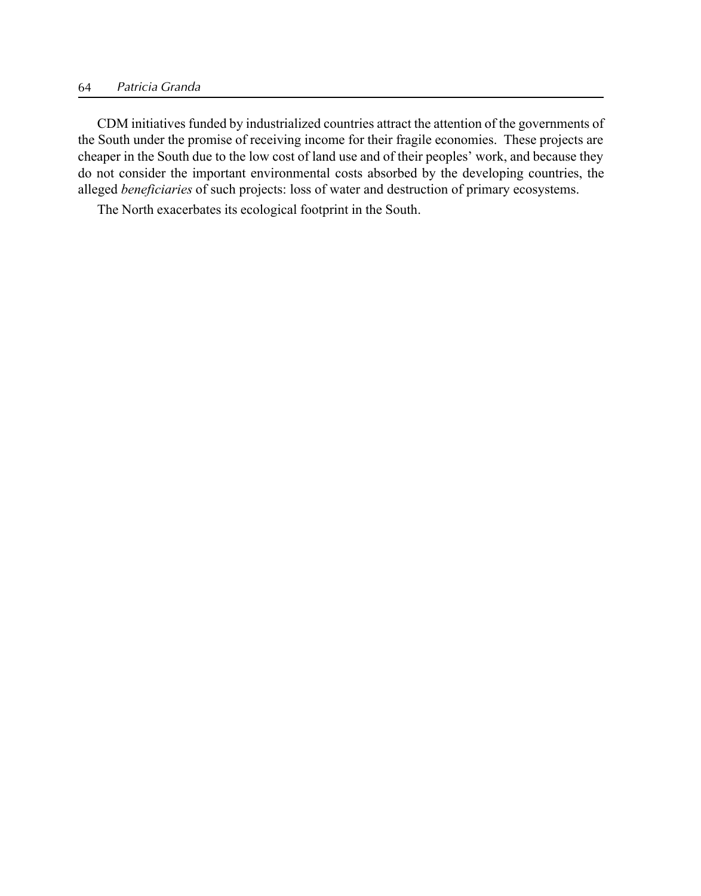CDM initiatives funded by industrialized countries attract the attention of the governments of the South under the promise of receiving income for their fragile economies. These projects are cheaper in the South due to the low cost of land use and of their peoples' work, and because they do not consider the important environmental costs absorbed by the developing countries, the alleged *beneficiaries* of such projects: loss of water and destruction of primary ecosystems.

The North exacerbates its ecological footprint in the South.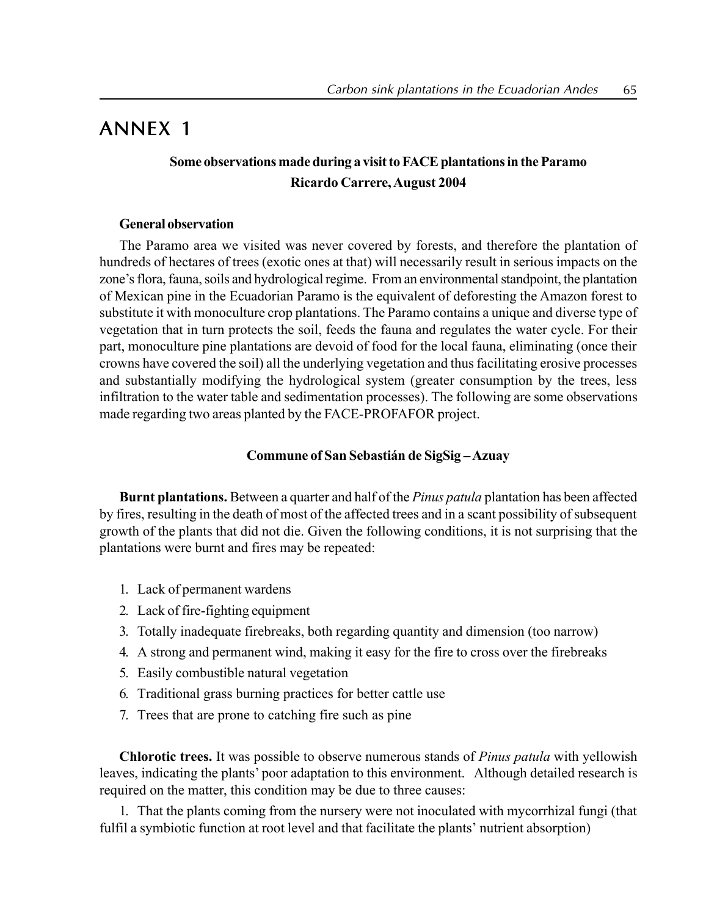# ANNEX 1

### Some observations made during a visit to FACE plantations in the Paramo
### Ricardo Carrere, August 2004

**General observation**

The Paramo area we visited was never covered by forests, and therefore the plantation of hundreds of hectares of trees (exotic ones at that) will necessarily result in serious impacts on the zone's flora, fauna, soils and hydrological regime. From an environmental standpoint, the plantation of Mexican pine in the Ecuadorian Paramo is the equivalent of deforesting the Amazon forest to substitute it with monoculture crop plantations. The Paramo contains a unique and diverse type of vegetation that in turn protects the soil, feeds the fauna and regulates the water cycle. For their part, monoculture pine plantations are devoid of food for the local fauna, eliminating (once their crowns have covered the soil) all the underlying vegetation and thus facilitating erosive processes and substantially modifying the hydrological system (greater consumption by the trees, less infiltration to the water table and sedimentation processes). The following are some observations made regarding two areas planted by the FACE-PROFAFOR project.

**Commune of San Sebastián de SigSig – Azuay**

**Burnt plantations.** Between a quarter and half of the *Pinus patula* plantation has been affected by fires, resulting in the death of most of the affected trees and in a scant possibility of subsequent growth of the plants that did not die. Given the following conditions, it is not surprising that the plantations were burnt and fires may be repeated:

1. Lack of permanent wardens
2. Lack of fire-fighting equipment
3. Totally inadequate firebreaks, both regarding quantity and dimension (too narrow)
4. A strong and permanent wind, making it easy for the fire to cross over the firebreaks
5. Easily combustible natural vegetation
6. Traditional grass burning practices for better cattle use
7. Trees that are prone to catching fire such as pine

**Chlorotic trees.** It was possible to observe numerous stands of *Pinus patula* with yellowish leaves, indicating the plants' poor adaptation to this environment. Although detailed research is required on the matter, this condition may be due to three causes:

1. That the plants coming from the nursery were not inoculated with mycorrhizal fungi (that fulfil a symbiotic function at root level and that facilitate the plants' nutrient absorption)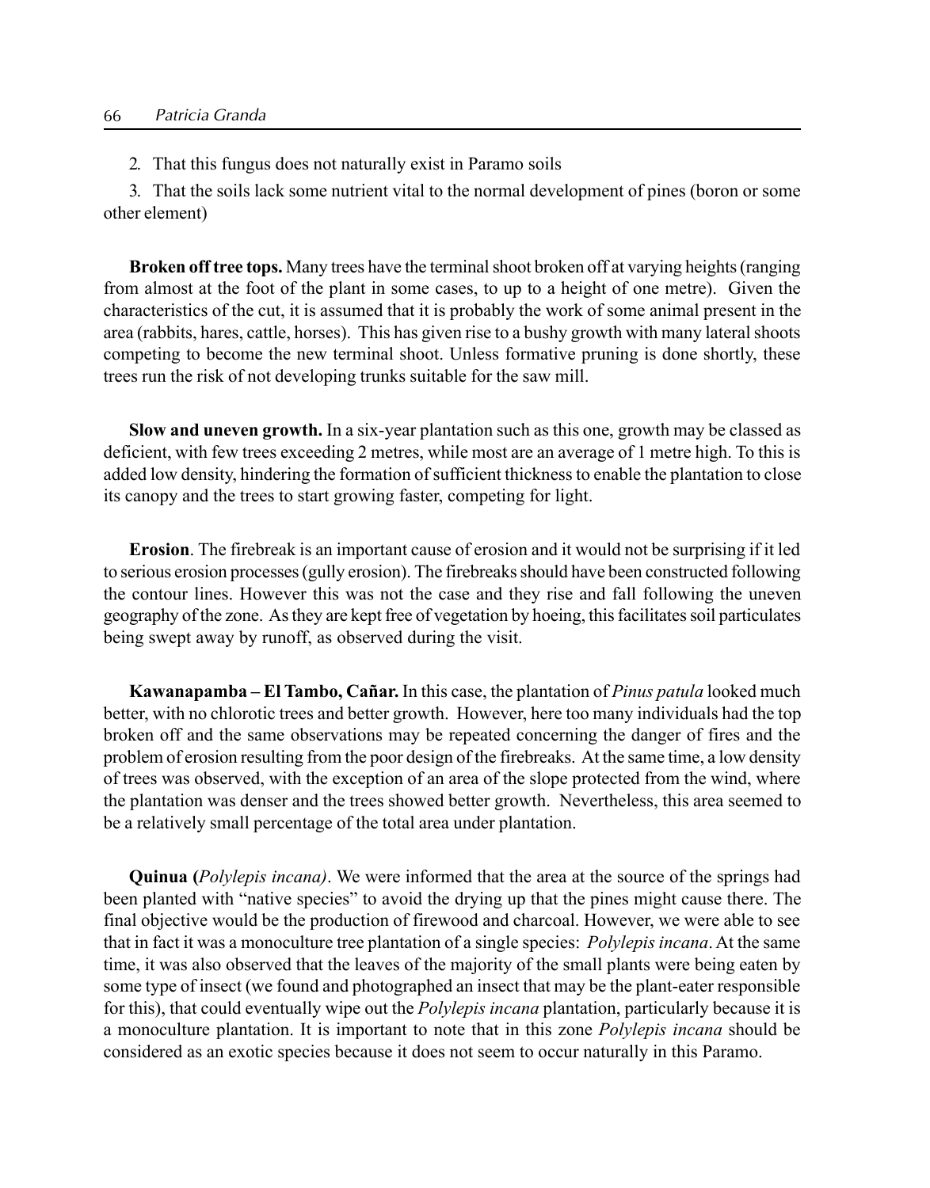2. That this fungus does not naturally exist in Paramo soils

3. That the soils lack some nutrient vital to the normal development of pines (boron or some other element)

**Broken off tree tops.** Many trees have the terminal shoot broken off at varying heights (ranging from almost at the foot of the plant in some cases, to up to a height of one metre). Given the characteristics of the cut, it is assumed that it is probably the work of some animal present in the area (rabbits, hares, cattle, horses). This has given rise to a bushy growth with many lateral shoots competing to become the new terminal shoot. Unless formative pruning is done shortly, these trees run the risk of not developing trunks suitable for the saw mill.

**Slow and uneven growth.** In a six-year plantation such as this one, growth may be classed as deficient, with few trees exceeding 2 metres, while most are an average of 1 metre high. To this is added low density, hindering the formation of sufficient thickness to enable the plantation to close its canopy and the trees to start growing faster, competing for light.

**Erosion**. The firebreak is an important cause of erosion and it would not be surprising if it led to serious erosion processes (gully erosion). The firebreaks should have been constructed following the contour lines. However this was not the case and they rise and fall following the uneven geography of the zone. As they are kept free of vegetation by hoeing, this facilitates soil particulates being swept away by runoff, as observed during the visit.

**Kawanapamba – El Tambo, Cañar.** In this case, the plantation of *Pinus patula* looked much better, with no chlorotic trees and better growth. However, here too many individuals had the top broken off and the same observations may be repeated concerning the danger of fires and the problem of erosion resulting from the poor design of the firebreaks. At the same time, a low density of trees was observed, with the exception of an area of the slope protected from the wind, where the plantation was denser and the trees showed better growth. Nevertheless, this area seemed to be a relatively small percentage of the total area under plantation.

**Quinua (*Polylepis incana*)**. We were informed that the area at the source of the springs had been planted with "native species" to avoid the drying up that the pines might cause there. The final objective would be the production of firewood and charcoal. However, we were able to see that in fact it was a monoculture tree plantation of a single species: *Polylepis incana*. At the same time, it was also observed that the leaves of the majority of the small plants were being eaten by some type of insect (we found and photographed an insect that may be the plant-eater responsible for this), that could eventually wipe out the *Polylepis incana* plantation, particularly because it is a monoculture plantation. It is important to note that in this zone *Polylepis incana* should be considered as an exotic species because it does not seem to occur naturally in this Paramo.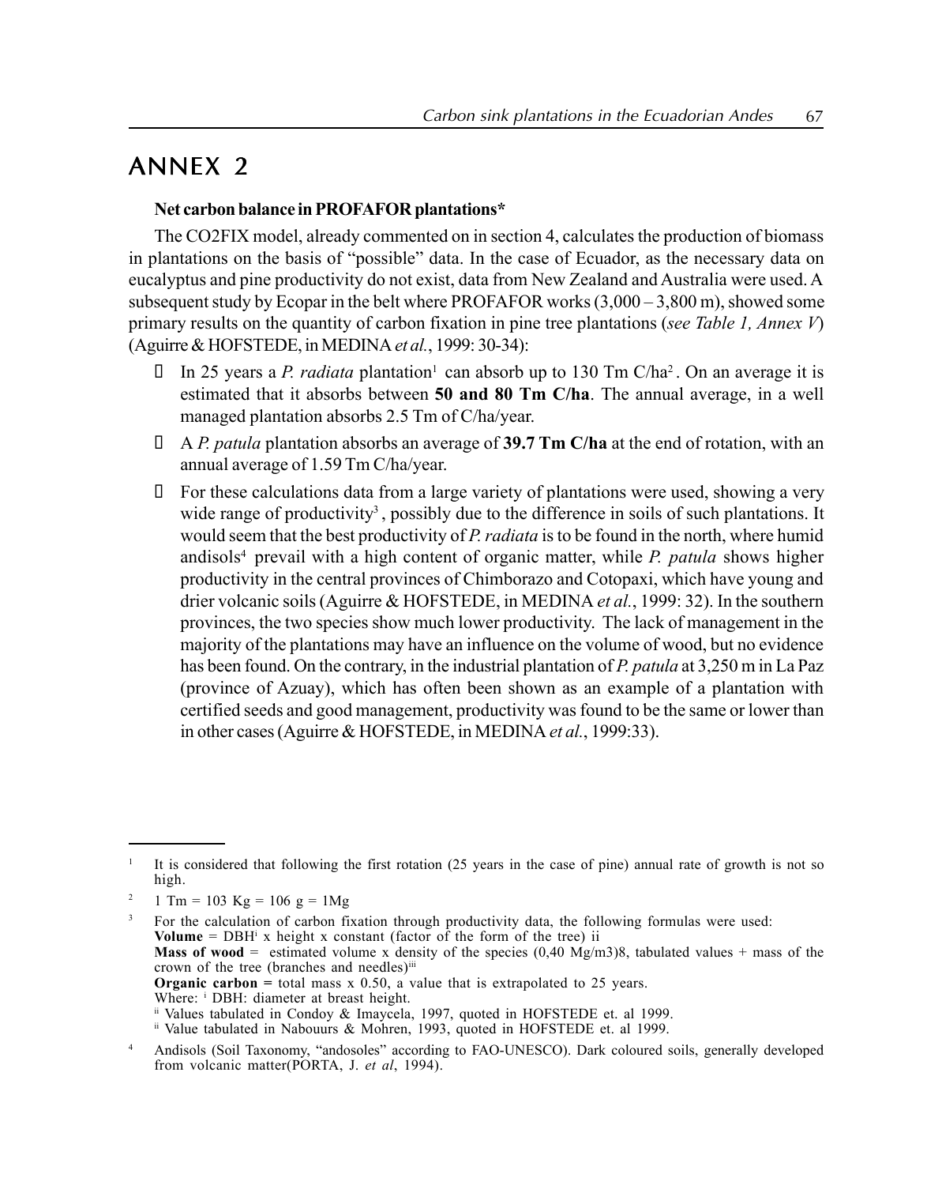# ANNEX 2

**Net carbon balance in PROFAFOR plantations***

The CO2FIX model, already commented on in section 4, calculates the production of biomass in plantations on the basis of "possible" data. In the case of Ecuador, as the necessary data on eucalyptus and pine productivity do not exist, data from New Zealand and Australia were used. A subsequent study by Ecopar in the belt where PROFAFOR works (3,000 – 3,800 m), showed some primary results on the quantity of carbon fixation in pine tree plantations (*see Table 1, Annex V*) (Aguirre & HOFSTEDE, in MEDINA *et al.*, 1999: 30-34):

- In 25 years a *P. radiata* plantation[1] can absorb up to 130 Tm C/ha[2]. On an average it is estimated that it absorbs between **50 and 80 Tm C/ha**. The annual average, in a well managed plantation absorbs 2.5 Tm of C/ha/year.
- A *P. patula* plantation absorbs an average of **39.7 Tm C/ha** at the end of rotation, with an annual average of 1.59 Tm C/ha/year.
- For these calculations data from a large variety of plantations were used, showing a very wide range of productivity[3], possibly due to the difference in soils of such plantations. It would seem that the best productivity of *P. radiata* is to be found in the north, where humid andisols[4] prevail with a high content of organic matter, while *P. patula* shows higher productivity in the central provinces of Chimborazo and Cotopaxi, which have young and drier volcanic soils (Aguirre & HOFSTEDE, in MEDINA *et al.*, 1999: 32). In the southern provinces, the two species show much lower productivity. The lack of management in the majority of the plantations may have an influence on the volume of wood, but no evidence has been found. On the contrary, in the industrial plantation of *P. patula* at 3,250 m in La Paz (province of Azuay), which has often been shown as an example of a plantation with certified seeds and good management, productivity was found to be the same or lower than in other cases (Aguirre & HOFSTEDE, in MEDINA *et al.*, 1999:33).

---

[1] It is considered that following the first rotation (25 years in the case of pine) annual rate of growth is not so high.

[2] 1 Tm = 103 Kg = 106 g = 1Mg

[3] For the calculation of carbon fixation through productivity data, the following formulas were used:
**Volume** = DBH[i] x height x constant (factor of the form of the tree) ii
**Mass of wood** = estimated volume x density of the species (0,40 Mg/m3)8, tabulated values + mass of the crown of the tree (branches and needles)[iii]
**Organic carbon =** total mass x 0.50, a value that is extrapolated to 25 years.
Where: [i] DBH: diameter at breast height.
[ii] Values tabulated in Condoy & Imaycela, 1997, quoted in HOFSTEDE et. al 1999.
[ii] Value tabulated in Nabouurs & Mohren, 1993, quoted in HOFSTEDE et. al 1999.

[4] Andisols (Soil Taxonomy, "andosoles" according to FAO-UNESCO). Dark coloured soils, generally developed from volcanic matter(PORTA, J. *et al*, 1994).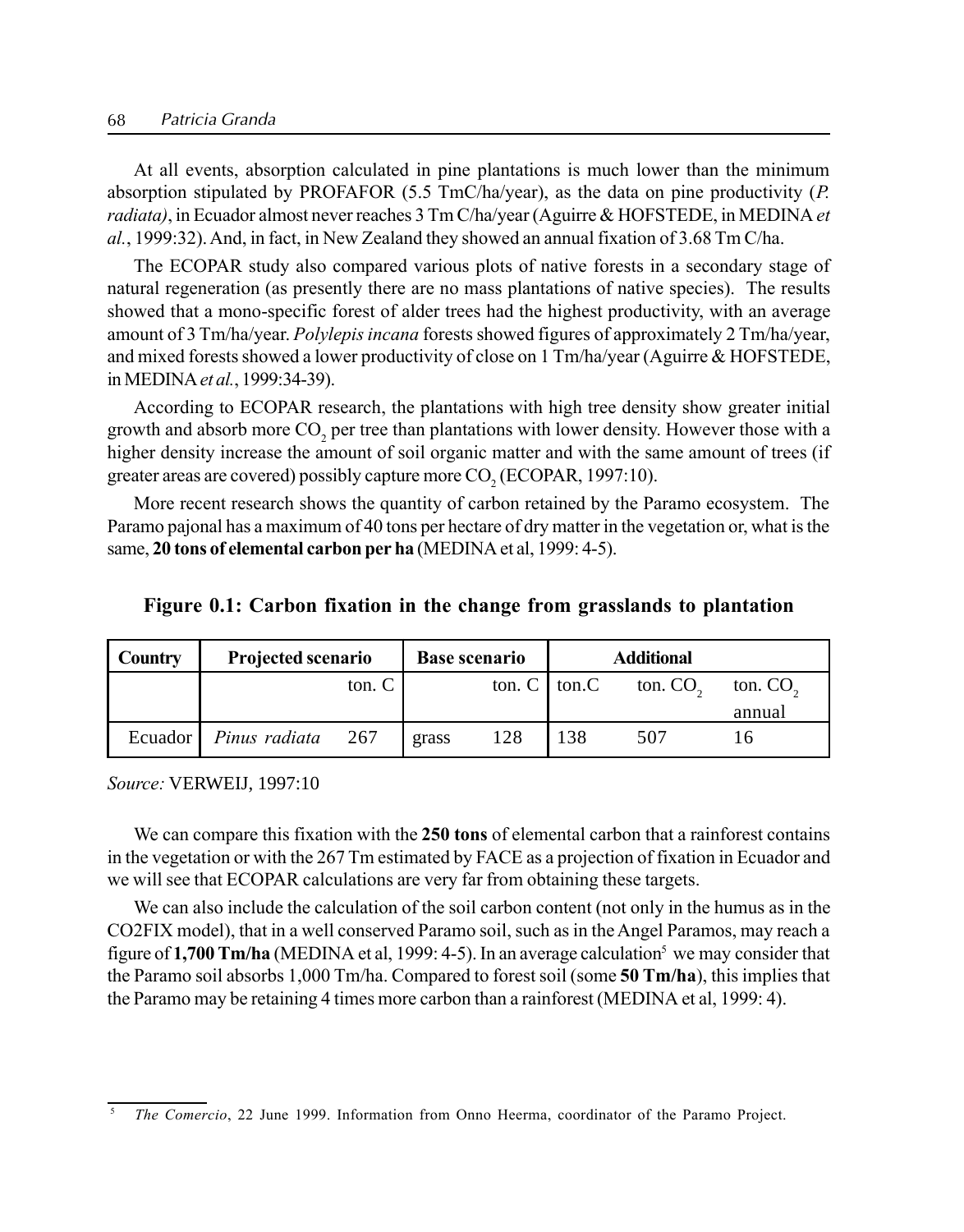At all events, absorption calculated in pine plantations is much lower than the minimum absorption stipulated by PROFAFOR (5.5 TmC/ha/year), as the data on pine productivity (*P. radiata)*, in Ecuador almost never reaches 3 Tm C/ha/year (Aguirre & HOFSTEDE, in MEDINA *et al.*, 1999:32). And, in fact, in New Zealand they showed an annual fixation of 3.68 Tm C/ha.

The ECOPAR study also compared various plots of native forests in a secondary stage of natural regeneration (as presently there are no mass plantations of native species). The results showed that a mono-specific forest of alder trees had the highest productivity, with an average amount of 3 Tm/ha/year. *Polylepis incana* forests showed figures of approximately 2 Tm/ha/year, and mixed forests showed a lower productivity of close on 1 Tm/ha/year (Aguirre & HOFSTEDE, in MEDINA *et al.*, 1999:34-39).

According to ECOPAR research, the plantations with high tree density show greater initial growth and absorb more $CO_2$ per tree than plantations with lower density. However those with a higher density increase the amount of soil organic matter and with the same amount of trees (if greater areas are covered) possibly capture more $CO_2$ (ECOPAR, 1997:10).

More recent research shows the quantity of carbon retained by the Paramo ecosystem. The Paramo pajonal has a maximum of 40 tons per hectare of dry matter in the vegetation or, what is the same, **20 tons of elemental carbon per ha** (MEDINA et al, 1999: 4-5).

**Figure 0.1: Carbon fixation in the change from grasslands to plantation**

| Country | Projected scenario | | Base scenario | | Additional | | |
|---|---|---|---|---|---|---|---|
| | | ton. C | | ton. C | ton.C | ton. $CO_2$ | ton. $CO_2$ annual |
| Ecuador | *Pinus radiata* | 267 | grass | 128 | 138 | 507 | 16 |

*Source:* VERWEIJ, 1997:10

We can compare this fixation with the **250 tons** of elemental carbon that a rainforest contains in the vegetation or with the 267 Tm estimated by FACE as a projection of fixation in Ecuador and we will see that ECOPAR calculations are very far from obtaining these targets.

We can also include the calculation of the soil carbon content (not only in the humus as in the CO2FIX model), that in a well conserved Paramo soil, such as in the Angel Paramos, may reach a figure of **1,700 Tm/ha** (MEDINA et al, 1999: 4-5). In an average calculation[5] we may consider that the Paramo soil absorbs 1,000 Tm/ha. Compared to forest soil (some **50 Tm/ha**), this implies that the Paramo may be retaining 4 times more carbon than a rainforest (MEDINA et al, 1999: 4).

[5] *The Comercio*, 22 June 1999. Information from Onno Heerma, coordinator of the Paramo Project.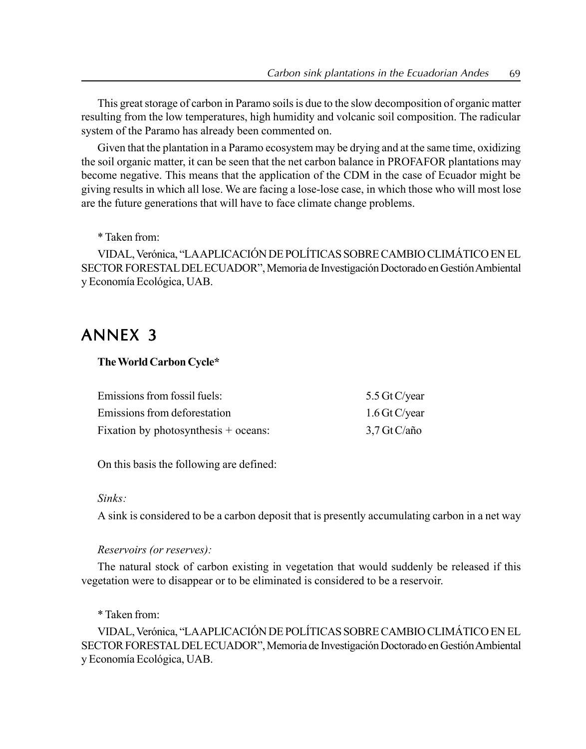This great storage of carbon in Paramo soils is due to the slow decomposition of organic matter resulting from the low temperatures, high humidity and volcanic soil composition. The radicular system of the Paramo has already been commented on.

Given that the plantation in a Paramo ecosystem may be drying and at the same time, oxidizing the soil organic matter, it can be seen that the net carbon balance in PROFAFOR plantations may become negative. This means that the application of the CDM in the case of Ecuador might be giving results in which all lose. We are facing a lose-lose case, in which those who will most lose are the future generations that will have to face climate change problems.

* Taken from:

VIDAL, Verónica, "LA APLICACIÓN DE POLÍTICAS SOBRE CAMBIO CLIMÁTICO EN EL SECTOR FORESTAL DEL ECUADOR", Memoria de Investigación Doctorado en Gestión Ambiental y Economía Ecológica, UAB.

# ANNEX 3

**The World Carbon Cycle***

| | |
|---|---|
| Emissions from fossil fuels: | 5.5 Gt C/year |
| Emissions from deforestation | 1.6 Gt C/year |
| Fixation by photosynthesis + oceans: | 3,7 Gt C/año |

On this basis the following are defined:

*Sinks:*

A sink is considered to be a carbon deposit that is presently accumulating carbon in a net way

*Reservoirs (or reserves):*

The natural stock of carbon existing in vegetation that would suddenly be released if this vegetation were to disappear or to be eliminated is considered to be a reservoir.

* Taken from:

VIDAL, Verónica, "LA APLICACIÓN DE POLÍTICAS SOBRE CAMBIO CLIMÁTICO EN EL SECTOR FORESTAL DEL ECUADOR", Memoria de Investigación Doctorado en Gestión Ambiental y Economía Ecológica, UAB.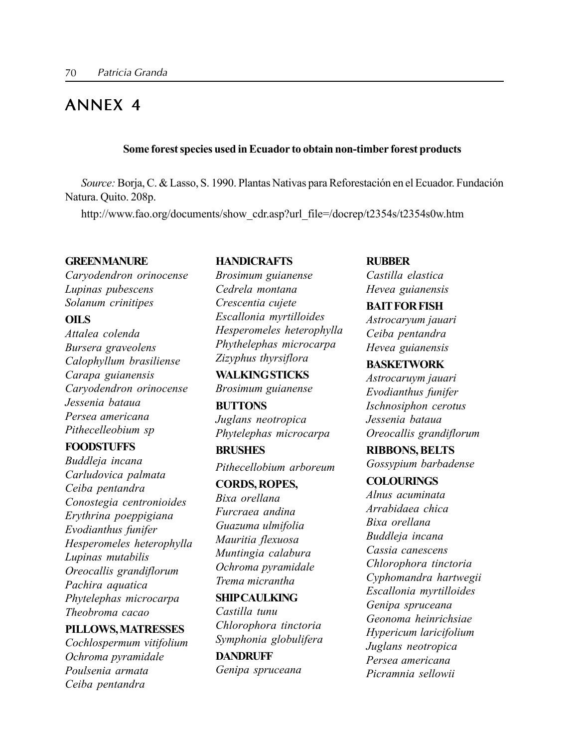# ANNEX 4

**Some forest species used in Ecuador to obtain non-timber forest products**

*Source:* Borja, C. & Lasso, S. 1990. Plantas Nativas para Reforestación en el Ecuador. Fundación Natura. Quito. 208p.

http://www.fao.org/documents/show_cdr.asp?url_file=/docrep/t2354s/t2354s0w.htm

**GREEN MANURE**

*Caryodendron orinocense*
*Lupinas pubescens*
*Solanum crinitipes*

**OILS**

*Attalea colenda*
*Bursera graveolens*
*Calophyllum brasiliense*
*Carapa guianensis*
*Caryodendron orinocense*
*Jessenia bataua*
*Persea americana*
*Pithecelleobium sp*

**FOODSTUFFS**

*Buddleja incana*
*Carludovica palmata*
*Ceiba pentandra*
*Conostegia centronioides*
*Erythrina poeppigiana*
*Evodianthus funifer*
*Hesperomeles heterophylla*
*Lupinas mutabilis*
*Oreocallis grandiflorum*
*Pachira aquatica*
*Phytelephas microcarpa*
*Theobroma cacao*

**PILLOWS, MATRESSES**

*Cochlospermum vitifolium*
*Ochroma pyramidale*
*Poulsenia armata*
*Ceiba pentandra*

**HANDICRAFTS**

*Brosimum guianense*
*Cedrela montana*
*Crescentia cujete*
*Escallonia myrtilloides*
*Hesperomeles heterophylla*
*Phythelephas microcarpa*
*Zizyphus thyrsiflora*

**WALKING STICKS**

*Brosimum guianense*

**BUTTONS**

*Juglans neotropica*
*Phytelephas microcarpa*

**BRUSHES**

*Pithecellobium arboreum*

**CORDS, ROPES,**

*Bixa orellana*
*Furcraea andina*
*Guazuma ulmifolia*
*Mauritia flexuosa*
*Muntingia calabura*
*Ochroma pyramidale*
*Trema micrantha*

**SHIP CAULKING**

*Castilla tunu*
*Chlorophora tinctoria*
*Symphonia globulifera*

**DANDRUFF**

*Genipa spruceana*

**RUBBER**

*Castilla elastica*
*Hevea guianensis*

**BAIT FOR FISH**

*Astrocaryum jauari*
*Ceiba pentandra*
*Hevea guianensis*

**BASKETWORK**

*Astrocaruym jauari*
*Evodianthus funifer*
*Ischnosiphon cerotus*
*Jessenia bataua*
*Oreocallis grandiflorum*

**RIBBONS, BELTS**

*Gossypium barbadense*

**COLOURINGS**

*Alnus acuminata*
*Arrabidaea chica*
*Bixa orellana*
*Buddleja incana*
*Cassia canescens*
*Chlorophora tinctoria*
*Cyphomandra hartwegii*
*Escallonia myrtilloides*
*Genipa spruceana*
*Geonoma heinrichsiae*
*Hypericum laricifolium*
*Juglans neotropica*
*Persea americana*
*Picramnia sellowii*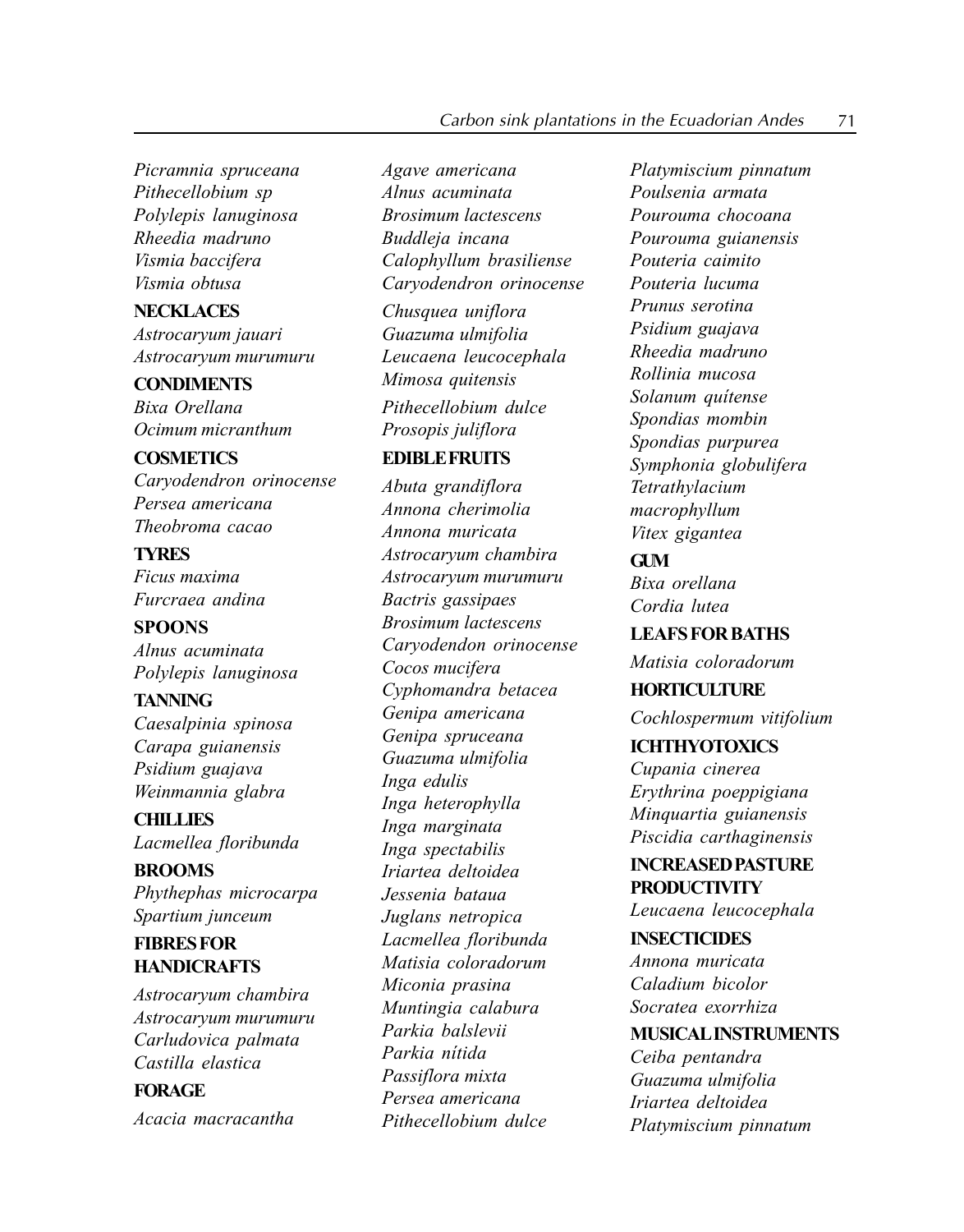*Picramnia spruceana*
*Pithecellobium sp*
*Polylepis lanuginosa*
*Rheedia madruno*
*Vismia baccifera*
*Vismia obtusa*

**NECKLACES**

*Astrocaryum jauari*
*Astrocaryum murumuru*

**CONDIMENTS**

*Bixa Orellana*
*Ocimum micranthum*

**COSMETICS**

*Caryodendron orinocense*
*Persea americana*
*Theobroma cacao*

**TYRES**

*Ficus maxima*
*Furcraea andina*

**SPOONS**

*Alnus acuminata*
*Polylepis lanuginosa*

**TANNING**

*Caesalpinia spinosa*
*Carapa guianensis*
*Psidium guajava*
*Weinmannia glabra*

**CHILLIES**

*Lacmellea floribunda*

**BROOMS**

*Phythephas microcarpa*
*Spartium junceum*

**FIBRES FOR HANDICRAFTS**

*Astrocaryum chambira*
*Astrocaryum murumuru*
*Carludovica palmata*
*Castilla elastica*

**FORAGE**

*Acacia macracantha*
*Agave americana*
*Alnus acuminata*
*Brosimum lactescens*
*Buddleja incana*
*Calophyllum brasiliense*
*Caryodendron orinocense*
*Chusquea uniflora*
*Guazuma ulmifolia*
*Leucaena leucocephala*
*Mimosa quitensis*
*Pithecellobium dulce*
*Prosopis juliflora*

**EDIBLE FRUITS**

*Abuta grandiflora*
*Annona cherimolia*
*Annona muricata*
*Astrocaryum chambira*
*Astrocaryum murumuru*
*Bactris gassipaes*
*Brosimum lactescens*
*Caryodendon orinocense*
*Cocos mucifera*
*Cyphomandra betacea*
*Genipa americana*
*Genipa spruceana*
*Guazuma ulmifolia*
*Inga edulis*
*Inga heterophylla*
*Inga marginata*
*Inga spectabilis*
*Iriartea deltoidea*
*Jessenia bataua*
*Juglans netropica*
*Lacmellea floribunda*
*Matisia coloradorum*
*Miconia prasina*
*Muntingia calabura*
*Parkia balslevii*
*Parkia nítida*
*Passiflora mixta*
*Persea americana*
*Pithecellobium dulce*
*Platymiscium pinnatum*
*Poulsenia armata*
*Pourouma chocoana*
*Pourouma guianensis*
*Pouteria caimito*
*Pouteria lucuma*
*Prunus serotina*
*Psidium guajava*
*Rheedia madruno*
*Rollinia mucosa*
*Solanum quítense*
*Spondias mombin*
*Spondias purpurea*
*Symphonia globulifera*
*Tetrathylacium macrophyllum*
*Vitex gigantea*

**GUM**

*Bixa orellana*
*Cordia lutea*

**LEAFS FOR BATHS**

*Matisia coloradorum*

**HORTICULTURE**

*Cochlospermum vitifolium*

**ICHTHYOTOXICS**

*Cupania cinerea*
*Erythrina poeppigiana*
*Minquartia guianensis*
*Piscidia carthaginensis*

**INCREASED PASTURE PRODUCTIVITY**

*Leucaena leucocephala*

**INSECTICIDES**

*Annona muricata*
*Caladium bicolor*
*Socratea exorrhiza*

**MUSICAL INSTRUMENTS**

*Ceiba pentandra*
*Guazuma ulmifolia*
*Iriartea deltoidea*
*Platymiscium pinnatum*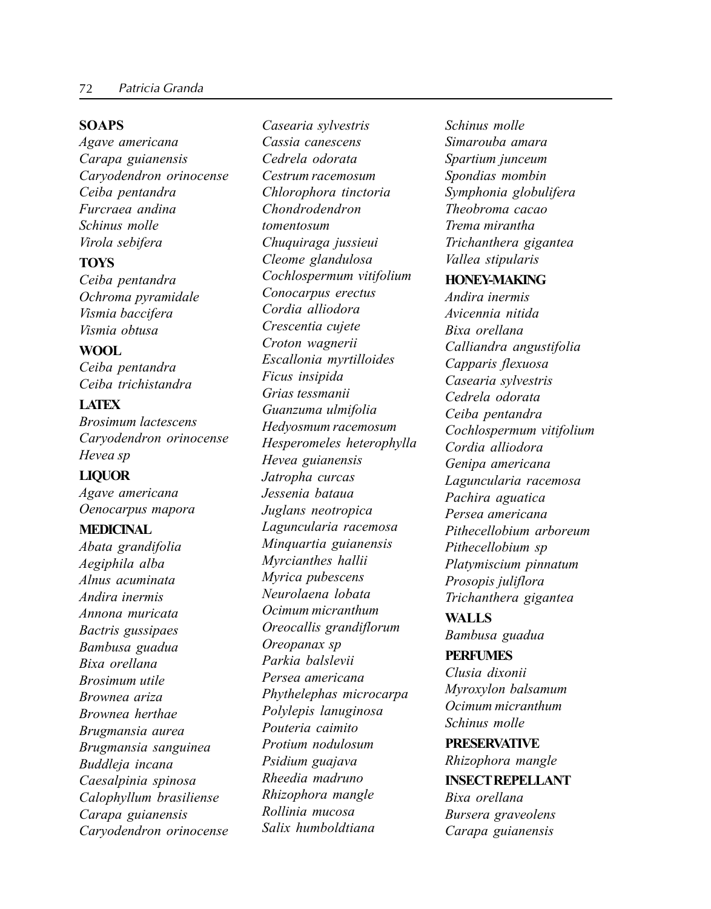**SOAPS**

*Agave americana*
*Carapa guianensis*
*Caryodendron orinocense*
*Ceiba pentandra*
*Furcraea andina*
*Schinus molle*
*Virola sebifera*

**TOYS**

*Ceiba pentandra*
*Ochroma pyramidale*
*Vismia baccifera*
*Vismia obtusa*

**WOOL**

*Ceiba pentandra*
*Ceiba trichistandra*

**LATEX**

*Brosimum lactescens*
*Caryodendron orinocense*
*Hevea sp*

**LIQUOR**

*Agave americana*
*Oenocarpus mapora*

**MEDICINAL**

*Abata grandifolia*
*Aegiphila alba*
*Alnus acuminata*
*Andira inermis*
*Annona muricata*
*Bactris gussipaes*
*Bambusa guadua*
*Bixa orellana*
*Brosimum utile*
*Brownea ariza*
*Brownea herthae*
*Brugmansia aurea*
*Brugmansia sanguinea*
*Buddleja incana*
*Caesalpinia spinosa*
*Calophyllum brasiliense*
*Carapa guianensis*
*Caryodendron orinocense*
*Casearia sylvestris*
*Cassia canescens*
*Cedrela odorata*
*Cestrum racemosum*
*Chlorophora tinctoria*
*Chondrodendron tomentosum*
*Chuquiraga jussieui*
*Cleome glandulosa*
*Cochlospermum vitifolium*
*Conocarpus erectus*
*Cordia alliodora*
*Crescentia cujete*
*Croton wagnerii*
*Escallonia myrtilloides*
*Ficus insipida*
*Grias tessmanii*
*Guanzuma ulmifolia*
*Hedyosmum racemosum*
*Hesperomeles heterophylla*
*Hevea guianensis*
*Jatropha curcas*
*Jessenia bataua*
*Juglans neotropica*
*Laguncularia racemosa*
*Minquartia guianensis*
*Myrcianthes hallii*
*Myrica pubescens*
*Neurolaena lobata*
*Ocimum micranthum*
*Oreocallis grandiflorum*
*Oreopanax sp*
*Parkia balslevii*
*Persea americana*
*Phythelephas microcarpa*
*Polylepis lanuginosa*
*Pouteria caimito*
*Protium nodulosum*
*Psidium guajava*
*Rheedia madruno*
*Rhizophora mangle*
*Rollinia mucosa*
*Salix humboldtiana*
*Schinus molle*
*Simarouba amara*
*Spartium junceum*
*Spondias mombin*
*Symphonia globulifera*
*Theobroma cacao*
*Trema mirantha*
*Trichanthera gigantea*
*Vallea stipularis*

**HONEY-MAKING**

*Andira inermis*
*Avicennia nitida*
*Bixa orellana*
*Calliandra angustifolia*
*Capparis flexuosa*
*Casearia sylvestris*
*Cedrela odorata*
*Ceiba pentandra*
*Cochlospermum vitifolium*
*Cordia alliodora*
*Genipa americana*
*Laguncularia racemosa*
*Pachira aguatica*
*Persea americana*
*Pithecellobium arboreum*
*Pithecellobium sp*
*Platymiscium pinnatum*
*Prosopis juliflora*
*Trichanthera gigantea*

**WALLS**

*Bambusa guadua*

**PERFUMES**

*Clusia dixonii*
*Myroxylon balsamum*
*Ocimum micranthum*
*Schinus molle*

**PRESERVATIVE**

*Rhizophora mangle*

**INSECT REPELLANT**

*Bixa orellana*
*Bursera graveolens*
*Carapa guianensis*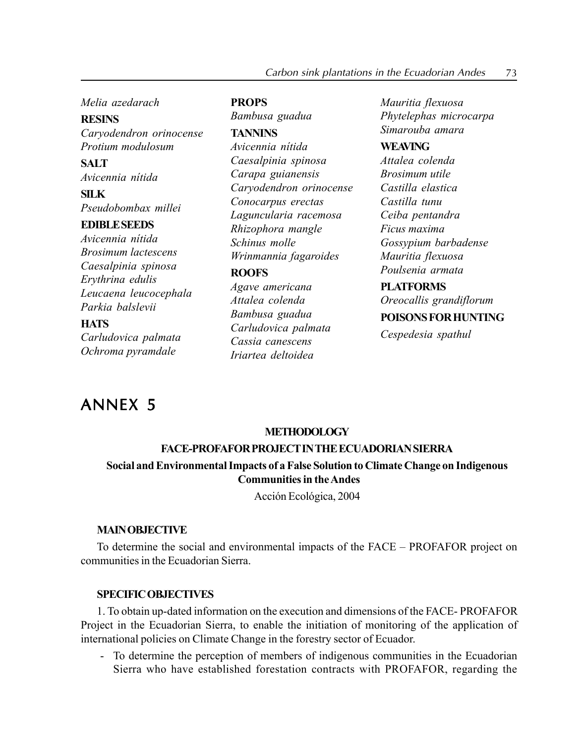*Melia azedarach*

**RESINS**

*Caryodendron orinocense*
*Protium modulosum*

**SALT**

*Avicennia nítida*

**SILK**

*Pseudobombax millei*

**EDIBLE SEEDS**

*Avicennia nítida*
*Brosimum lactescens*
*Caesalpinia spinosa*
*Erythrina edulis*
*Leucaena leucocephala*
*Parkia balslevii*

**HATS**

*Carludovica palmata*
*Ochroma pyramdale*

**PROPS**

*Bambusa guadua*

**TANNINS**

*Avicennia nítida*
*Caesalpinia spinosa*
*Carapa guianensis*
*Caryodendron orinocense*
*Conocarpus erectas*
*Laguncularia racemosa*
*Rhizophora mangle*
*Schinus molle*
*Wrinmannia fagaroides*

**ROOFS**

*Agave americana*
*Attalea colenda*
*Bambusa guadua*
*Carludovica palmata*
*Cassia canescens*
*Iriartea deltoidea*
*Mauritia flexuosa*
*Phytelephas microcarpa*
*Simarouba amara*

**WEAVING**

*Attalea colenda*
*Brosimum utile*
*Castilla elastica*
*Castilla tunu*
*Ceiba pentandra*
*Ficus maxima*
*Gossypium barbadense*
*Mauritia flexuosa*
*Poulsenia armata*

**PLATFORMS**

*Oreocallis grandiflorum*

**POISONS FOR HUNTING**

*Cespedesia spathul*

# ANNEX 5

**METHODOLOGY**

**FACE-PROFAFOR PROJECT IN THE ECUADORIAN SIERRA**

**Social and Environmental Impacts of a False Solution to Climate Change on Indigenous Communities in the Andes**

Acción Ecológica, 2004

**MAIN OBJECTIVE**

To determine the social and environmental impacts of the FACE – PROFAFOR project on communities in the Ecuadorian Sierra.

**SPECIFIC OBJECTIVES**

1. To obtain up-dated information on the execution and dimensions of the FACE- PROFAFOR Project in the Ecuadorian Sierra, to enable the initiation of monitoring of the application of international policies on Climate Change in the forestry sector of Ecuador.

- To determine the perception of members of indigenous communities in the Ecuadorian Sierra who have established forestation contracts with PROFAFOR, regarding the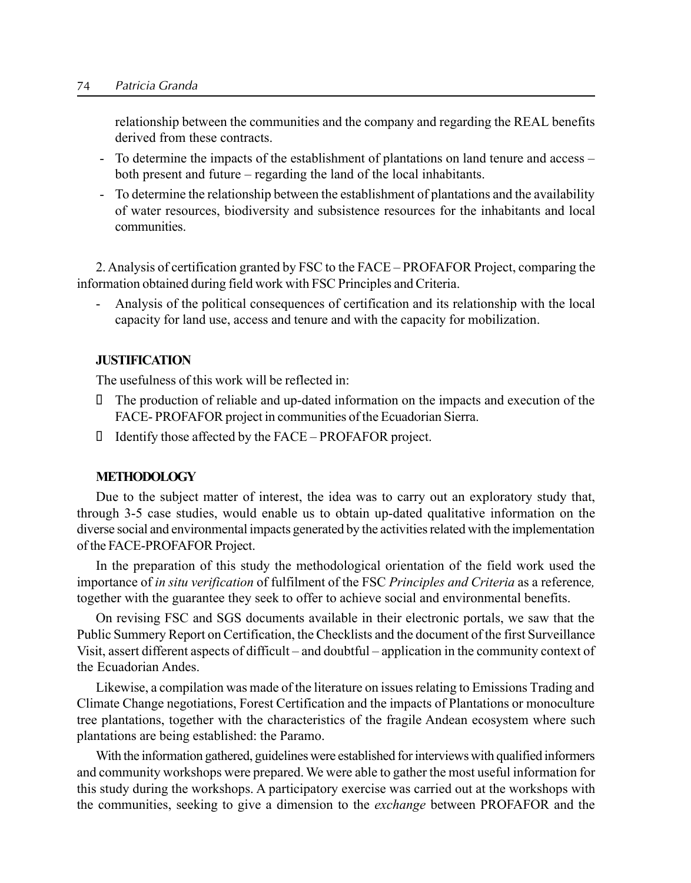relationship between the communities and the company and regarding the REAL benefits derived from these contracts.

- To determine the impacts of the establishment of plantations on land tenure and access – both present and future – regarding the land of the local inhabitants.
- To determine the relationship between the establishment of plantations and the availability of water resources, biodiversity and subsistence resources for the inhabitants and local communities.

2. Analysis of certification granted by FSC to the FACE – PROFAFOR Project, comparing the information obtained during field work with FSC Principles and Criteria.

- Analysis of the political consequences of certification and its relationship with the local capacity for land use, access and tenure and with the capacity for mobilization.

**JUSTIFICATION**

The usefulness of this work will be reflected in:

- The production of reliable and up-dated information on the impacts and execution of the FACE- PROFAFOR project in communities of the Ecuadorian Sierra.
- Identify those affected by the FACE – PROFAFOR project.

**METHODOLOGY**

Due to the subject matter of interest, the idea was to carry out an exploratory study that, through 3-5 case studies, would enable us to obtain up-dated qualitative information on the diverse social and environmental impacts generated by the activities related with the implementation of the FACE-PROFAFOR Project.

In the preparation of this study the methodological orientation of the field work used the importance of *in situ verification* of fulfilment of the FSC *Principles and Criteria* as a reference*,* together with the guarantee they seek to offer to achieve social and environmental benefits.

On revising FSC and SGS documents available in their electronic portals, we saw that the Public Summery Report on Certification, the Checklists and the document of the first Surveillance Visit, assert different aspects of difficult – and doubtful – application in the community context of the Ecuadorian Andes.

Likewise, a compilation was made of the literature on issues relating to Emissions Trading and Climate Change negotiations, Forest Certification and the impacts of Plantations or monoculture tree plantations, together with the characteristics of the fragile Andean ecosystem where such plantations are being established: the Paramo.

With the information gathered, guidelines were established for interviews with qualified informers and community workshops were prepared. We were able to gather the most useful information for this study during the workshops. A participatory exercise was carried out at the workshops with the communities, seeking to give a dimension to the *exchange* between PROFAFOR and the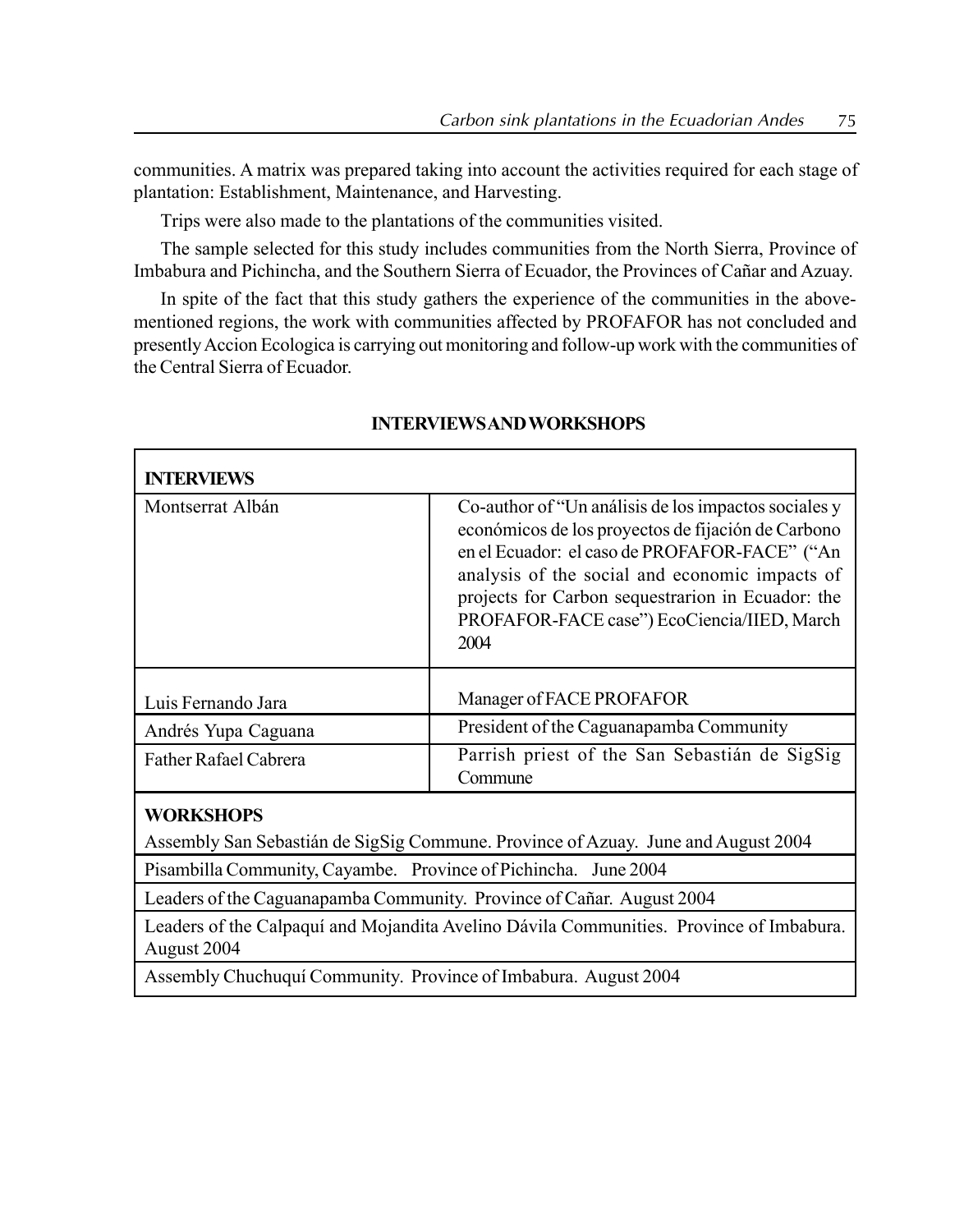communities. A matrix was prepared taking into account the activities required for each stage of plantation: Establishment, Maintenance, and Harvesting.

Trips were also made to the plantations of the communities visited.

The sample selected for this study includes communities from the North Sierra, Province of Imbabura and Pichincha, and the Southern Sierra of Ecuador, the Provinces of Cañar and Azuay.

In spite of the fact that this study gathers the experience of the communities in the above-mentioned regions, the work with communities affected by PROFAFOR has not concluded and presently Accion Ecologica is carrying out monitoring and follow-up work with the communities of the Central Sierra of Ecuador.

## INTERVIEWS AND WORKSHOPS

| **INTERVIEWS** | |
|---|---|
| Montserrat Albán | Co-author of "Un análisis de los impactos sociales y económicos de los proyectos de fijación de Carbono en el Ecuador: el caso de PROFAFOR-FACE" ("An analysis of the social and economic impacts of projects for Carbon sequestrarion in Ecuador: the PROFAFOR-FACE case") EcoCiencia/IIED, March 2004 |
| Luis Fernando Jara | Manager of FACE PROFAFOR |
| Andrés Yupa Caguana | President of the Caguanapamba Community |
| Father Rafael Cabrera | Parrish priest of the San Sebastián de SigSig Commune |
| **WORKSHOPS** | |
| Assembly San Sebastián de SigSig Commune. Province of Azuay. June and August 2004 | |
| Pisambilla Community, Cayambe. Province of Pichincha. June 2004 | |
| Leaders of the Caguanapamba Community. Province of Cañar. August 2004 | |
| Leaders of the Calpaquí and Mojandita Avelino Dávila Communities. Province of Imbabura. August 2004 | |
| Assembly Chuchuquí Community. Province of Imbabura. August 2004 | |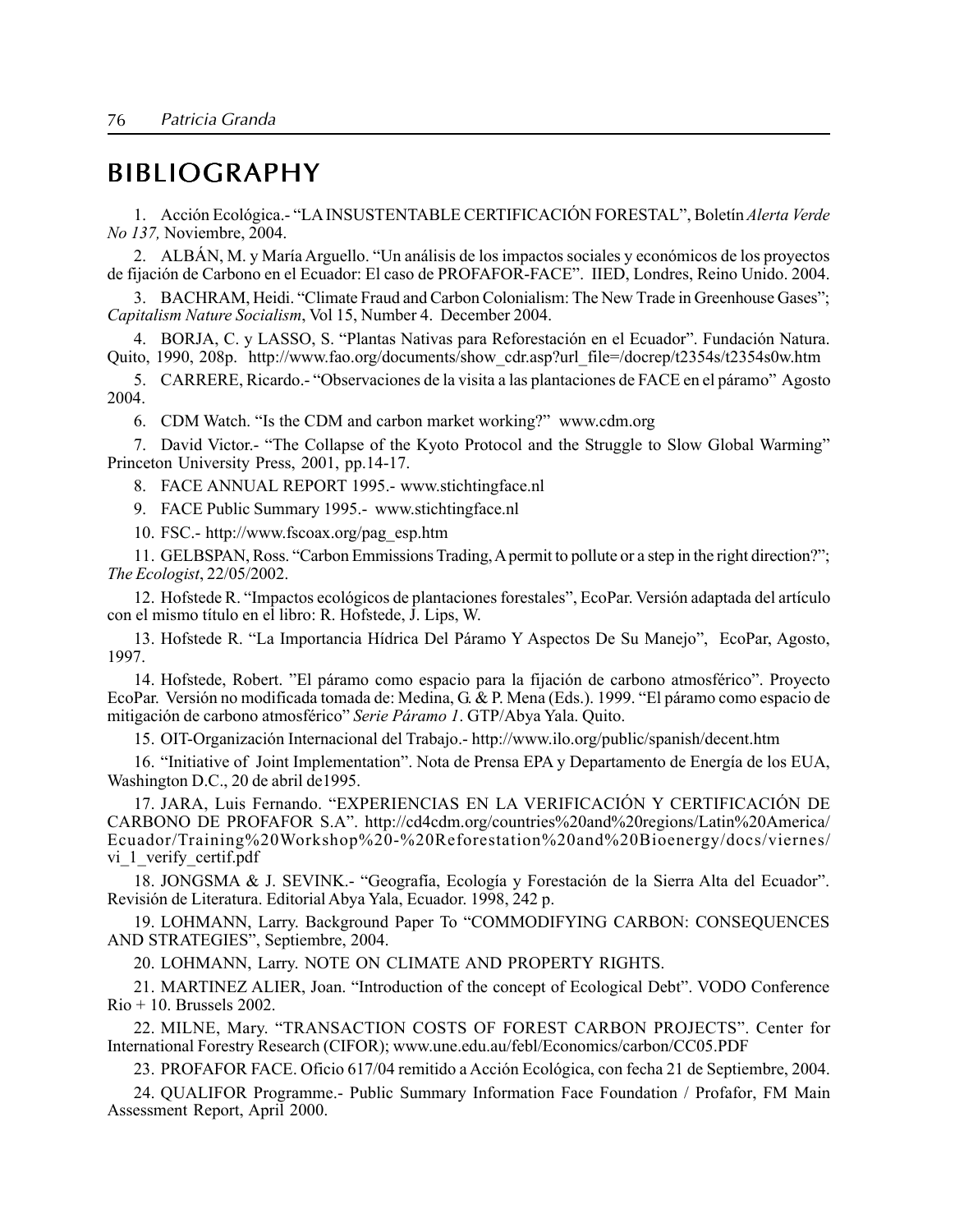# BIBLIOGRAPHY

1. Acción Ecológica.- "LA INSUSTENTABLE CERTIFICACIÓN FORESTAL", Boletín *Alerta Verde No 137,* Noviembre, 2004.

2. ALBÁN, M. y María Arguello. "Un análisis de los impactos sociales y económicos de los proyectos de fijación de Carbono en el Ecuador: El caso de PROFAFOR-FACE". IIED, Londres, Reino Unido. 2004.

3. BACHRAM, Heidi. "Climate Fraud and Carbon Colonialism: The New Trade in Greenhouse Gases"; *Capitalism Nature Socialism*, Vol 15, Number 4. December 2004.

4. BORJA, C. y LASSO, S. "Plantas Nativas para Reforestación en el Ecuador". Fundación Natura. Quito, 1990, 208p. http://www.fao.org/documents/show_cdr.asp?url_file=/docrep/t2354s/t2354s0w.htm

5. CARRERE, Ricardo.- "Observaciones de la visita a las plantaciones de FACE en el páramo" Agosto 2004.

6. CDM Watch. "Is the CDM and carbon market working?" www.cdm.org

7. David Victor.- "The Collapse of the Kyoto Protocol and the Struggle to Slow Global Warming" Princeton University Press, 2001, pp.14-17.

8. FACE ANNUAL REPORT 1995.- www.stichtingface.nl

9. FACE Public Summary 1995.- www.stichtingface.nl

10. FSC.- http://www.fscoax.org/pag_esp.htm

11. GELBSPAN, Ross. "Carbon Emmissions Trading, A permit to pollute or a step in the right direction?"; *The Ecologist*, 22/05/2002.

12. Hofstede R. "Impactos ecológicos de plantaciones forestales", EcoPar. Versión adaptada del artículo con el mismo título en el libro: R. Hofstede, J. Lips, W.

13. Hofstede R. "La Importancia Hídrica Del Páramo Y Aspectos De Su Manejo", EcoPar, Agosto, 1997.

14. Hofstede, Robert. "El páramo como espacio para la fijación de carbono atmosférico". Proyecto EcoPar. Versión no modificada tomada de: Medina, G. & P. Mena (Eds.). 1999. "El páramo como espacio de mitigación de carbono atmosférico" *Serie Páramo 1*. GTP/Abya Yala. Quito.

15. OIT-Organización Internacional del Trabajo.- http://www.ilo.org/public/spanish/decent.htm

16. "Initiative of Joint Implementation". Nota de Prensa EPA y Departamento de Energía de los EUA, Washington D.C., 20 de abril de1995.

17. JARA, Luis Fernando. "EXPERIENCIAS EN LA VERIFICACIÓN Y CERTIFICACIÓN DE CARBONO DE PROFAFOR S.A". http://cd4cdm.org/countries%20and%20regions/Latin%20America/Ecuador/Training%20Workshop%20-%20Reforestation%20and%20Bioenergy/docs/viernes/vi_1_verify_certif.pdf

18. JONGSMA & J. SEVINK.- "Geografía, Ecología y Forestación de la Sierra Alta del Ecuador". Revisión de Literatura. Editorial Abya Yala, Ecuador. 1998, 242 p.

19. LOHMANN, Larry. Background Paper To "COMMODIFYING CARBON: CONSEQUENCES AND STRATEGIES", Septiembre, 2004.

20. LOHMANN, Larry. NOTE ON CLIMATE AND PROPERTY RIGHTS.

21. MARTINEZ ALIER, Joan. "Introduction of the concept of Ecological Debt". VODO Conference Rio + 10. Brussels 2002.

22. MILNE, Mary. "TRANSACTION COSTS OF FOREST CARBON PROJECTS". Center for International Forestry Research (CIFOR); www.une.edu.au/febl/Economics/carbon/CC05.PDF

23. PROFAFOR FACE. Oficio 617/04 remitido a Acción Ecológica, con fecha 21 de Septiembre, 2004.

24. QUALIFOR Programme.- Public Summary Information Face Foundation / Profafor, FM Main Assessment Report, April 2000.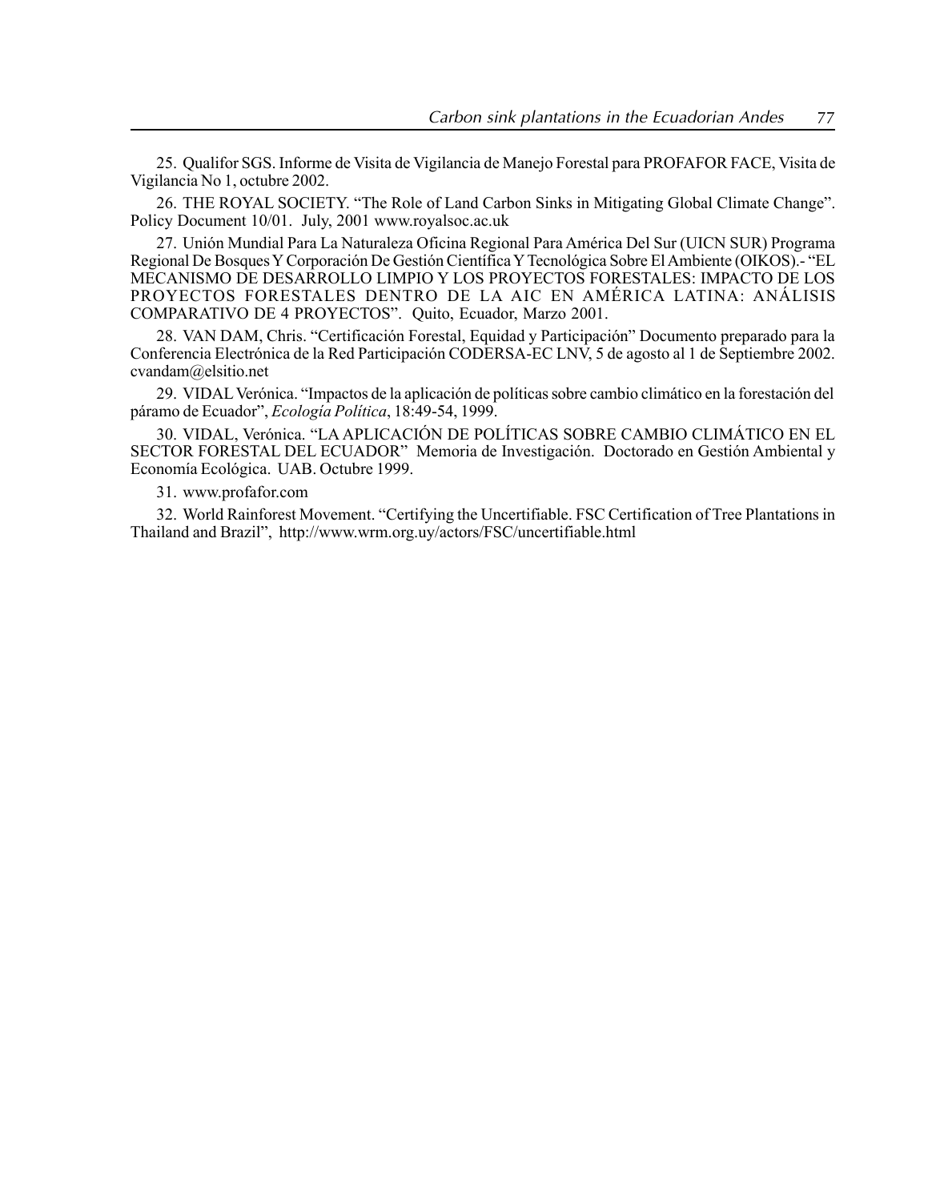25. Qualifor SGS. Informe de Visita de Vigilancia de Manejo Forestal para PROFAFOR FACE, Visita de Vigilancia No 1, octubre 2002.

26. THE ROYAL SOCIETY. "The Role of Land Carbon Sinks in Mitigating Global Climate Change". Policy Document 10/01. July, 2001 www.royalsoc.ac.uk

27. Unión Mundial Para La Naturaleza Oficina Regional Para América Del Sur (UICN SUR) Programa Regional De Bosques Y Corporación De Gestión Científica Y Tecnológica Sobre El Ambiente (OIKOS).- "EL MECANISMO DE DESARROLLO LIMPIO Y LOS PROYECTOS FORESTALES: IMPACTO DE LOS PROYECTOS FORESTALES DENTRO DE LA AIC EN AMÉRICA LATINA: ANÁLISIS COMPARATIVO DE 4 PROYECTOS". Quito, Ecuador, Marzo 2001.

28. VAN DAM, Chris. "Certificación Forestal, Equidad y Participación" Documento preparado para la Conferencia Electrónica de la Red Participación CODERSA-EC LNV, 5 de agosto al 1 de Septiembre 2002. cvandam@elsitio.net

29. VIDAL Verónica. "Impactos de la aplicación de políticas sobre cambio climático en la forestación del páramo de Ecuador", *Ecología Política*, 18:49-54, 1999.

30. VIDAL, Verónica. "LA APLICACIÓN DE POLÍTICAS SOBRE CAMBIO CLIMÁTICO EN EL SECTOR FORESTAL DEL ECUADOR" Memoria de Investigación. Doctorado en Gestión Ambiental y Economía Ecológica. UAB. Octubre 1999.

31. www.profafor.com

32. World Rainforest Movement. "Certifying the Uncertifiable. FSC Certification of Tree Plantations in Thailand and Brazil", http://www.wrm.org.uy/actors/FSC/uncertifiable.html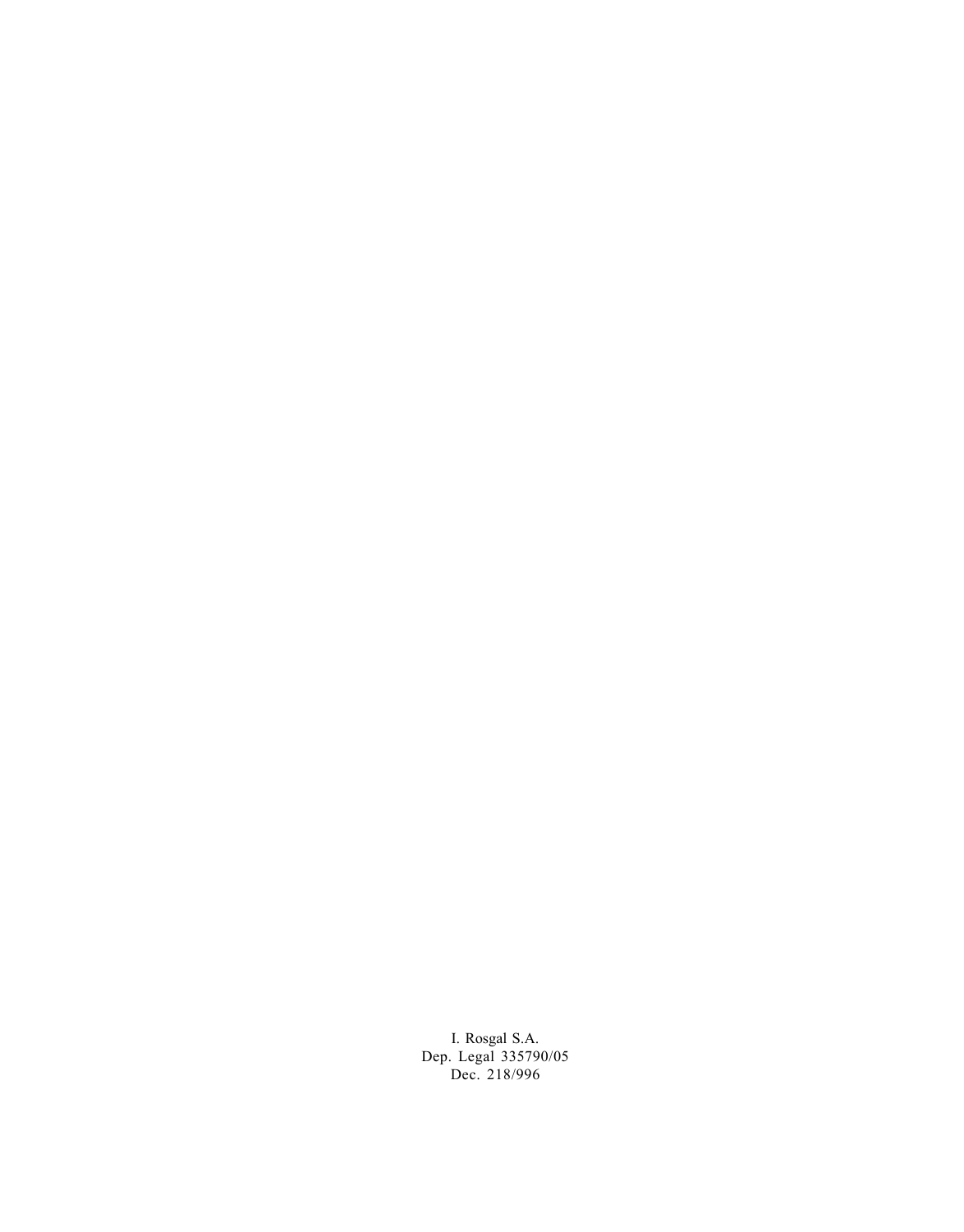I. Rosgal S.A.
Dep. Legal 335790/05
Dec. 218/996